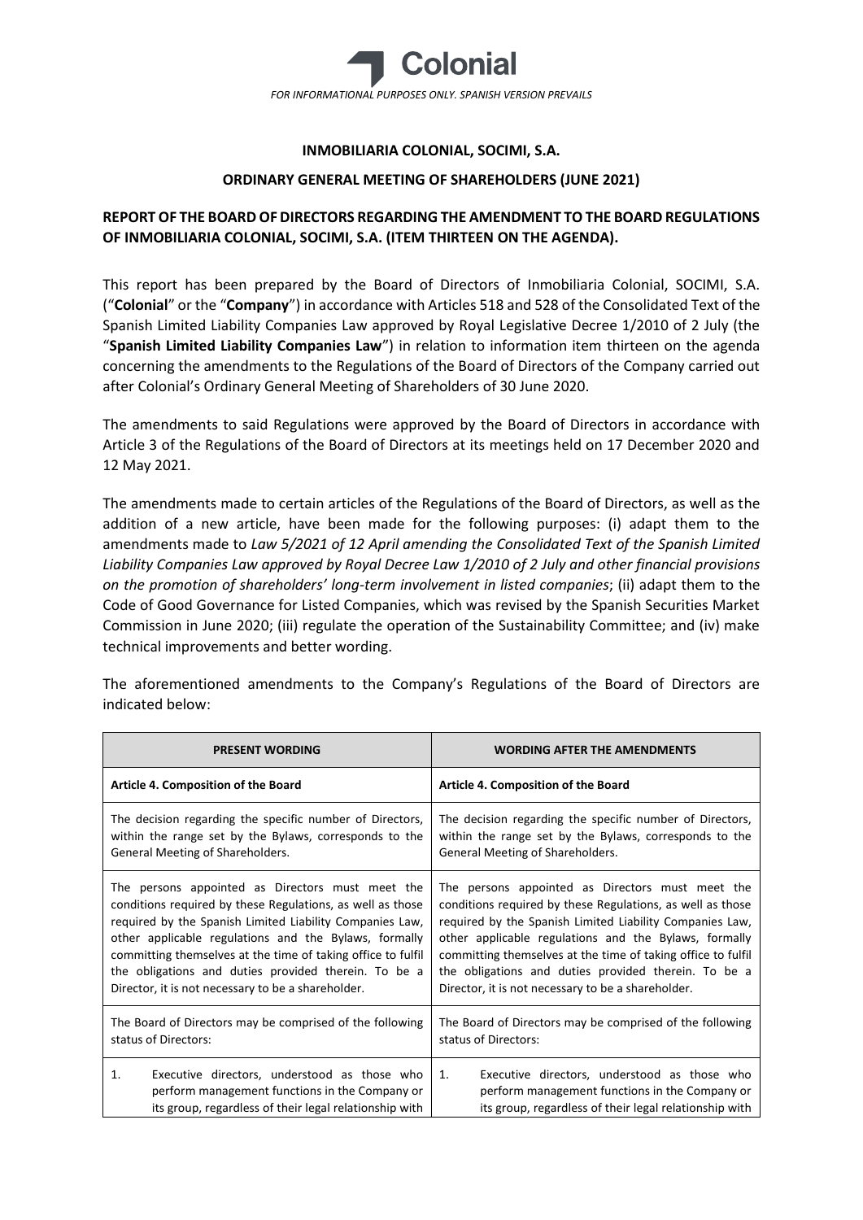Colonial

*FOR INFORMATIONAL PURPOSES ONLY. SPANISH VERSION PREVAILS*

**INMOBILIARIA COLONIAL, SOCIMI, S.A.**

**ORDINARY GENERAL MEETING OF SHAREHOLDERS (JUNE 2021)**

**REPORT OF THE BOARD OF DIRECTORS REGARDING THE AMENDMENT TO THE BOARD REGULATIONS OF INMOBILIARIA COLONIAL, SOCIMI, S.A. (ITEM THIRTEEN ON THE AGENDA).**

This report has been prepared by the Board of Directors of Inmobiliaria Colonial, SOCIMI, S.A. ("**Colonial**" or the "**Company**") in accordance with Articles 518 and 528 of the Consolidated Text of the Spanish Limited Liability Companies Law approved by Royal Legislative Decree 1/2010 of 2 July (the "**Spanish Limited Liability Companies Law**") in relation to information item thirteen on the agenda concerning the amendments to the Regulations of the Board of Directors of the Company carried out after Colonial's Ordinary General Meeting of Shareholders of 30 June 2020.

The amendments to said Regulations were approved by the Board of Directors in accordance with Article 3 of the Regulations of the Board of Directors at its meetings held on 17 December 2020 and 12 May 2021.

The amendments made to certain articles of the Regulations of the Board of Directors, as well as the addition of a new article, have been made for the following purposes: (i) adapt them to the amendments made to *Law 5/2021 of 12 April amending the Consolidated Text of the Spanish Limited Liability Companies Law approved by Royal Decree Law 1/2010 of 2 July and other financial provisions on the promotion of shareholders' long-term involvement in listed companies*; (ii) adapt them to the Code of Good Governance for Listed Companies, which was revised by the Spanish Securities Market Commission in June 2020; (iii) regulate the operation of the Sustainability Committee; and (iv) make technical improvements and better wording.

The aforementioned amendments to the Company's Regulations of the Board of Directors are indicated below:

| PRESENT WORDING | WORDING AFTER THE AMENDMENTS |
|---|---|
| **Article 4. Composition of the Board** | **Article 4. Composition of the Board** |
| The decision regarding the specific number of Directors, within the range set by the Bylaws, corresponds to the General Meeting of Shareholders. | The decision regarding the specific number of Directors, within the range set by the Bylaws, corresponds to the General Meeting of Shareholders. |
| The persons appointed as Directors must meet the conditions required by these Regulations, as well as those required by the Spanish Limited Liability Companies Law, other applicable regulations and the Bylaws, formally committing themselves at the time of taking office to fulfil the obligations and duties provided therein. To be a Director, it is not necessary to be a shareholder. | The persons appointed as Directors must meet the conditions required by these Regulations, as well as those required by the Spanish Limited Liability Companies Law, other applicable regulations and the Bylaws, formally committing themselves at the time of taking office to fulfil the obligations and duties provided therein. To be a Director, it is not necessary to be a shareholder. |
| The Board of Directors may be comprised of the following status of Directors: | The Board of Directors may be comprised of the following status of Directors: |
| 1. Executive directors, understood as those who perform management functions in the Company or its group, regardless of their legal relationship with | 1. Executive directors, understood as those who perform management functions in the Company or its group, regardless of their legal relationship with |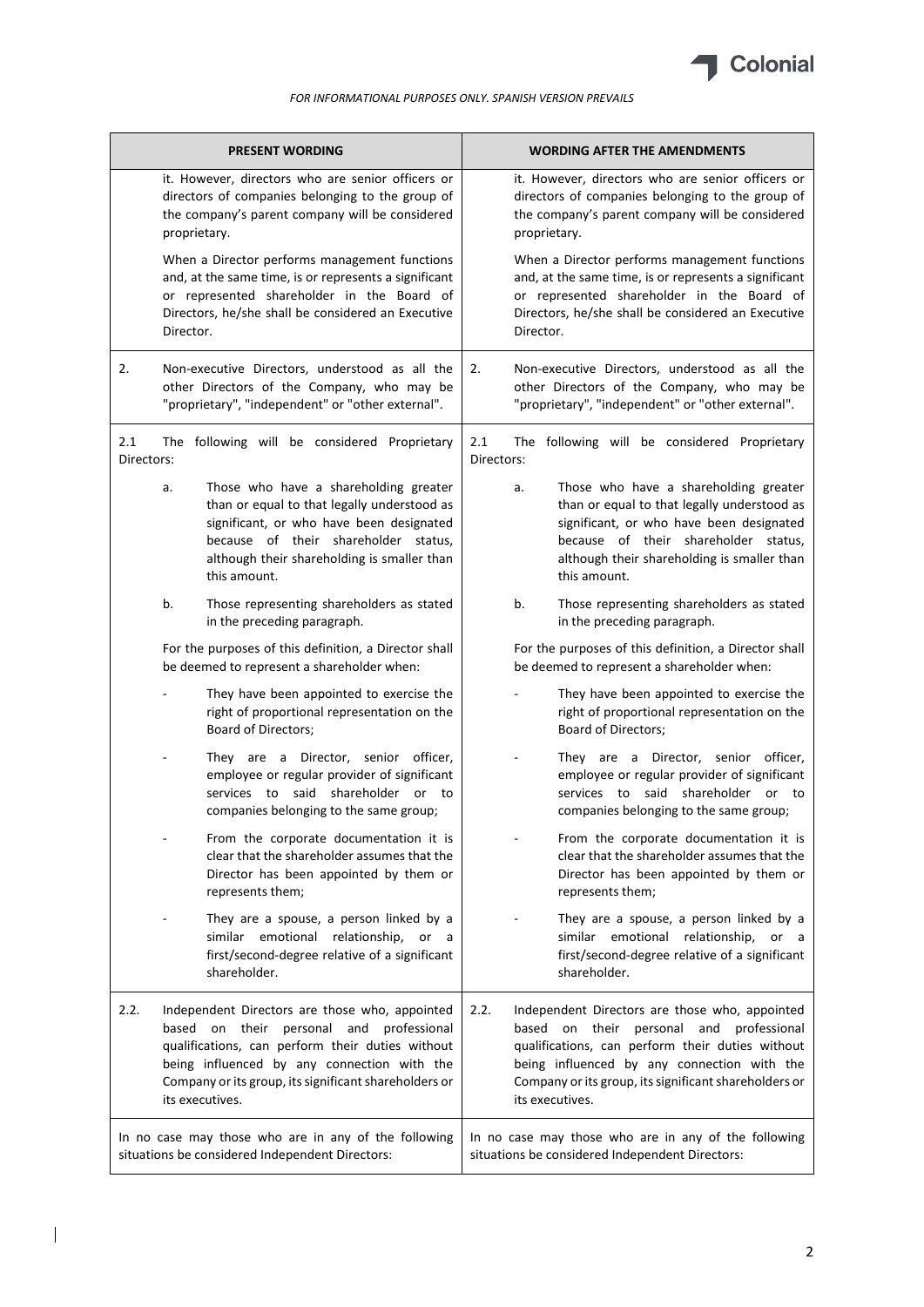*FOR INFORMATIONAL PURPOSES ONLY. SPANISH VERSION PREVAILS*

| PRESENT WORDING | WORDING AFTER THE AMENDMENTS |
|---|---|
| it. However, directors who are senior officers or directors of companies belonging to the group of the company's parent company will be considered proprietary.<br><br>When a Director performs management functions and, at the same time, is or represents a significant or represented shareholder in the Board of Directors, he/she shall be considered an Executive Director. | it. However, directors who are senior officers or directors of companies belonging to the group of the company's parent company will be considered proprietary.<br><br>When a Director performs management functions and, at the same time, is or represents a significant or represented shareholder in the Board of Directors, he/she shall be considered an Executive Director. |
| 2. Non-executive Directors, understood as all the other Directors of the Company, who may be "proprietary", "independent" or "other external". | 2. Non-executive Directors, understood as all the other Directors of the Company, who may be "proprietary", "independent" or "other external". |
| 2.1 The following will be considered Proprietary Directors:<br><br>a. Those who have a shareholding greater than or equal to that legally understood as significant, or who have been designated because of their shareholder status, although their shareholding is smaller than this amount.<br><br>b. Those representing shareholders as stated in the preceding paragraph.<br><br>For the purposes of this definition, a Director shall be deemed to represent a shareholder when:<br><br>- They have been appointed to exercise the right of proportional representation on the Board of Directors;<br><br>- They are a Director, senior officer, employee or regular provider of significant services to said shareholder or to companies belonging to the same group;<br><br>- From the corporate documentation it is clear that the shareholder assumes that the Director has been appointed by them or represents them;<br><br>- They are a spouse, a person linked by a similar emotional relationship, or a first/second-degree relative of a significant shareholder. | 2.1 The following will be considered Proprietary Directors:<br><br>a. Those who have a shareholding greater than or equal to that legally understood as significant, or who have been designated because of their shareholder status, although their shareholding is smaller than this amount.<br><br>b. Those representing shareholders as stated in the preceding paragraph.<br><br>For the purposes of this definition, a Director shall be deemed to represent a shareholder when:<br><br>- They have been appointed to exercise the right of proportional representation on the Board of Directors;<br><br>- They are a Director, senior officer, employee or regular provider of significant services to said shareholder or to companies belonging to the same group;<br><br>- From the corporate documentation it is clear that the shareholder assumes that the Director has been appointed by them or represents them;<br><br>- They are a spouse, a person linked by a similar emotional relationship, or a first/second-degree relative of a significant shareholder. |
| 2.2. Independent Directors are those who, appointed based on their personal and professional qualifications, can perform their duties without being influenced by any connection with the Company or its group, its significant shareholders or its executives. | 2.2. Independent Directors are those who, appointed based on their personal and professional qualifications, can perform their duties without being influenced by any connection with the Company or its group, its significant shareholders or its executives. |
| In no case may those who are in any of the following situations be considered Independent Directors: | In no case may those who are in any of the following situations be considered Independent Directors: |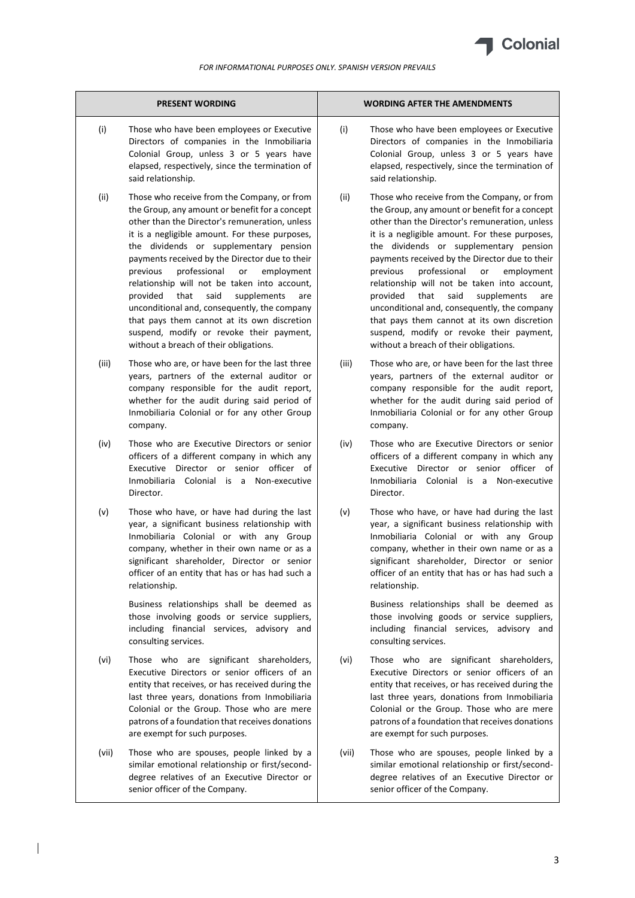*FOR INFORMATIONAL PURPOSES ONLY. SPANISH VERSION PREVAILS*

| PRESENT WORDING | WORDING AFTER THE AMENDMENTS |
|---|---|
| (i) Those who have been employees or Executive Directors of companies in the Inmobiliaria Colonial Group, unless 3 or 5 years have elapsed, respectively, since the termination of said relationship. | (i) Those who have been employees or Executive Directors of companies in the Inmobiliaria Colonial Group, unless 3 or 5 years have elapsed, respectively, since the termination of said relationship. |
| (ii) Those who receive from the Company, or from the Group, any amount or benefit for a concept other than the Director's remuneration, unless it is a negligible amount. For these purposes, the dividends or supplementary pension payments received by the Director due to their previous professional or employment relationship will not be taken into account, provided that said supplements are unconditional and, consequently, the company that pays them cannot at its own discretion suspend, modify or revoke their payment, without a breach of their obligations. | (ii) Those who receive from the Company, or from the Group, any amount or benefit for a concept other than the Director's remuneration, unless it is a negligible amount. For these purposes, the dividends or supplementary pension payments received by the Director due to their previous professional or employment relationship will not be taken into account, provided that said supplements are unconditional and, consequently, the company that pays them cannot at its own discretion suspend, modify or revoke their payment, without a breach of their obligations. |
| (iii) Those who are, or have been for the last three years, partners of the external auditor or company responsible for the audit report, whether for the audit during said period of Inmobiliaria Colonial or for any other Group company. | (iii) Those who are, or have been for the last three years, partners of the external auditor or company responsible for the audit report, whether for the audit during said period of Inmobiliaria Colonial or for any other Group company. |
| (iv) Those who are Executive Directors or senior officers of a different company in which any Executive Director or senior officer of Inmobiliaria Colonial is a Non-executive Director. | (iv) Those who are Executive Directors or senior officers of a different company in which any Executive Director or senior officer of Inmobiliaria Colonial is a Non-executive Director. |
| (v) Those who have, or have had during the last year, a significant business relationship with Inmobiliaria Colonial or with any Group company, whether in their own name or as a significant shareholder, Director or senior officer of an entity that has or has had such a relationship.<br><br>Business relationships shall be deemed as those involving goods or service suppliers, including financial services, advisory and consulting services. | (v) Those who have, or have had during the last year, a significant business relationship with Inmobiliaria Colonial or with any Group company, whether in their own name or as a significant shareholder, Director or senior officer of an entity that has or has had such a relationship.<br><br>Business relationships shall be deemed as those involving goods or service suppliers, including financial services, advisory and consulting services. |
| (vi) Those who are significant shareholders, Executive Directors or senior officers of an entity that receives, or has received during the last three years, donations from Inmobiliaria Colonial or the Group. Those who are mere patrons of a foundation that receives donations are exempt for such purposes. | (vi) Those who are significant shareholders, Executive Directors or senior officers of an entity that receives, or has received during the last three years, donations from Inmobiliaria Colonial or the Group. Those who are mere patrons of a foundation that receives donations are exempt for such purposes. |
| (vii) Those who are spouses, people linked by a similar emotional relationship or first/second-degree relatives of an Executive Director or senior officer of the Company. | (vii) Those who are spouses, people linked by a similar emotional relationship or first/second-degree relatives of an Executive Director or senior officer of the Company. |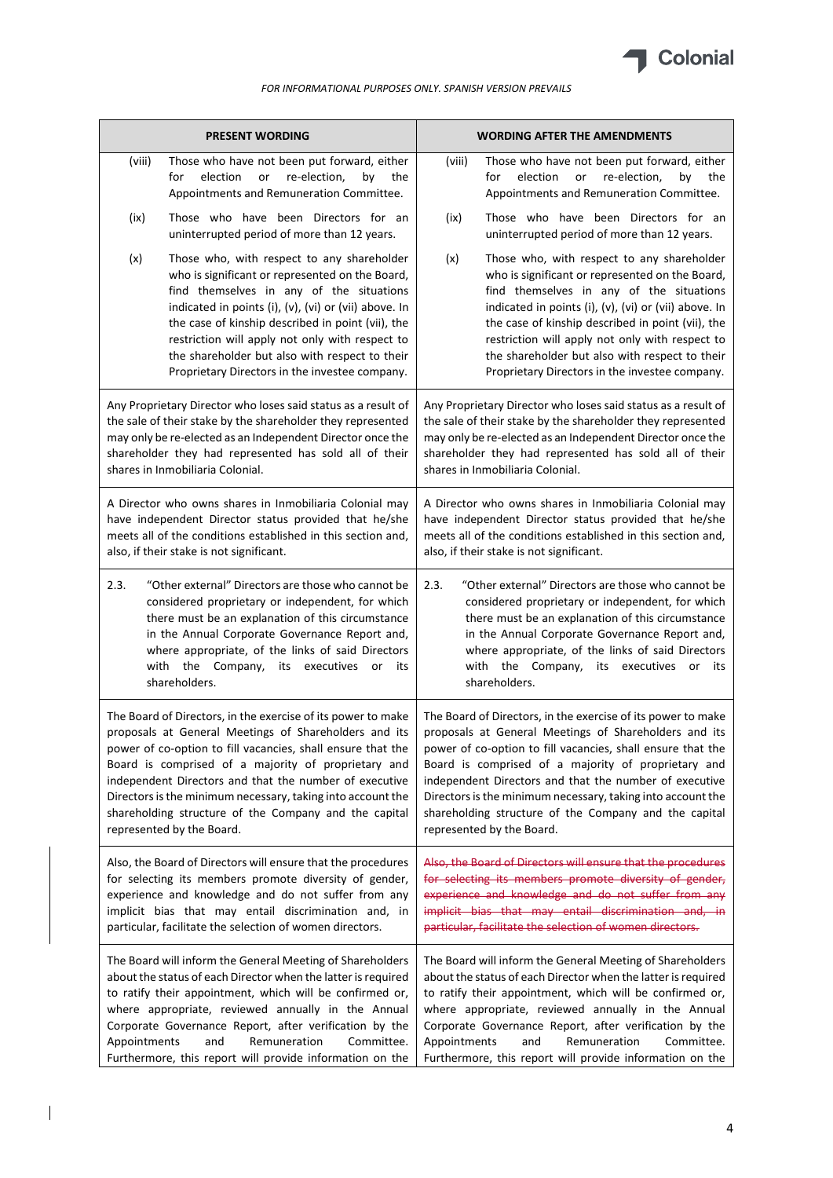*FOR INFORMATIONAL PURPOSES ONLY. SPANISH VERSION PREVAILS*

| PRESENT WORDING | WORDING AFTER THE AMENDMENTS |
|---|---|
| (viii) Those who have not been put forward, either for election or re-election, by the Appointments and Remuneration Committee.<br><br>(ix) Those who have been Directors for an uninterrupted period of more than 12 years.<br><br>(x) Those who, with respect to any shareholder who is significant or represented on the Board, find themselves in any of the situations indicated in points (i), (v), (vi) or (vii) above. In the case of kinship described in point (vii), the restriction will apply not only with respect to the shareholder but also with respect to their Proprietary Directors in the investee company. | (viii) Those who have not been put forward, either for election or re-election, by the Appointments and Remuneration Committee.<br><br>(ix) Those who have been Directors for an uninterrupted period of more than 12 years.<br><br>(x) Those who, with respect to any shareholder who is significant or represented on the Board, find themselves in any of the situations indicated in points (i), (v), (vi) or (vii) above. In the case of kinship described in point (vii), the restriction will apply not only with respect to the shareholder but also with respect to their Proprietary Directors in the investee company. |
| Any Proprietary Director who loses said status as a result of the sale of their stake by the shareholder they represented may only be re-elected as an Independent Director once the shareholder they had represented has sold all of their shares in Inmobiliaria Colonial. | Any Proprietary Director who loses said status as a result of the sale of their stake by the shareholder they represented may only be re-elected as an Independent Director once the shareholder they had represented has sold all of their shares in Inmobiliaria Colonial. |
| A Director who owns shares in Inmobiliaria Colonial may have independent Director status provided that he/she meets all of the conditions established in this section and, also, if their stake is not significant. | A Director who owns shares in Inmobiliaria Colonial may have independent Director status provided that he/she meets all of the conditions established in this section and, also, if their stake is not significant. |
| 2.3. "Other external" Directors are those who cannot be considered proprietary or independent, for which there must be an explanation of this circumstance in the Annual Corporate Governance Report and, where appropriate, of the links of said Directors with the Company, its executives or its shareholders. | 2.3. "Other external" Directors are those who cannot be considered proprietary or independent, for which there must be an explanation of this circumstance in the Annual Corporate Governance Report and, where appropriate, of the links of said Directors with the Company, its executives or its shareholders. |
| The Board of Directors, in the exercise of its power to make proposals at General Meetings of Shareholders and its power of co-option to fill vacancies, shall ensure that the Board is comprised of a majority of proprietary and independent Directors and that the number of executive Directors is the minimum necessary, taking into account the shareholding structure of the Company and the capital represented by the Board. | The Board of Directors, in the exercise of its power to make proposals at General Meetings of Shareholders and its power of co-option to fill vacancies, shall ensure that the Board is comprised of a majority of proprietary and independent Directors and that the number of executive Directors is the minimum necessary, taking into account the shareholding structure of the Company and the capital represented by the Board. |
| Also, the Board of Directors will ensure that the procedures for selecting its members promote diversity of gender, experience and knowledge and do not suffer from any implicit bias that may entail discrimination and, in particular, facilitate the selection of women directors. | ~~Also, the Board of Directors will ensure that the procedures for selecting its members promote diversity of gender, experience and knowledge and do not suffer from any implicit bias that may entail discrimination and, in particular, facilitate the selection of women directors.~~ |
| The Board will inform the General Meeting of Shareholders about the status of each Director when the latter is required to ratify their appointment, which will be confirmed or, where appropriate, reviewed annually in the Annual Corporate Governance Report, after verification by the Appointments and Remuneration Committee. Furthermore, this report will provide information on the | The Board will inform the General Meeting of Shareholders about the status of each Director when the latter is required to ratify their appointment, which will be confirmed or, where appropriate, reviewed annually in the Annual Corporate Governance Report, after verification by the Appointments and Remuneration Committee. Furthermore, this report will provide information on the |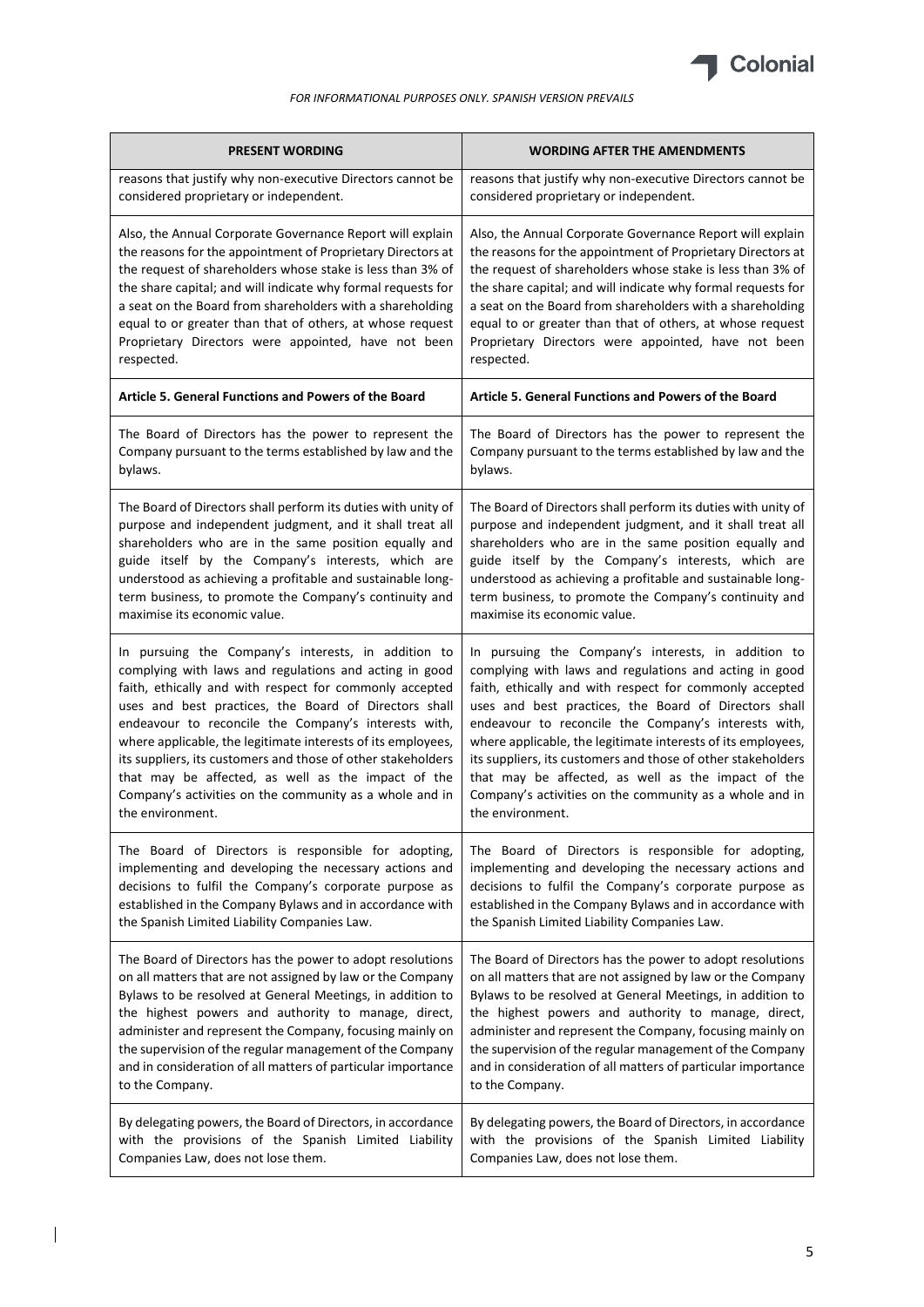*FOR INFORMATIONAL PURPOSES ONLY. SPANISH VERSION PREVAILS*

| PRESENT WORDING | WORDING AFTER THE AMENDMENTS |
|---|---|
| reasons that justify why non-executive Directors cannot be considered proprietary or independent. | reasons that justify why non-executive Directors cannot be considered proprietary or independent. |
| Also, the Annual Corporate Governance Report will explain the reasons for the appointment of Proprietary Directors at the request of shareholders whose stake is less than 3% of the share capital; and will indicate why formal requests for a seat on the Board from shareholders with a shareholding equal to or greater than that of others, at whose request Proprietary Directors were appointed, have not been respected. | Also, the Annual Corporate Governance Report will explain the reasons for the appointment of Proprietary Directors at the request of shareholders whose stake is less than 3% of the share capital; and will indicate why formal requests for a seat on the Board from shareholders with a shareholding equal to or greater than that of others, at whose request Proprietary Directors were appointed, have not been respected. |
| **Article 5. General Functions and Powers of the Board** | **Article 5. General Functions and Powers of the Board** |
| The Board of Directors has the power to represent the Company pursuant to the terms established by law and the bylaws. | The Board of Directors has the power to represent the Company pursuant to the terms established by law and the bylaws. |
| The Board of Directors shall perform its duties with unity of purpose and independent judgment, and it shall treat all shareholders who are in the same position equally and guide itself by the Company's interests, which are understood as achieving a profitable and sustainable long-term business, to promote the Company's continuity and maximise its economic value. | The Board of Directors shall perform its duties with unity of purpose and independent judgment, and it shall treat all shareholders who are in the same position equally and guide itself by the Company's interests, which are understood as achieving a profitable and sustainable long-term business, to promote the Company's continuity and maximise its economic value. |
| In pursuing the Company's interests, in addition to complying with laws and regulations and acting in good faith, ethically and with respect for commonly accepted uses and best practices, the Board of Directors shall endeavour to reconcile the Company's interests with, where applicable, the legitimate interests of its employees, its suppliers, its customers and those of other stakeholders that may be affected, as well as the impact of the Company's activities on the community as a whole and in the environment. | In pursuing the Company's interests, in addition to complying with laws and regulations and acting in good faith, ethically and with respect for commonly accepted uses and best practices, the Board of Directors shall endeavour to reconcile the Company's interests with, where applicable, the legitimate interests of its employees, its suppliers, its customers and those of other stakeholders that may be affected, as well as the impact of the Company's activities on the community as a whole and in the environment. |
| The Board of Directors is responsible for adopting, implementing and developing the necessary actions and decisions to fulfil the Company's corporate purpose as established in the Company Bylaws and in accordance with the Spanish Limited Liability Companies Law. | The Board of Directors is responsible for adopting, implementing and developing the necessary actions and decisions to fulfil the Company's corporate purpose as established in the Company Bylaws and in accordance with the Spanish Limited Liability Companies Law. |
| The Board of Directors has the power to adopt resolutions on all matters that are not assigned by law or the Company Bylaws to be resolved at General Meetings, in addition to the highest powers and authority to manage, direct, administer and represent the Company, focusing mainly on the supervision of the regular management of the Company and in consideration of all matters of particular importance to the Company. | The Board of Directors has the power to adopt resolutions on all matters that are not assigned by law or the Company Bylaws to be resolved at General Meetings, in addition to the highest powers and authority to manage, direct, administer and represent the Company, focusing mainly on the supervision of the regular management of the Company and in consideration of all matters of particular importance to the Company. |
| By delegating powers, the Board of Directors, in accordance with the provisions of the Spanish Limited Liability Companies Law, does not lose them. | By delegating powers, the Board of Directors, in accordance with the provisions of the Spanish Limited Liability Companies Law, does not lose them. |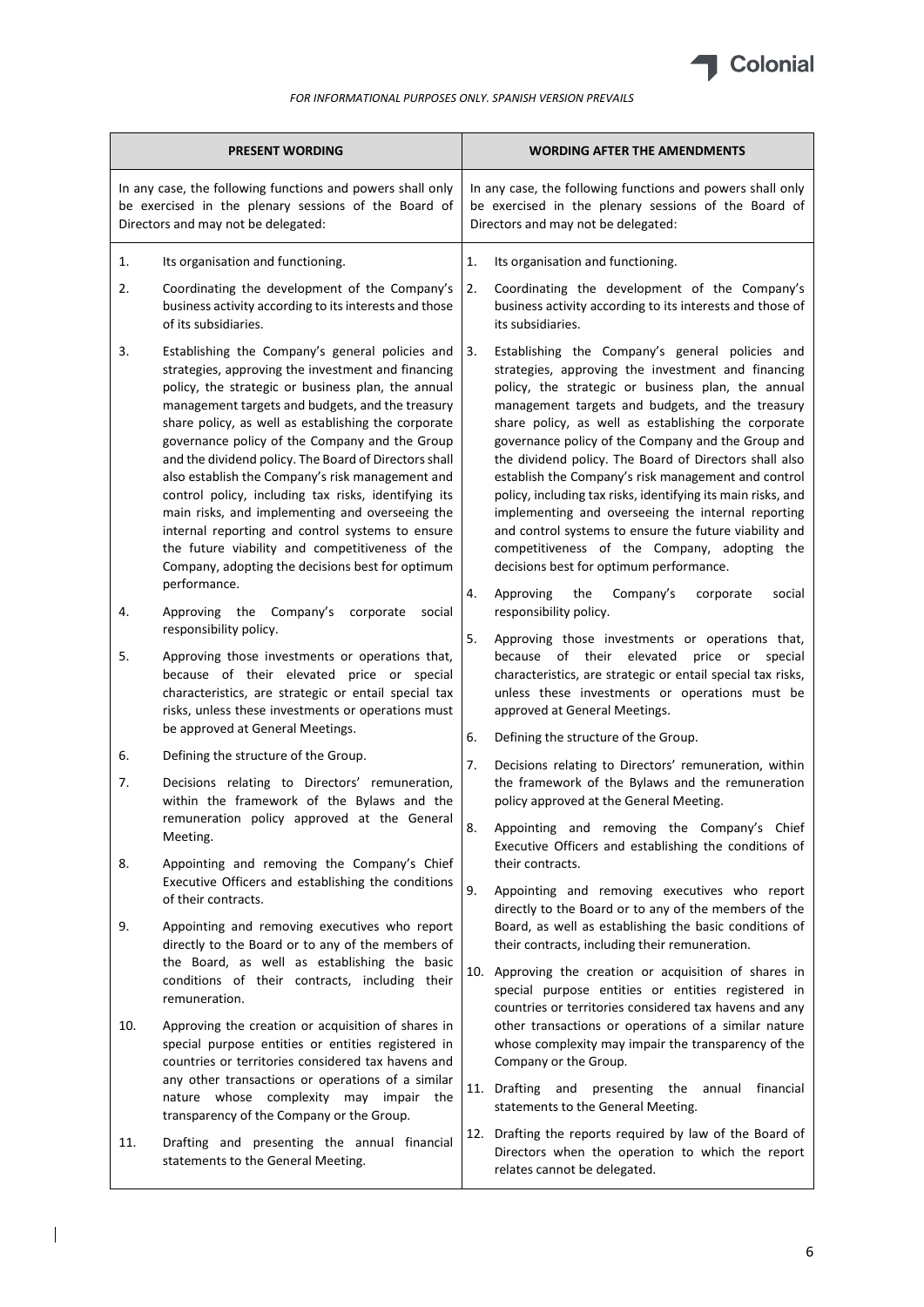*FOR INFORMATIONAL PURPOSES ONLY. SPANISH VERSION PREVAILS*

| PRESENT WORDING | WORDING AFTER THE AMENDMENTS |
|---|---|
| In any case, the following functions and powers shall only be exercised in the plenary sessions of the Board of Directors and may not be delegated: | In any case, the following functions and powers shall only be exercised in the plenary sessions of the Board of Directors and may not be delegated: |
| 1. Its organisation and functioning.<br><br>2. Coordinating the development of the Company's business activity according to its interests and those of its subsidiaries.<br><br>3. Establishing the Company's general policies and strategies, approving the investment and financing policy, the strategic or business plan, the annual management targets and budgets, and the treasury share policy, as well as establishing the corporate governance policy of the Company and the Group and the dividend policy. The Board of Directors shall also establish the Company's risk management and control policy, including tax risks, identifying its main risks, and implementing and overseeing the internal reporting and control systems to ensure the future viability and competitiveness of the Company, adopting the decisions best for optimum performance.<br><br>4. Approving the Company's corporate social responsibility policy.<br><br>5. Approving those investments or operations that, because of their elevated price or special characteristics, are strategic or entail special tax risks, unless these investments or operations must be approved at General Meetings.<br><br>6. Defining the structure of the Group.<br><br>7. Decisions relating to Directors' remuneration, within the framework of the Bylaws and the remuneration policy approved at the General Meeting.<br><br>8. Appointing and removing the Company's Chief Executive Officers and establishing the conditions of their contracts.<br><br>9. Appointing and removing executives who report directly to the Board or to any of the members of the Board, as well as establishing the basic conditions of their contracts, including their remuneration.<br><br>10. Approving the creation or acquisition of shares in special purpose entities or entities registered in countries or territories considered tax havens and any other transactions or operations of a similar nature whose complexity may impair the transparency of the Company or the Group.<br><br>11. Drafting and presenting the annual financial statements to the General Meeting. | 1. Its organisation and functioning.<br><br>2. Coordinating the development of the Company's business activity according to its interests and those of its subsidiaries.<br><br>3. Establishing the Company's general policies and strategies, approving the investment and financing policy, the strategic or business plan, the annual management targets and budgets, and the treasury share policy, as well as establishing the corporate governance policy of the Company and the Group and the dividend policy. The Board of Directors shall also establish the Company's risk management and control policy, including tax risks, identifying its main risks, and implementing and overseeing the internal reporting and control systems to ensure the future viability and competitiveness of the Company, adopting the decisions best for optimum performance.<br><br>4. Approving the Company's corporate social responsibility policy.<br><br>5. Approving those investments or operations that, because of their elevated price or special characteristics, are strategic or entail special tax risks, unless these investments or operations must be approved at General Meetings.<br><br>6. Defining the structure of the Group.<br><br>7. Decisions relating to Directors' remuneration, within the framework of the Bylaws and the remuneration policy approved at the General Meeting.<br><br>8. Appointing and removing the Company's Chief Executive Officers and establishing the conditions of their contracts.<br><br>9. Appointing and removing executives who report directly to the Board or to any of the members of the Board, as well as establishing the basic conditions of their contracts, including their remuneration.<br><br>10. Approving the creation or acquisition of shares in special purpose entities or entities registered in countries or territories considered tax havens and any other transactions or operations of a similar nature whose complexity may impair the transparency of the Company or the Group.<br><br>11. Drafting and presenting the annual financial statements to the General Meeting.<br><br>12. Drafting the reports required by law of the Board of Directors when the operation to which the report relates cannot be delegated. |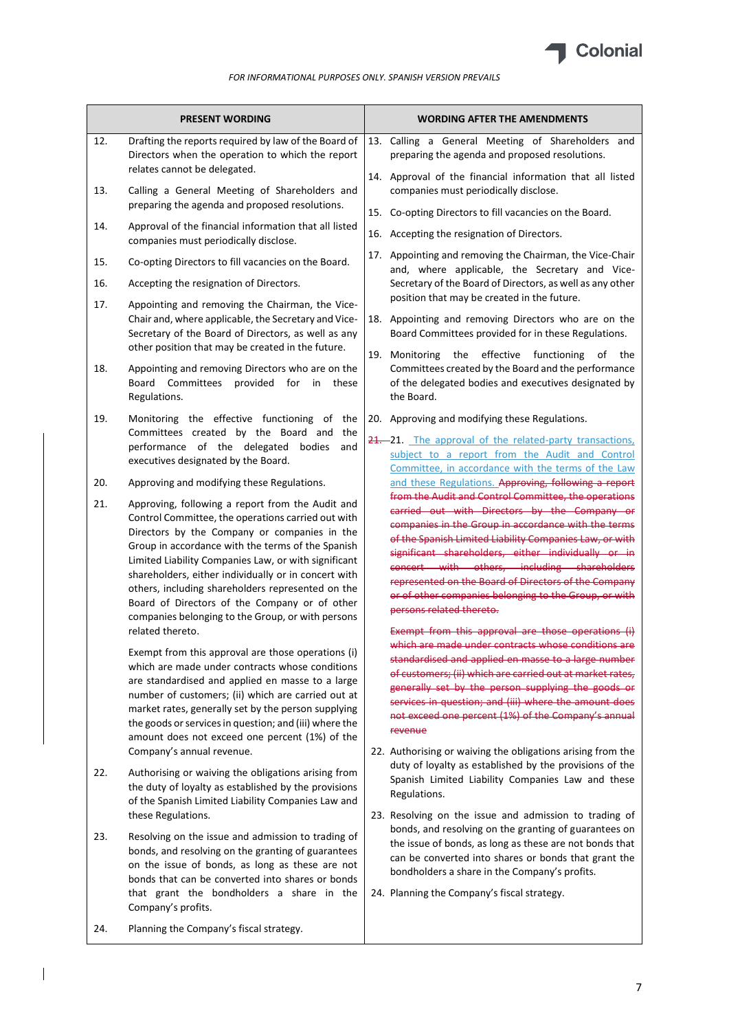*FOR INFORMATIONAL PURPOSES ONLY. SPANISH VERSION PREVAILS*

| PRESENT WORDING | WORDING AFTER THE AMENDMENTS |
|---|---|
| 12. Drafting the reports required by law of the Board of Directors when the operation to which the report relates cannot be delegated. | |
| 13. Calling a General Meeting of Shareholders and preparing the agenda and proposed resolutions. | 13. Calling a General Meeting of Shareholders and preparing the agenda and proposed resolutions. |
| 14. Approval of the financial information that all listed companies must periodically disclose. | 14. Approval of the financial information that all listed companies must periodically disclose. |
| 15. Co-opting Directors to fill vacancies on the Board. | 15. Co-opting Directors to fill vacancies on the Board. |
| 16. Accepting the resignation of Directors. | 16. Accepting the resignation of Directors. |
| 17. Appointing and removing the Chairman, the Vice-Chair and, where applicable, the Secretary and Vice-Secretary of the Board of Directors, as well as any other position that may be created in the future. | 17. Appointing and removing the Chairman, the Vice-Chair and, where applicable, the Secretary and Vice-Secretary of the Board of Directors, as well as any other position that may be created in the future. |
| 18. Appointing and removing Directors who are on the Board Committees provided for in these Regulations. | 18. Appointing and removing Directors who are on the Board Committees provided for in these Regulations. |
| 19. Monitoring the effective functioning of the Committees created by the Board and the performance of the delegated bodies and executives designated by the Board. | 19. Monitoring the effective functioning of the Committees created by the Board and the performance of the delegated bodies and executives designated by the Board. |
| 20. Approving and modifying these Regulations. | 20. Approving and modifying these Regulations. |
| 21. Approving, following a report from the Audit and Control Committee, the operations carried out with Directors by the Company or companies in the Group in accordance with the terms of the Spanish Limited Liability Companies Law, or with significant shareholders, either individually or in concert with others, including shareholders represented on the Board of Directors of the Company or of other companies belonging to the Group, or with persons related thereto.<br><br>Exempt from this approval are those operations (i) which are made under contracts whose conditions are standardised and applied en masse to a large number of customers; (ii) which are carried out at market rates, generally set by the person supplying the goods or services in question; and (iii) where the amount does not exceed one percent (1%) of the Company's annual revenue. | ~~21.~~ 21. <u>The approval of the related-party transactions, subject to a report from the Audit and Control Committee, in accordance with the terms of the Law and these Regulations.</u> ~~Approving, following a report from the Audit and Control Committee, the operations carried out with Directors by the Company or companies in the Group in accordance with the terms of the Spanish Limited Liability Companies Law, or with significant shareholders, either individually or in concert with others, including shareholders represented on the Board of Directors of the Company or of other companies belonging to the Group, or with persons related thereto.~~<br><br>~~Exempt from this approval are those operations (i) which are made under contracts whose conditions are standardised and applied en masse to a large number of customers; (ii) which are carried out at market rates, generally set by the person supplying the goods or services in question; and (iii) where the amount does not exceed one percent (1%) of the Company's annual revenue~~ |
| 22. Authorising or waiving the obligations arising from the duty of loyalty as established by the provisions of the Spanish Limited Liability Companies Law and these Regulations. | 22. Authorising or waiving the obligations arising from the duty of loyalty as established by the provisions of the Spanish Limited Liability Companies Law and these Regulations. |
| 23. Resolving on the issue and admission to trading of bonds, and resolving on the granting of guarantees on the issue of bonds, as long as these are not bonds that can be converted into shares or bonds that grant the bondholders a share in the Company's profits. | 23. Resolving on the issue and admission to trading of bonds, and resolving on the granting of guarantees on the issue of bonds, as long as these are not bonds that can be converted into shares or bonds that grant the bondholders a share in the Company's profits. |
| 24. Planning the Company's fiscal strategy. | 24. Planning the Company's fiscal strategy. |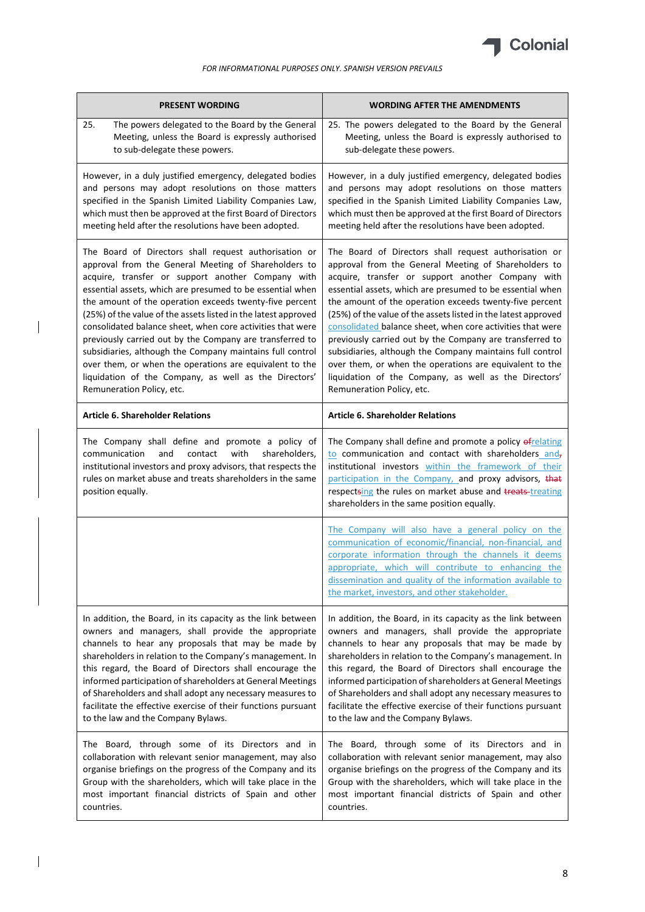*FOR INFORMATIONAL PURPOSES ONLY. SPANISH VERSION PREVAILS*

| PRESENT WORDING | WORDING AFTER THE AMENDMENTS |
|---|---|
| 25. The powers delegated to the Board by the General Meeting, unless the Board is expressly authorised to sub-delegate these powers. | 25. The powers delegated to the Board by the General Meeting, unless the Board is expressly authorised to sub-delegate these powers. |
| However, in a duly justified emergency, delegated bodies and persons may adopt resolutions on those matters specified in the Spanish Limited Liability Companies Law, which must then be approved at the first Board of Directors meeting held after the resolutions have been adopted. | However, in a duly justified emergency, delegated bodies and persons may adopt resolutions on those matters specified in the Spanish Limited Liability Companies Law, which must then be approved at the first Board of Directors meeting held after the resolutions have been adopted. |
| The Board of Directors shall request authorisation or approval from the General Meeting of Shareholders to acquire, transfer or support another Company with essential assets, which are presumed to be essential when the amount of the operation exceeds twenty-five percent (25%) of the value of the assets listed in the latest approved consolidated balance sheet, when core activities that were previously carried out by the Company are transferred to subsidiaries, although the Company maintains full control over them, or when the operations are equivalent to the liquidation of the Company, as well as the Directors' Remuneration Policy, etc. | The Board of Directors shall request authorisation or approval from the General Meeting of Shareholders to acquire, transfer or support another Company with essential assets, which are presumed to be essential when the amount of the operation exceeds twenty-five percent (25%) of the value of the assets listed in the latest approved consolidated balance sheet, when core activities that were previously carried out by the Company are transferred to subsidiaries, although the Company maintains full control over them, or when the operations are equivalent to the liquidation of the Company, as well as the Directors' Remuneration Policy, etc. |
| **Article 6. Shareholder Relations** | **Article 6. Shareholder Relations** |
| The Company shall define and promote a policy of communication and contact with shareholders, institutional investors and proxy advisors, that respects the rules on market abuse and treats shareholders in the same position equally. | The Company shall define and promote a policy ~~of~~relating to communication and contact with shareholders and~~,~~ institutional investors within the framework of their participation in the Company, and proxy advisors, ~~that~~ respects~~ing~~ the rules on market abuse and ~~treats~~ treating shareholders in the same position equally. |
| | The Company will also have a general policy on the communication of economic/financial, non-financial, and corporate information through the channels it deems appropriate, which will contribute to enhancing the dissemination and quality of the information available to the market, investors, and other stakeholder. |
| In addition, the Board, in its capacity as the link between owners and managers, shall provide the appropriate channels to hear any proposals that may be made by shareholders in relation to the Company's management. In this regard, the Board of Directors shall encourage the informed participation of shareholders at General Meetings of Shareholders and shall adopt any necessary measures to facilitate the effective exercise of their functions pursuant to the law and the Company Bylaws. | In addition, the Board, in its capacity as the link between owners and managers, shall provide the appropriate channels to hear any proposals that may be made by shareholders in relation to the Company's management. In this regard, the Board of Directors shall encourage the informed participation of shareholders at General Meetings of Shareholders and shall adopt any necessary measures to facilitate the effective exercise of their functions pursuant to the law and the Company Bylaws. |
| The Board, through some of its Directors and in collaboration with relevant senior management, may also organise briefings on the progress of the Company and its Group with the shareholders, which will take place in the most important financial districts of Spain and other countries. | The Board, through some of its Directors and in collaboration with relevant senior management, may also organise briefings on the progress of the Company and its Group with the shareholders, which will take place in the most important financial districts of Spain and other countries. |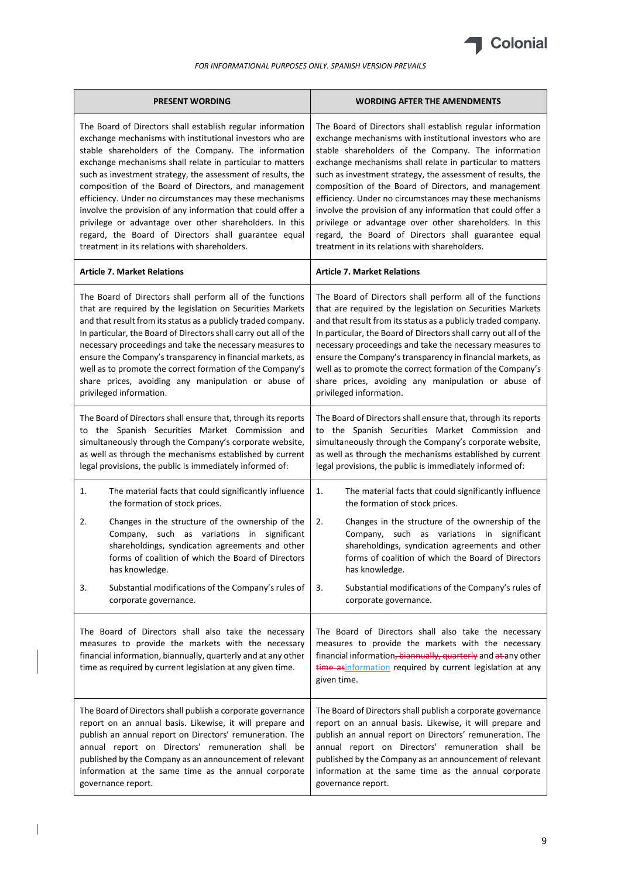*FOR INFORMATIONAL PURPOSES ONLY. SPANISH VERSION PREVAILS*

| PRESENT WORDING | WORDING AFTER THE AMENDMENTS |
|---|---|
| The Board of Directors shall establish regular information exchange mechanisms with institutional investors who are stable shareholders of the Company. The information exchange mechanisms shall relate in particular to matters such as investment strategy, the assessment of results, the composition of the Board of Directors, and management efficiency. Under no circumstances may these mechanisms involve the provision of any information that could offer a privilege or advantage over other shareholders. In this regard, the Board of Directors shall guarantee equal treatment in its relations with shareholders. | The Board of Directors shall establish regular information exchange mechanisms with institutional investors who are stable shareholders of the Company. The information exchange mechanisms shall relate in particular to matters such as investment strategy, the assessment of results, the composition of the Board of Directors, and management efficiency. Under no circumstances may these mechanisms involve the provision of any information that could offer a privilege or advantage over other shareholders. In this regard, the Board of Directors shall guarantee equal treatment in its relations with shareholders. |
| **Article 7. Market Relations** | **Article 7. Market Relations** |
| The Board of Directors shall perform all of the functions that are required by the legislation on Securities Markets and that result from its status as a publicly traded company. In particular, the Board of Directors shall carry out all of the necessary proceedings and take the necessary measures to ensure the Company's transparency in financial markets, as well as to promote the correct formation of the Company's share prices, avoiding any manipulation or abuse of privileged information. | The Board of Directors shall perform all of the functions that are required by the legislation on Securities Markets and that result from its status as a publicly traded company. In particular, the Board of Directors shall carry out all of the necessary proceedings and take the necessary measures to ensure the Company's transparency in financial markets, as well as to promote the correct formation of the Company's share prices, avoiding any manipulation or abuse of privileged information. |
| The Board of Directors shall ensure that, through its reports to the Spanish Securities Market Commission and simultaneously through the Company's corporate website, as well as through the mechanisms established by current legal provisions, the public is immediately informed of: | The Board of Directors shall ensure that, through its reports to the Spanish Securities Market Commission and simultaneously through the Company's corporate website, as well as through the mechanisms established by current legal provisions, the public is immediately informed of: |
| 1. The material facts that could significantly influence the formation of stock prices.<br>2. Changes in the structure of the ownership of the Company, such as variations in significant shareholdings, syndication agreements and other forms of coalition of which the Board of Directors has knowledge.<br>3. Substantial modifications of the Company's rules of corporate governance. | 1. The material facts that could significantly influence the formation of stock prices.<br>2. Changes in the structure of the ownership of the Company, such as variations in significant shareholdings, syndication agreements and other forms of coalition of which the Board of Directors has knowledge.<br>3. Substantial modifications of the Company's rules of corporate governance. |
| The Board of Directors shall also take the necessary measures to provide the markets with the necessary financial information, biannually, quarterly and at any other time as required by current legislation at any given time. | The Board of Directors shall also take the necessary measures to provide the markets with the necessary financial information~~, biannually, quarterly~~ and ~~at~~ any other ~~time as~~information required by current legislation at any given time. |
| The Board of Directors shall publish a corporate governance report on an annual basis. Likewise, it will prepare and publish an annual report on Directors' remuneration. The annual report on Directors' remuneration shall be published by the Company as an announcement of relevant information at the same time as the annual corporate governance report. | The Board of Directors shall publish a corporate governance report on an annual basis. Likewise, it will prepare and publish an annual report on Directors' remuneration. The annual report on Directors' remuneration shall be published by the Company as an announcement of relevant information at the same time as the annual corporate governance report. |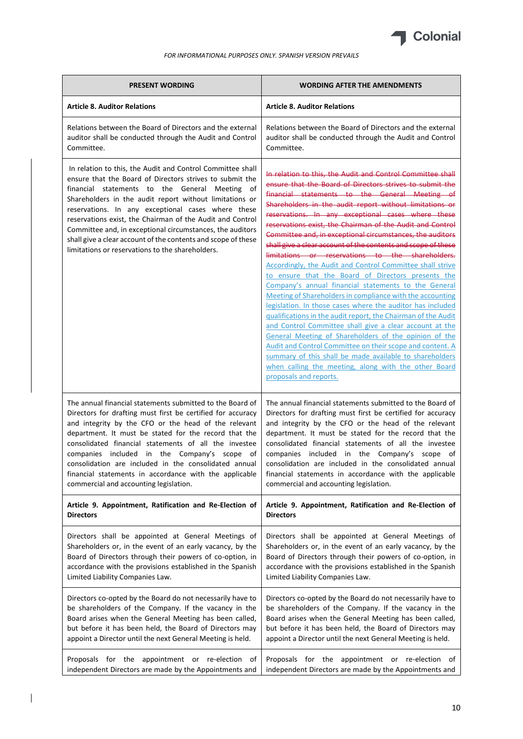*FOR INFORMATIONAL PURPOSES ONLY. SPANISH VERSION PREVAILS*

| PRESENT WORDING | WORDING AFTER THE AMENDMENTS |
|---|---|
| **Article 8. Auditor Relations** | **Article 8. Auditor Relations** |
| Relations between the Board of Directors and the external auditor shall be conducted through the Audit and Control Committee. | Relations between the Board of Directors and the external auditor shall be conducted through the Audit and Control Committee. |
| In relation to this, the Audit and Control Committee shall ensure that the Board of Directors strives to submit the financial statements to the General Meeting of Shareholders in the audit report without limitations or reservations. In any exceptional cases where these reservations exist, the Chairman of the Audit and Control Committee and, in exceptional circumstances, the auditors shall give a clear account of the contents and scope of these limitations or reservations to the shareholders. | ~~In relation to this, the Audit and Control Committee shall ensure that the Board of Directors strives to submit the financial statements to the General Meeting of Shareholders in the audit report without limitations or reservations. In any exceptional cases where these reservations exist, the Chairman of the Audit and Control Committee and, in exceptional circumstances, the auditors shall give a clear account of the contents and scope of these limitations or reservations to the shareholders.~~ Accordingly, the Audit and Control Committee shall strive to ensure that the Board of Directors presents the Company's annual financial statements to the General Meeting of Shareholders in compliance with the accounting legislation. In those cases where the auditor has included qualifications in the audit report, the Chairman of the Audit and Control Committee shall give a clear account at the General Meeting of Shareholders of the opinion of the Audit and Control Committee on their scope and content. A summary of this shall be made available to shareholders when calling the meeting, along with the other Board proposals and reports. |
| The annual financial statements submitted to the Board of Directors for drafting must first be certified for accuracy and integrity by the CFO or the head of the relevant department. It must be stated for the record that the consolidated financial statements of all the investee companies included in the Company's scope of consolidation are included in the consolidated annual financial statements in accordance with the applicable commercial and accounting legislation. | The annual financial statements submitted to the Board of Directors for drafting must first be certified for accuracy and integrity by the CFO or the head of the relevant department. It must be stated for the record that the consolidated financial statements of all the investee companies included in the Company's scope of consolidation are included in the consolidated annual financial statements in accordance with the applicable commercial and accounting legislation. |
| **Article 9. Appointment, Ratification and Re-Election of Directors** | **Article 9. Appointment, Ratification and Re-Election of Directors** |
| Directors shall be appointed at General Meetings of Shareholders or, in the event of an early vacancy, by the Board of Directors through their powers of co-option, in accordance with the provisions established in the Spanish Limited Liability Companies Law. | Directors shall be appointed at General Meetings of Shareholders or, in the event of an early vacancy, by the Board of Directors through their powers of co-option, in accordance with the provisions established in the Spanish Limited Liability Companies Law. |
| Directors co-opted by the Board do not necessarily have to be shareholders of the Company. If the vacancy in the Board arises when the General Meeting has been called, but before it has been held, the Board of Directors may appoint a Director until the next General Meeting is held. | Directors co-opted by the Board do not necessarily have to be shareholders of the Company. If the vacancy in the Board arises when the General Meeting has been called, but before it has been held, the Board of Directors may appoint a Director until the next General Meeting is held. |
| Proposals for the appointment or re-election of independent Directors are made by the Appointments and | Proposals for the appointment or re-election of independent Directors are made by the Appointments and |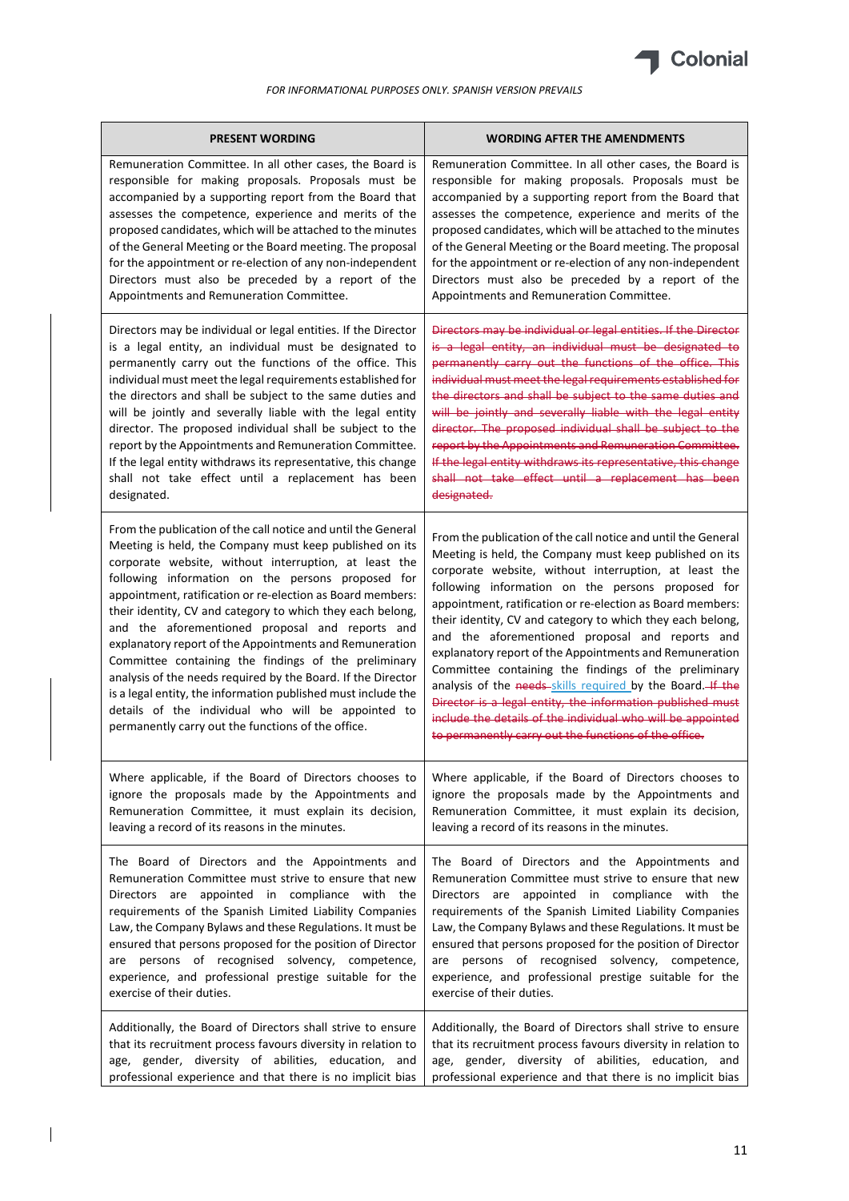*FOR INFORMATIONAL PURPOSES ONLY. SPANISH VERSION PREVAILS*

| PRESENT WORDING | WORDING AFTER THE AMENDMENTS |
|---|---|
| Remuneration Committee. In all other cases, the Board is responsible for making proposals. Proposals must be accompanied by a supporting report from the Board that assesses the competence, experience and merits of the proposed candidates, which will be attached to the minutes of the General Meeting or the Board meeting. The proposal for the appointment or re-election of any non-independent Directors must also be preceded by a report of the Appointments and Remuneration Committee. | Remuneration Committee. In all other cases, the Board is responsible for making proposals. Proposals must be accompanied by a supporting report from the Board that assesses the competence, experience and merits of the proposed candidates, which will be attached to the minutes of the General Meeting or the Board meeting. The proposal for the appointment or re-election of any non-independent Directors must also be preceded by a report of the Appointments and Remuneration Committee. |
| Directors may be individual or legal entities. If the Director is a legal entity, an individual must be designated to permanently carry out the functions of the office. This individual must meet the legal requirements established for the directors and shall be subject to the same duties and will be jointly and severally liable with the legal entity director. The proposed individual shall be subject to the report by the Appointments and Remuneration Committee. If the legal entity withdraws its representative, this change shall not take effect until a replacement has been designated. | ~~Directors may be individual or legal entities. If the Director is a legal entity, an individual must be designated to permanently carry out the functions of the office. This individual must meet the legal requirements established for the directors and shall be subject to the same duties and will be jointly and severally liable with the legal entity director. The proposed individual shall be subject to the report by the Appointments and Remuneration Committee. If the legal entity withdraws its representative, this change shall not take effect until a replacement has been designated.~~ |
| From the publication of the call notice and until the General Meeting is held, the Company must keep published on its corporate website, without interruption, at least the following information on the persons proposed for appointment, ratification or re-election as Board members: their identity, CV and category to which they each belong, and the aforementioned proposal and reports and explanatory report of the Appointments and Remuneration Committee containing the findings of the preliminary analysis of the needs required by the Board. If the Director is a legal entity, the information published must include the details of the individual who will be appointed to permanently carry out the functions of the office. | From the publication of the call notice and until the General Meeting is held, the Company must keep published on its corporate website, without interruption, at least the following information on the persons proposed for appointment, ratification or re-election as Board members: their identity, CV and category to which they each belong, and the aforementioned proposal and reports and explanatory report of the Appointments and Remuneration Committee containing the findings of the preliminary analysis of the ~~needs~~ skills required by the Board. ~~If the Director is a legal entity, the information published must include the details of the individual who will be appointed to permanently carry out the functions of the office.~~ |
| Where applicable, if the Board of Directors chooses to ignore the proposals made by the Appointments and Remuneration Committee, it must explain its decision, leaving a record of its reasons in the minutes. | Where applicable, if the Board of Directors chooses to ignore the proposals made by the Appointments and Remuneration Committee, it must explain its decision, leaving a record of its reasons in the minutes. |
| The Board of Directors and the Appointments and Remuneration Committee must strive to ensure that new Directors are appointed in compliance with the requirements of the Spanish Limited Liability Companies Law, the Company Bylaws and these Regulations. It must be ensured that persons proposed for the position of Director are persons of recognised solvency, competence, experience, and professional prestige suitable for the exercise of their duties. | The Board of Directors and the Appointments and Remuneration Committee must strive to ensure that new Directors are appointed in compliance with the requirements of the Spanish Limited Liability Companies Law, the Company Bylaws and these Regulations. It must be ensured that persons proposed for the position of Director are persons of recognised solvency, competence, experience, and professional prestige suitable for the exercise of their duties. |
| Additionally, the Board of Directors shall strive to ensure that its recruitment process favours diversity in relation to age, gender, diversity of abilities, education, and professional experience and that there is no implicit bias | Additionally, the Board of Directors shall strive to ensure that its recruitment process favours diversity in relation to age, gender, diversity of abilities, education, and professional experience and that there is no implicit bias |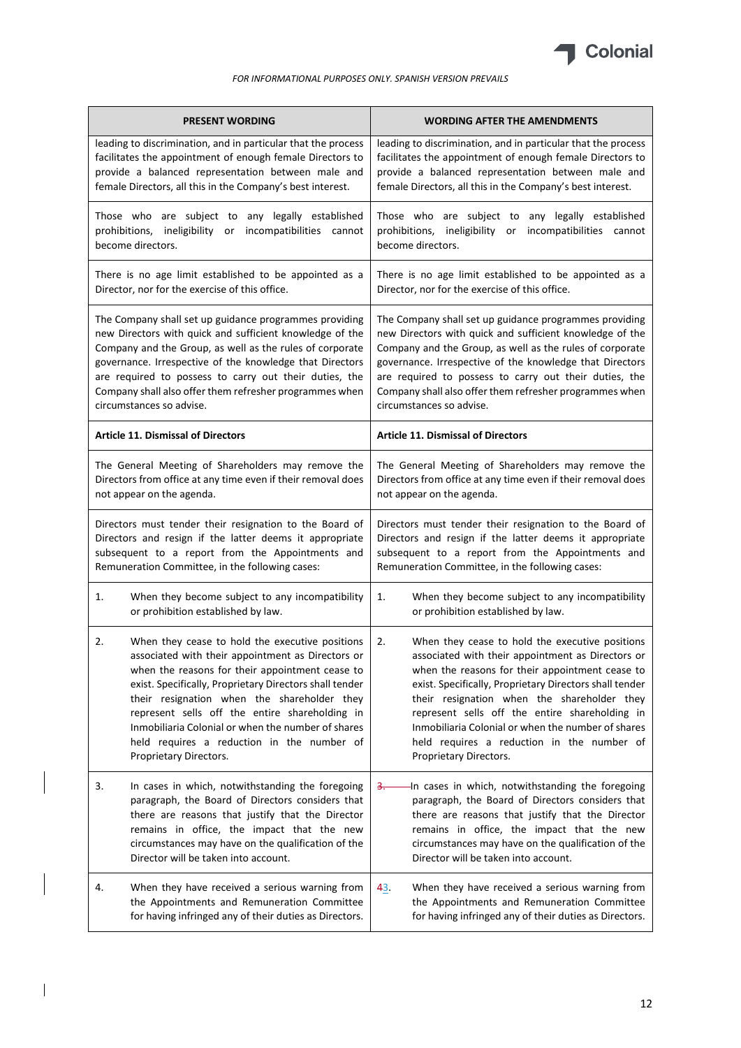*FOR INFORMATIONAL PURPOSES ONLY. SPANISH VERSION PREVAILS*

| PRESENT WORDING | WORDING AFTER THE AMENDMENTS |
|---|---|
| leading to discrimination, and in particular that the process facilitates the appointment of enough female Directors to provide a balanced representation between male and female Directors, all this in the Company's best interest. | leading to discrimination, and in particular that the process facilitates the appointment of enough female Directors to provide a balanced representation between male and female Directors, all this in the Company's best interest. |
| Those who are subject to any legally established prohibitions, ineligibility or incompatibilities cannot become directors. | Those who are subject to any legally established prohibitions, ineligibility or incompatibilities cannot become directors. |
| There is no age limit established to be appointed as a Director, nor for the exercise of this office. | There is no age limit established to be appointed as a Director, nor for the exercise of this office. |
| The Company shall set up guidance programmes providing new Directors with quick and sufficient knowledge of the Company and the Group, as well as the rules of corporate governance. Irrespective of the knowledge that Directors are required to possess to carry out their duties, the Company shall also offer them refresher programmes when circumstances so advise. | The Company shall set up guidance programmes providing new Directors with quick and sufficient knowledge of the Company and the Group, as well as the rules of corporate governance. Irrespective of the knowledge that Directors are required to possess to carry out their duties, the Company shall also offer them refresher programmes when circumstances so advise. |
| **Article 11. Dismissal of Directors** | **Article 11. Dismissal of Directors** |
| The General Meeting of Shareholders may remove the Directors from office at any time even if their removal does not appear on the agenda. | The General Meeting of Shareholders may remove the Directors from office at any time even if their removal does not appear on the agenda. |
| Directors must tender their resignation to the Board of Directors and resign if the latter deems it appropriate subsequent to a report from the Appointments and Remuneration Committee, in the following cases: | Directors must tender their resignation to the Board of Directors and resign if the latter deems it appropriate subsequent to a report from the Appointments and Remuneration Committee, in the following cases: |
| 1. When they become subject to any incompatibility or prohibition established by law. | 1. When they become subject to any incompatibility or prohibition established by law. |
| 2. When they cease to hold the executive positions associated with their appointment as Directors or when the reasons for their appointment cease to exist. Specifically, Proprietary Directors shall tender their resignation when the shareholder they represent sells off the entire shareholding in Inmobiliaria Colonial or when the number of shares held requires a reduction in the number of Proprietary Directors. | 2. When they cease to hold the executive positions associated with their appointment as Directors or when the reasons for their appointment cease to exist. Specifically, Proprietary Directors shall tender their resignation when the shareholder they represent sells off the entire shareholding in Inmobiliaria Colonial or when the number of shares held requires a reduction in the number of Proprietary Directors. |
| 3. In cases in which, notwithstanding the foregoing paragraph, the Board of Directors considers that there are reasons that justify that the Director remains in office, the impact that the new circumstances may have on the qualification of the Director will be taken into account. | ~~3.~~ In cases in which, notwithstanding the foregoing paragraph, the Board of Directors considers that there are reasons that justify that the Director remains in office, the impact that the new circumstances may have on the qualification of the Director will be taken into account. |
| 4. When they have received a serious warning from the Appointments and Remuneration Committee for having infringed any of their duties as Directors. | ~~4~~3. When they have received a serious warning from the Appointments and Remuneration Committee for having infringed any of their duties as Directors. |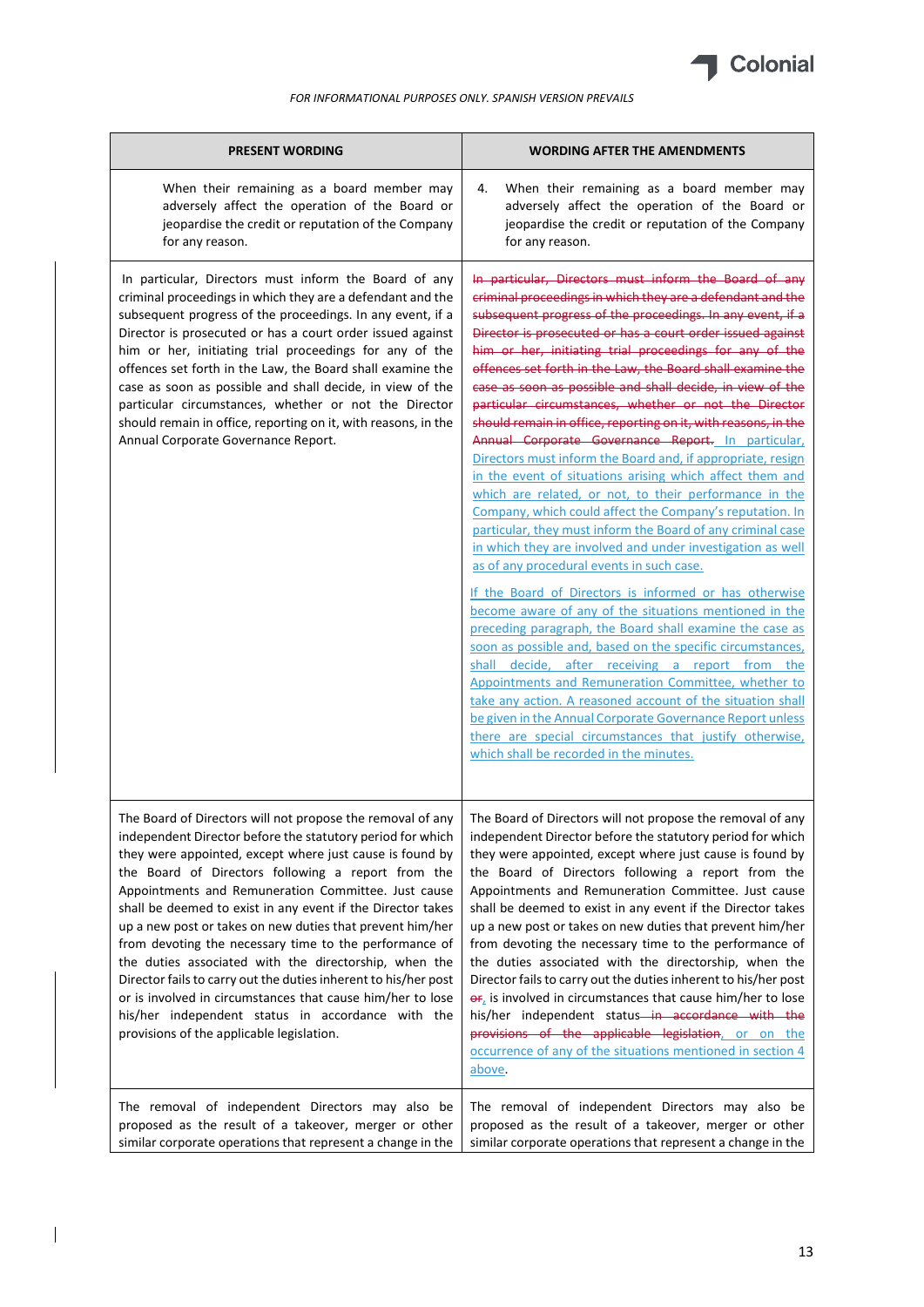*FOR INFORMATIONAL PURPOSES ONLY. SPANISH VERSION PREVAILS*

| PRESENT WORDING | WORDING AFTER THE AMENDMENTS |
|---|---|
| When their remaining as a board member may adversely affect the operation of the Board or jeopardise the credit or reputation of the Company for any reason. | 4. When their remaining as a board member may adversely affect the operation of the Board or jeopardise the credit or reputation of the Company for any reason. |
| In particular, Directors must inform the Board of any criminal proceedings in which they are a defendant and the subsequent progress of the proceedings. In any event, if a Director is prosecuted or has a court order issued against him or her, initiating trial proceedings for any of the offences set forth in the Law, the Board shall examine the case as soon as possible and shall decide, in view of the particular circumstances, whether or not the Director should remain in office, reporting on it, with reasons, in the Annual Corporate Governance Report. | ~~In particular, Directors must inform the Board of any criminal proceedings in which they are a defendant and the subsequent progress of the proceedings. In any event, if a Director is prosecuted or has a court order issued against him or her, initiating trial proceedings for any of the offences set forth in the Law, the Board shall examine the case as soon as possible and shall decide, in view of the particular circumstances, whether or not the Director should remain in office, reporting on it, with reasons, in the Annual Corporate Governance Report.~~ In particular, Directors must inform the Board and, if appropriate, resign in the event of situations arising which affect them and which are related, or not, to their performance in the Company, which could affect the Company's reputation. In particular, they must inform the Board of any criminal case in which they are involved and under investigation as well as of any procedural events in such case.<br><br>If the Board of Directors is informed or has otherwise become aware of any of the situations mentioned in the preceding paragraph, the Board shall examine the case as soon as possible and, based on the specific circumstances, shall decide, after receiving a report from the Appointments and Remuneration Committee, whether to take any action. A reasoned account of the situation shall be given in the Annual Corporate Governance Report unless there are special circumstances that justify otherwise, which shall be recorded in the minutes. |
| The Board of Directors will not propose the removal of any independent Director before the statutory period for which they were appointed, except where just cause is found by the Board of Directors following a report from the Appointments and Remuneration Committee. Just cause shall be deemed to exist in any event if the Director takes up a new post or takes on new duties that prevent him/her from devoting the necessary time to the performance of the duties associated with the directorship, when the Director fails to carry out the duties inherent to his/her post or is involved in circumstances that cause him/her to lose his/her independent status in accordance with the provisions of the applicable legislation. | The Board of Directors will not propose the removal of any independent Director before the statutory period for which they were appointed, except where just cause is found by the Board of Directors following a report from the Appointments and Remuneration Committee. Just cause shall be deemed to exist in any event if the Director takes up a new post or takes on new duties that prevent him/her from devoting the necessary time to the performance of the duties associated with the directorship, when the Director fails to carry out the duties inherent to his/her post ~~or~~, is involved in circumstances that cause him/her to lose his/her independent status ~~in accordance with the provisions of the applicable legislation~~, or on the occurrence of any of the situations mentioned in section 4 above. |
| The removal of independent Directors may also be proposed as the result of a takeover, merger or other similar corporate operations that represent a change in the | The removal of independent Directors may also be proposed as the result of a takeover, merger or other similar corporate operations that represent a change in the |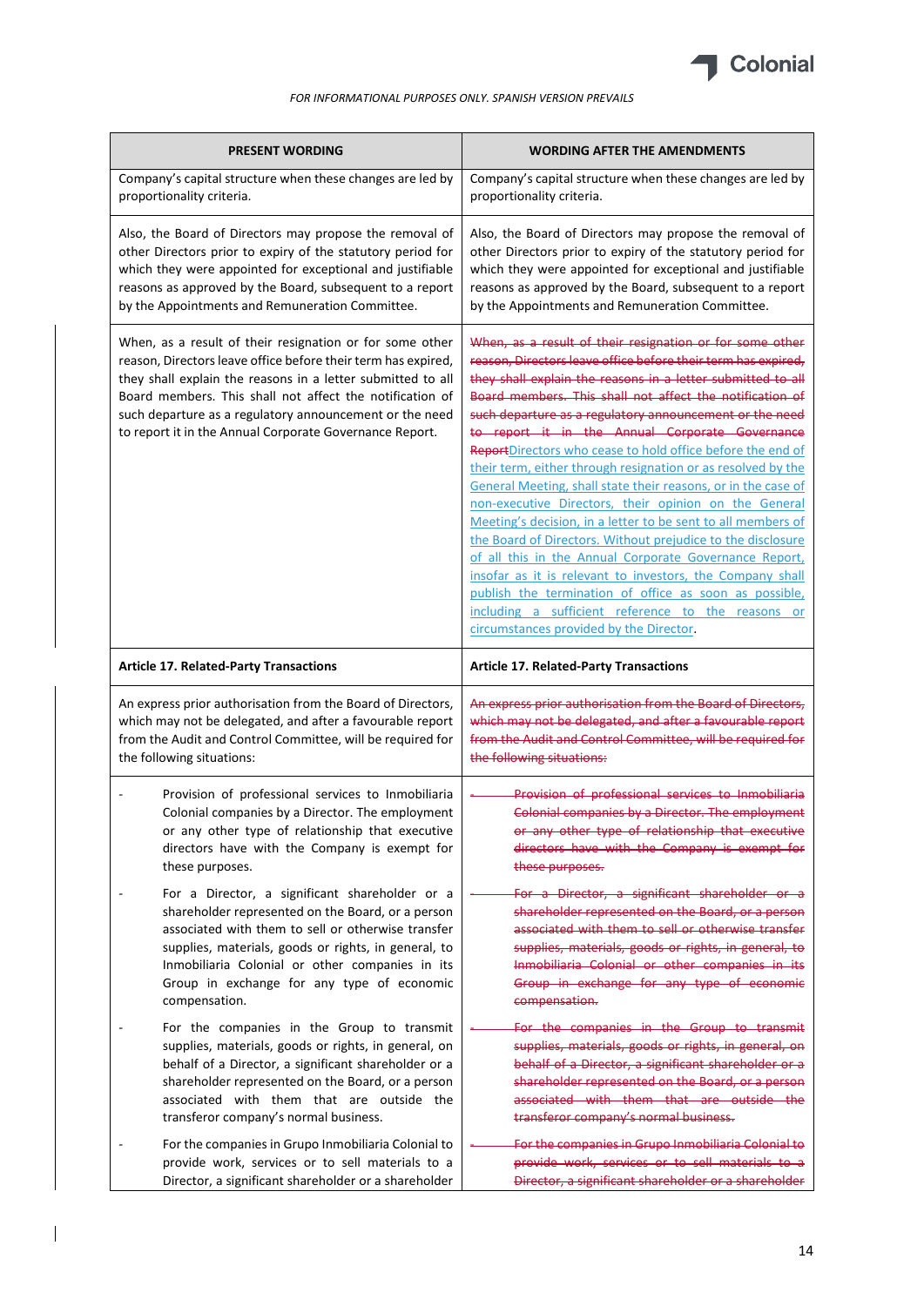*FOR INFORMATIONAL PURPOSES ONLY. SPANISH VERSION PREVAILS*

| PRESENT WORDING | WORDING AFTER THE AMENDMENTS |
|---|---|
| Company's capital structure when these changes are led by proportionality criteria. | Company's capital structure when these changes are led by proportionality criteria. |
| Also, the Board of Directors may propose the removal of other Directors prior to expiry of the statutory period for which they were appointed for exceptional and justifiable reasons as approved by the Board, subsequent to a report by the Appointments and Remuneration Committee. | Also, the Board of Directors may propose the removal of other Directors prior to expiry of the statutory period for which they were appointed for exceptional and justifiable reasons as approved by the Board, subsequent to a report by the Appointments and Remuneration Committee. |
| When, as a result of their resignation or for some other reason, Directors leave office before their term has expired, they shall explain the reasons in a letter submitted to all Board members. This shall not affect the notification of such departure as a regulatory announcement or the need to report it in the Annual Corporate Governance Report. | ~~When, as a result of their resignation or for some other reason, Directors leave office before their term has expired, they shall explain the reasons in a letter submitted to all Board members. This shall not affect the notification of such departure as a regulatory announcement or the need to report it in the Annual Corporate Governance Report~~Directors who cease to hold office before the end of their term, either through resignation or as resolved by the General Meeting, shall state their reasons, or in the case of non-executive Directors, their opinion on the General Meeting's decision, in a letter to be sent to all members of the Board of Directors. Without prejudice to the disclosure of all this in the Annual Corporate Governance Report, insofar as it is relevant to investors, the Company shall publish the termination of office as soon as possible, including a sufficient reference to the reasons or circumstances provided by the Director. |
| **Article 17. Related-Party Transactions** | **Article 17. Related-Party Transactions** |
| An express prior authorisation from the Board of Directors, which may not be delegated, and after a favourable report from the Audit and Control Committee, will be required for the following situations: | ~~An express prior authorisation from the Board of Directors, which may not be delegated, and after a favourable report from the Audit and Control Committee, will be required for the following situations:~~ |
| - Provision of professional services to Inmobiliaria Colonial companies by a Director. The employment or any other type of relationship that executive directors have with the Company is exempt for these purposes.<br><br>- For a Director, a significant shareholder or a shareholder represented on the Board, or a person associated with them to sell or otherwise transfer supplies, materials, goods or rights, in general, to Inmobiliaria Colonial or other companies in its Group in exchange for any type of economic compensation.<br><br>- For the companies in the Group to transmit supplies, materials, goods or rights, in general, on behalf of a Director, a significant shareholder or a shareholder represented on the Board, or a person associated with them that are outside the transferor company's normal business.<br><br>- For the companies in Grupo Inmobiliaria Colonial to provide work, services or to sell materials to a Director, a significant shareholder or a shareholder | ~~- Provision of professional services to Inmobiliaria Colonial companies by a Director. The employment or any other type of relationship that executive directors have with the Company is exempt for these purposes.~~<br><br>~~- For a Director, a significant shareholder or a shareholder represented on the Board, or a person associated with them to sell or otherwise transfer supplies, materials, goods or rights, in general, to Inmobiliaria Colonial or other companies in its Group in exchange for any type of economic compensation.~~<br><br>~~- For the companies in the Group to transmit supplies, materials, goods or rights, in general, on behalf of a Director, a significant shareholder or a shareholder represented on the Board, or a person associated with them that are outside the transferor company's normal business.~~<br><br>~~- For the companies in Grupo Inmobiliaria Colonial to provide work, services or to sell materials to a Director, a significant shareholder or a shareholder~~ |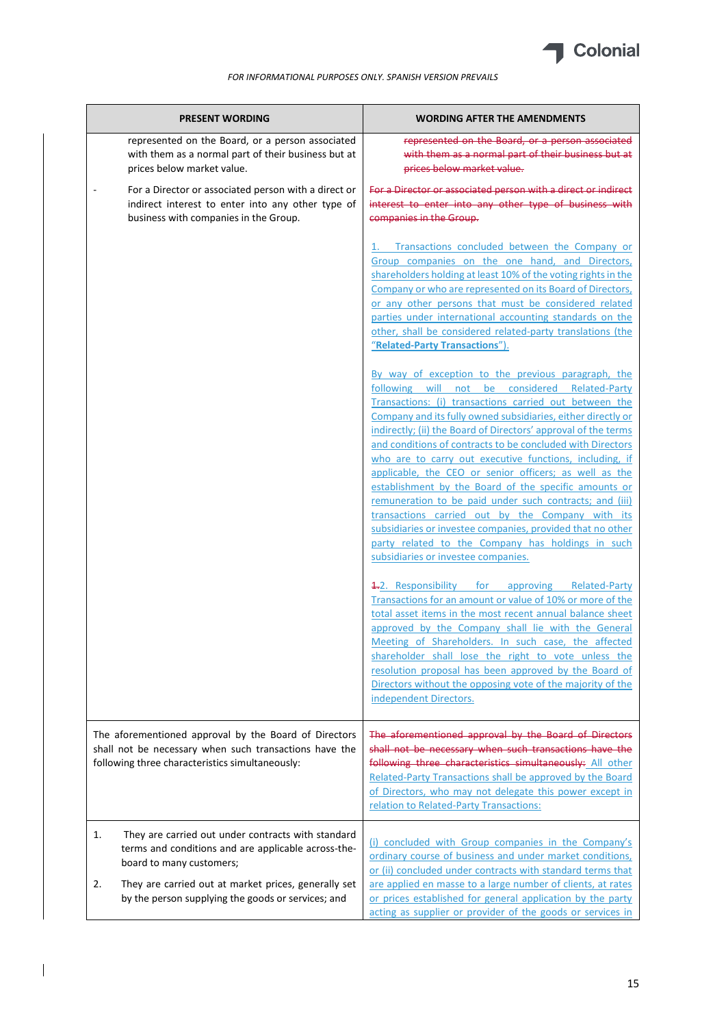FOR INFORMATIONAL PURPOSES ONLY. SPANISH VERSION PREVAILS

| PRESENT WORDING | WORDING AFTER THE AMENDMENTS |
|---|---|
| represented on the Board, or a person associated with them as a normal part of their business but at prices below market value.<br><br>- For a Director or associated person with a direct or indirect interest to enter into any other type of business with companies in the Group. | ~~represented on the Board, or a person associated with them as a normal part of their business but at prices below market value.~~<br><br>~~For a Director or associated person with a direct or indirect interest to enter into any other type of business with companies in the Group.~~<br><br>1. Transactions concluded between the Company or Group companies on the one hand, and Directors, shareholders holding at least 10% of the voting rights in the Company or who are represented on its Board of Directors, or any other persons that must be considered related parties under international accounting standards on the other, shall be considered related-party translations (the "**Related-Party Transactions**").<br><br>By way of exception to the previous paragraph, the following will not be considered Related-Party Transactions: (i) transactions carried out between the Company and its fully owned subsidiaries, either directly or indirectly; (ii) the Board of Directors' approval of the terms and conditions of contracts to be concluded with Directors who are to carry out executive functions, including, if applicable, the CEO or senior officers; as well as the establishment by the Board of the specific amounts or remuneration to be paid under such contracts; and (iii) transactions carried out by the Company with its subsidiaries or investee companies, provided that no other party related to the Company has holdings in such subsidiaries or investee companies.<br><br>~~1.~~2. Responsibility for approving Related-Party Transactions for an amount or value of 10% or more of the total asset items in the most recent annual balance sheet approved by the Company shall lie with the General Meeting of Shareholders. In such case, the affected shareholder shall lose the right to vote unless the resolution proposal has been approved by the Board of Directors without the opposing vote of the majority of the independent Directors. |
| The aforementioned approval by the Board of Directors shall not be necessary when such transactions have the following three characteristics simultaneously: | ~~The aforementioned approval by the Board of Directors shall not be necessary when such transactions have the following three characteristics simultaneously:~~ All other Related-Party Transactions shall be approved by the Board of Directors, who may not delegate this power except in relation to Related-Party Transactions: |
| 1. They are carried out under contracts with standard terms and conditions and are applicable across-the-board to many customers;<br><br>2. They are carried out at market prices, generally set by the person supplying the goods or services; and | (i) concluded with Group companies in the Company's ordinary course of business and under market conditions, or (ii) concluded under contracts with standard terms that are applied en masse to a large number of clients, at rates or prices established for general application by the party acting as supplier or provider of the goods or services in |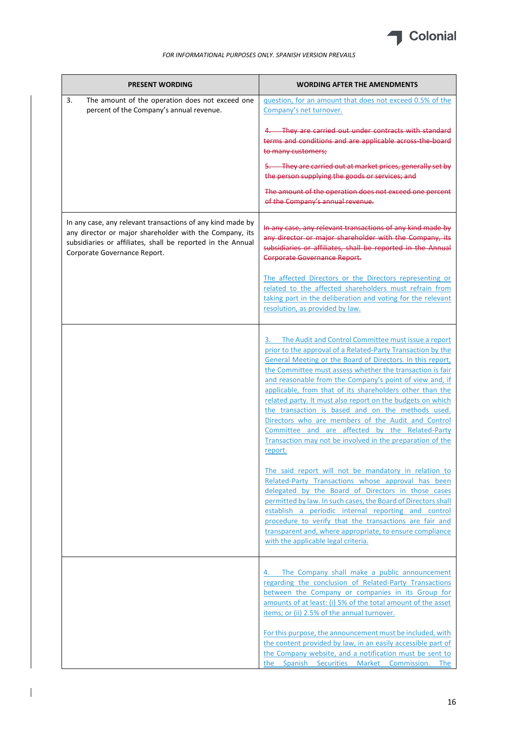*FOR INFORMATIONAL PURPOSES ONLY. SPANISH VERSION PREVAILS*

| PRESENT WORDING | WORDING AFTER THE AMENDMENTS |
|---|---|
| 3. The amount of the operation does not exceed one percent of the Company's annual revenue. | question, for an amount that does not exceed 0.5% of the Company's net turnover.<br><br>~~4. They are carried out under contracts with standard terms and conditions and are applicable across-the-board to many customers;~~<br><br>~~5. They are carried out at market prices, generally set by the person supplying the goods or services; and~~<br><br>~~The amount of the operation does not exceed one percent of the Company's annual revenue.~~ |
| In any case, any relevant transactions of any kind made by any director or major shareholder with the Company, its subsidiaries or affiliates, shall be reported in the Annual Corporate Governance Report. | ~~In any case, any relevant transactions of any kind made by any director or major shareholder with the Company, its subsidiaries or affiliates, shall be reported in the Annual Corporate Governance Report.~~<br><br>The affected Directors or the Directors representing or related to the affected shareholders must refrain from taking part in the deliberation and voting for the relevant resolution, as provided by law. |
| | 3. The Audit and Control Committee must issue a report prior to the approval of a Related-Party Transaction by the General Meeting or the Board of Directors. In this report, the Committee must assess whether the transaction is fair and reasonable from the Company's point of view and, if applicable, from that of its shareholders other than the related party. It must also report on the budgets on which the transaction is based and on the methods used. Directors who are members of the Audit and Control Committee and are affected by the Related-Party Transaction may not be involved in the preparation of the report.<br><br>The said report will not be mandatory in relation to Related-Party Transactions whose approval has been delegated by the Board of Directors in those cases permitted by law. In such cases, the Board of Directors shall establish a periodic internal reporting and control procedure to verify that the transactions are fair and transparent and, where appropriate, to ensure compliance with the applicable legal criteria. |
| | 4. The Company shall make a public announcement regarding the conclusion of Related-Party Transactions between the Company or companies in its Group for amounts of at least: (i) 5% of the total amount of the asset items; or (ii) 2.5% of the annual turnover.<br><br>For this purpose, the announcement must be included, with the content provided by law, in an easily accessible part of the Company website, and a notification must be sent to the Spanish Securities Market Commission. The |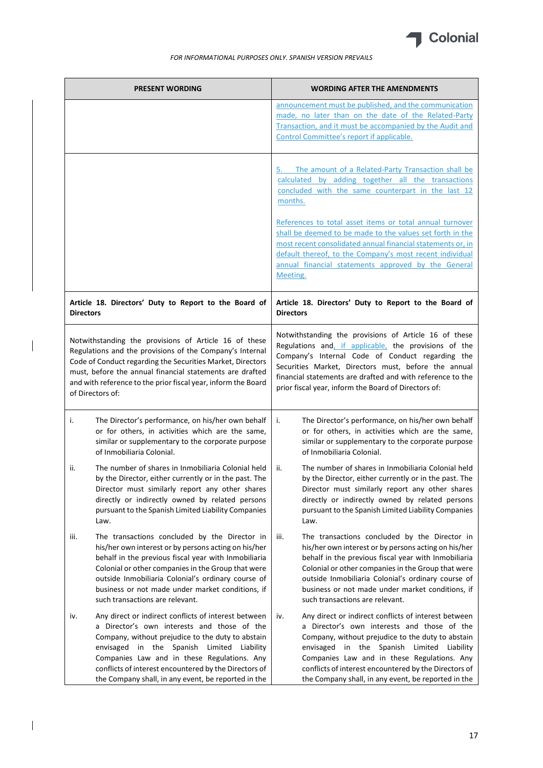*FOR INFORMATIONAL PURPOSES ONLY. SPANISH VERSION PREVAILS*

| PRESENT WORDING | WORDING AFTER THE AMENDMENTS |
|---|---|
| | announcement must be published, and the communication made, no later than on the date of the Related-Party Transaction, and it must be accompanied by the Audit and Control Committee's report if applicable. |
| | 5. The amount of a Related-Party Transaction shall be calculated by adding together all the transactions concluded with the same counterpart in the last 12 months.<br><br>References to total asset items or total annual turnover shall be deemed to be made to the values set forth in the most recent consolidated annual financial statements or, in default thereof, to the Company's most recent individual annual financial statements approved by the General Meeting. |
| **Article 18. Directors' Duty to Report to the Board of Directors** | **Article 18. Directors' Duty to Report to the Board of Directors** |
| Notwithstanding the provisions of Article 16 of these Regulations and the provisions of the Company's Internal Code of Conduct regarding the Securities Market, Directors must, before the annual financial statements are drafted and with reference to the prior fiscal year, inform the Board of Directors of: | Notwithstanding the provisions of Article 16 of these Regulations and, if applicable, the provisions of the Company's Internal Code of Conduct regarding the Securities Market, Directors must, before the annual financial statements are drafted and with reference to the prior fiscal year, inform the Board of Directors of: |
| i. The Director's performance, on his/her own behalf or for others, in activities which are the same, similar or supplementary to the corporate purpose of Inmobiliaria Colonial.<br><br>ii. The number of shares in Inmobiliaria Colonial held by the Director, either currently or in the past. The Director must similarly report any other shares directly or indirectly owned by related persons pursuant to the Spanish Limited Liability Companies Law.<br><br>iii. The transactions concluded by the Director in his/her own interest or by persons acting on his/her behalf in the previous fiscal year with Inmobiliaria Colonial or other companies in the Group that were outside Inmobiliaria Colonial's ordinary course of business or not made under market conditions, if such transactions are relevant.<br><br>iv. Any direct or indirect conflicts of interest between a Director's own interests and those of the Company, without prejudice to the duty to abstain envisaged in the Spanish Limited Liability Companies Law and in these Regulations. Any conflicts of interest encountered by the Directors of the Company shall, in any event, be reported in the | i. The Director's performance, on his/her own behalf or for others, in activities which are the same, similar or supplementary to the corporate purpose of Inmobiliaria Colonial.<br><br>ii. The number of shares in Inmobiliaria Colonial held by the Director, either currently or in the past. The Director must similarly report any other shares directly or indirectly owned by related persons pursuant to the Spanish Limited Liability Companies Law.<br><br>iii. The transactions concluded by the Director in his/her own interest or by persons acting on his/her behalf in the previous fiscal year with Inmobiliaria Colonial or other companies in the Group that were outside Inmobiliaria Colonial's ordinary course of business or not made under market conditions, if such transactions are relevant.<br><br>iv. Any direct or indirect conflicts of interest between a Director's own interests and those of the Company, without prejudice to the duty to abstain envisaged in the Spanish Limited Liability Companies Law and in these Regulations. Any conflicts of interest encountered by the Directors of the Company shall, in any event, be reported in the |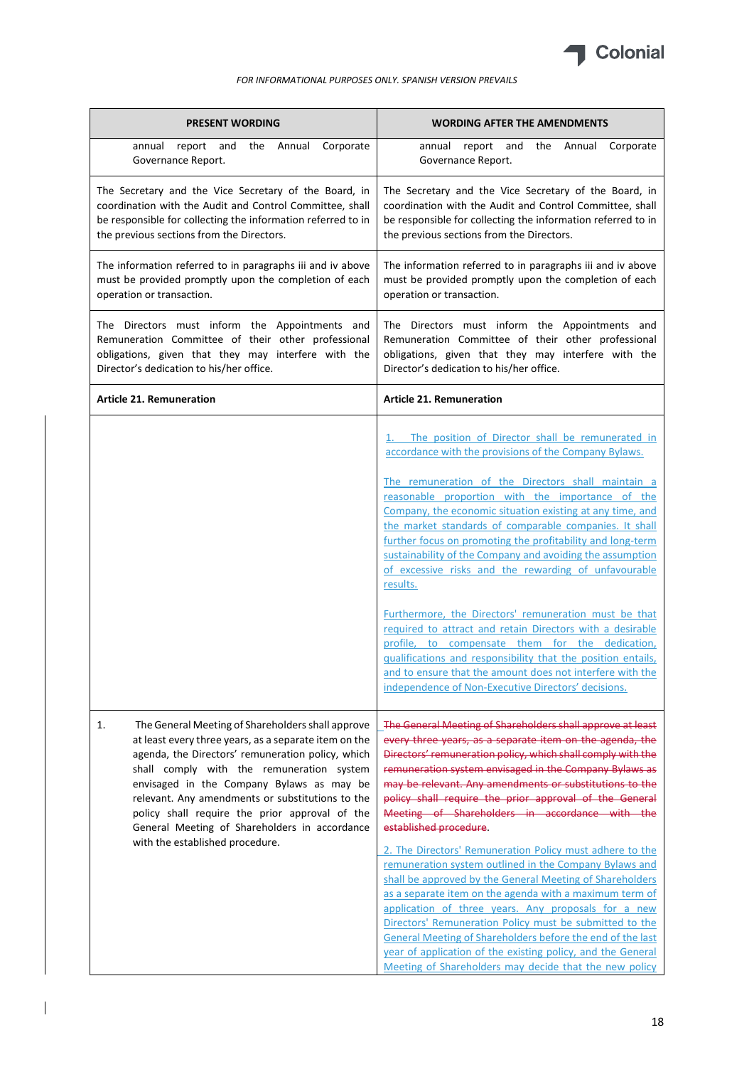*FOR INFORMATIONAL PURPOSES ONLY. SPANISH VERSION PREVAILS*

| PRESENT WORDING | WORDING AFTER THE AMENDMENTS |
|---|---|
| annual report and the Annual Corporate Governance Report. | annual report and the Annual Corporate Governance Report. |
| The Secretary and the Vice Secretary of the Board, in coordination with the Audit and Control Committee, shall be responsible for collecting the information referred to in the previous sections from the Directors. | The Secretary and the Vice Secretary of the Board, in coordination with the Audit and Control Committee, shall be responsible for collecting the information referred to in the previous sections from the Directors. |
| The information referred to in paragraphs iii and iv above must be provided promptly upon the completion of each operation or transaction. | The information referred to in paragraphs iii and iv above must be provided promptly upon the completion of each operation or transaction. |
| The Directors must inform the Appointments and Remuneration Committee of their other professional obligations, given that they may interfere with the Director's dedication to his/her office. | The Directors must inform the Appointments and Remuneration Committee of their other professional obligations, given that they may interfere with the Director's dedication to his/her office. |
| **Article 21. Remuneration** | **Article 21. Remuneration** |
| | 1. The position of Director shall be remunerated in accordance with the provisions of the Company Bylaws.<br><br>The remuneration of the Directors shall maintain a reasonable proportion with the importance of the Company, the economic situation existing at any time, and the market standards of comparable companies. It shall further focus on promoting the profitability and long-term sustainability of the Company and avoiding the assumption of excessive risks and the rewarding of unfavourable results.<br><br>Furthermore, the Directors' remuneration must be that required to attract and retain Directors with a desirable profile, to compensate them for the dedication, qualifications and responsibility that the position entails, and to ensure that the amount does not interfere with the independence of Non-Executive Directors' decisions. |
| 1. The General Meeting of Shareholders shall approve at least every three years, as a separate item on the agenda, the Directors' remuneration policy, which shall comply with the remuneration system envisaged in the Company Bylaws as may be relevant. Any amendments or substitutions to the policy shall require the prior approval of the General Meeting of Shareholders in accordance with the established procedure. | ~~The General Meeting of Shareholders shall approve at least every three years, as a separate item on the agenda, the Directors' remuneration policy, which shall comply with the remuneration system envisaged in the Company Bylaws as may be relevant. Any amendments or substitutions to the policy shall require the prior approval of the General Meeting of Shareholders in accordance with the established procedure~~.<br><br>2. The Directors' Remuneration Policy must adhere to the remuneration system outlined in the Company Bylaws and shall be approved by the General Meeting of Shareholders as a separate item on the agenda with a maximum term of application of three years. Any proposals for a new Directors' Remuneration Policy must be submitted to the General Meeting of Shareholders before the end of the last year of application of the existing policy, and the General Meeting of Shareholders may decide that the new policy |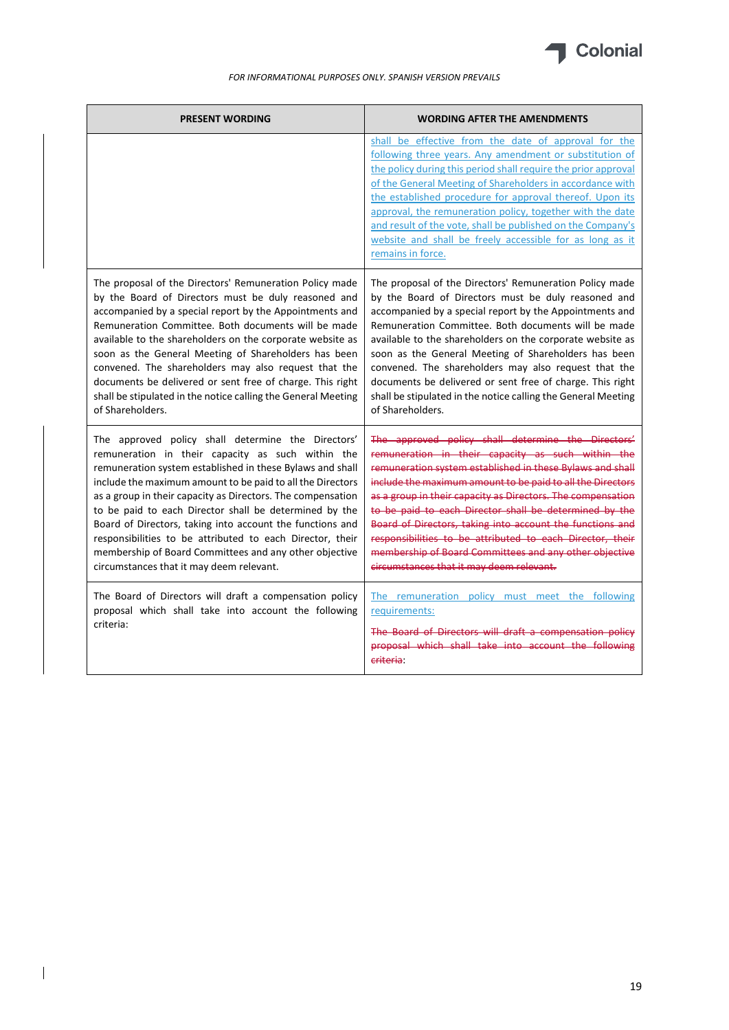FOR INFORMATIONAL PURPOSES ONLY. SPANISH VERSION PREVAILS

| PRESENT WORDING | WORDING AFTER THE AMENDMENTS |
|---|---|
| | shall be effective from the date of approval for the following three years. Any amendment or substitution of the policy during this period shall require the prior approval of the General Meeting of Shareholders in accordance with the established procedure for approval thereof. Upon its approval, the remuneration policy, together with the date and result of the vote, shall be published on the Company's website and shall be freely accessible for as long as it remains in force. |
| The proposal of the Directors' Remuneration Policy made by the Board of Directors must be duly reasoned and accompanied by a special report by the Appointments and Remuneration Committee. Both documents will be made available to the shareholders on the corporate website as soon as the General Meeting of Shareholders has been convened. The shareholders may also request that the documents be delivered or sent free of charge. This right shall be stipulated in the notice calling the General Meeting of Shareholders. | The proposal of the Directors' Remuneration Policy made by the Board of Directors must be duly reasoned and accompanied by a special report by the Appointments and Remuneration Committee. Both documents will be made available to the shareholders on the corporate website as soon as the General Meeting of Shareholders has been convened. The shareholders may also request that the documents be delivered or sent free of charge. This right shall be stipulated in the notice calling the General Meeting of Shareholders. |
| The approved policy shall determine the Directors' remuneration in their capacity as such within the remuneration system established in these Bylaws and shall include the maximum amount to be paid to all the Directors as a group in their capacity as Directors. The compensation to be paid to each Director shall be determined by the Board of Directors, taking into account the functions and responsibilities to be attributed to each Director, their membership of Board Committees and any other objective circumstances that it may deem relevant. | ~~The approved policy shall determine the Directors' remuneration in their capacity as such within the remuneration system established in these Bylaws and shall include the maximum amount to be paid to all the Directors as a group in their capacity as Directors. The compensation to be paid to each Director shall be determined by the Board of Directors, taking into account the functions and responsibilities to be attributed to each Director, their membership of Board Committees and any other objective circumstances that it may deem relevant.~~ |
| The Board of Directors will draft a compensation policy proposal which shall take into account the following criteria: | The remuneration policy must meet the following requirements:<br><br>~~The Board of Directors will draft a compensation policy proposal which shall take into account the following criteria~~: |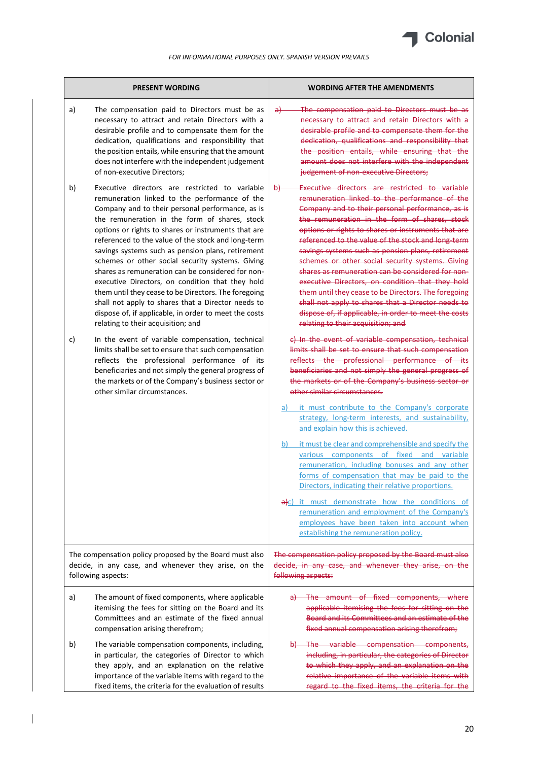*FOR INFORMATIONAL PURPOSES ONLY. SPANISH VERSION PREVAILS*

| PRESENT WORDING | WORDING AFTER THE AMENDMENTS |
|---|---|
| a) The compensation paid to Directors must be as necessary to attract and retain Directors with a desirable profile and to compensate them for the dedication, qualifications and responsibility that the position entails, while ensuring that the amount does not interfere with the independent judgement of non-executive Directors; | ~~a) The compensation paid to Directors must be as necessary to attract and retain Directors with a desirable profile and to compensate them for the dedication, qualifications and responsibility that the position entails, while ensuring that the amount does not interfere with the independent judgement of non-executive Directors;~~ |
| b) Executive directors are restricted to variable remuneration linked to the performance of the Company and to their personal performance, as is the remuneration in the form of shares, stock options or rights to shares or instruments that are referenced to the value of the stock and long-term savings systems such as pension plans, retirement schemes or other social security systems. Giving shares as remuneration can be considered for non-executive Directors, on condition that they hold them until they cease to be Directors. The foregoing shall not apply to shares that a Director needs to dispose of, if applicable, in order to meet the costs relating to their acquisition; and | ~~b) Executive directors are restricted to variable remuneration linked to the performance of the Company and to their personal performance, as is the remuneration in the form of shares, stock options or rights to shares or instruments that are referenced to the value of the stock and long-term savings systems such as pension plans, retirement schemes or other social security systems. Giving shares as remuneration can be considered for non-executive Directors, on condition that they hold them until they cease to be Directors. The foregoing shall not apply to shares that a Director needs to dispose of, if applicable, in order to meet the costs relating to their acquisition; and~~ |
| c) In the event of variable compensation, technical limits shall be set to ensure that such compensation reflects the professional performance of its beneficiaries and not simply the general progress of the markets or of the Company's business sector or other similar circumstances. | ~~c) In the event of variable compensation, technical limits shall be set to ensure that such compensation reflects the professional performance of its beneficiaries and not simply the general progress of the markets or of the Company's business sector or other similar circumstances.~~<br><br><u>a) it must contribute to the Company's corporate strategy, long-term interests, and sustainability, and explain how this is achieved.</u><br><br><u>b) it must be clear and comprehensible and specify the various components of fixed and variable remuneration, including bonuses and any other forms of compensation that may be paid to the Directors, indicating their relative proportions.</u><br><br>~~a)~~<u>c) it must demonstrate how the conditions of remuneration and employment of the Company's employees have been taken into account when establishing the remuneration policy.</u> |
| The compensation policy proposed by the Board must also decide, in any case, and whenever they arise, on the following aspects: | ~~The compensation policy proposed by the Board must also decide, in any case, and whenever they arise, on the following aspects:~~ |
| a) The amount of fixed components, where applicable itemising the fees for sitting on the Board and its Committees and an estimate of the fixed annual compensation arising therefrom; | ~~a) The amount of fixed components, where applicable itemising the fees for sitting on the Board and its Committees and an estimate of the fixed annual compensation arising therefrom;~~ |
| b) The variable compensation components, including, in particular, the categories of Director to which they apply, and an explanation on the relative importance of the variable items with regard to the fixed items, the criteria for the evaluation of results | ~~b) The variable compensation components, including, in particular, the categories of Director to which they apply, and an explanation on the relative importance of the variable items with regard to the fixed items, the criteria for the~~ |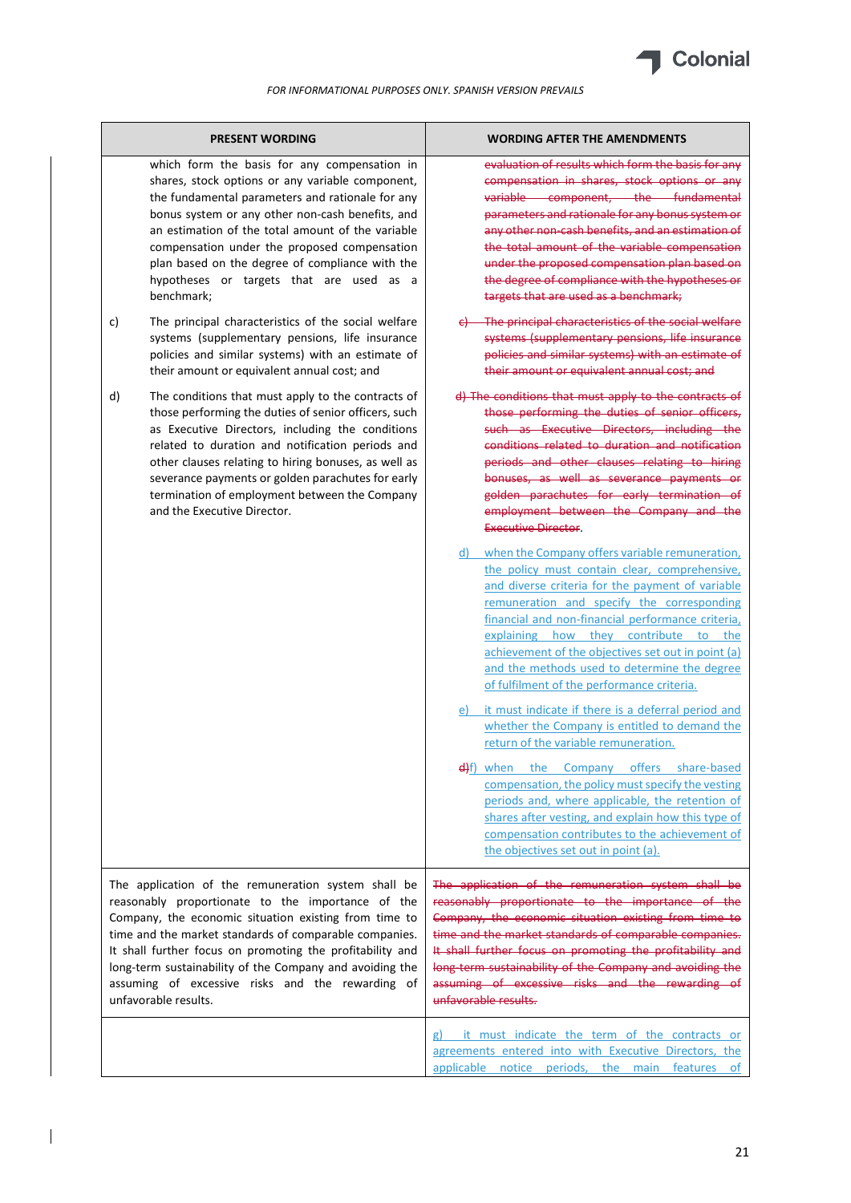FOR INFORMATIONAL PURPOSES ONLY. SPANISH VERSION PREVAILS

| PRESENT WORDING | WORDING AFTER THE AMENDMENTS |
|---|---|
| which form the basis for any compensation in shares, stock options or any variable component, the fundamental parameters and rationale for any bonus system or any other non-cash benefits, and an estimation of the total amount of the variable compensation under the proposed compensation plan based on the degree of compliance with the hypotheses or targets that are used as a benchmark; | ~~evaluation of results which form the basis for any compensation in shares, stock options or any variable component, the fundamental parameters and rationale for any bonus system or any other non-cash benefits, and an estimation of the total amount of the variable compensation under the proposed compensation plan based on the degree of compliance with the hypotheses or targets that are used as a benchmark;~~ |
| c) The principal characteristics of the social welfare systems (supplementary pensions, life insurance policies and similar systems) with an estimate of their amount or equivalent annual cost; and | ~~c) The principal characteristics of the social welfare systems (supplementary pensions, life insurance policies and similar systems) with an estimate of their amount or equivalent annual cost; and~~ |
| d) The conditions that must apply to the contracts of those performing the duties of senior officers, such as Executive Directors, including the conditions related to duration and notification periods and other clauses relating to hiring bonuses, as well as severance payments or golden parachutes for early termination of employment between the Company and the Executive Director. | ~~d) The conditions that must apply to the contracts of those performing the duties of senior officers, such as Executive Directors, including the conditions related to duration and notification periods and other clauses relating to hiring bonuses, as well as severance payments or golden parachutes for early termination of employment between the Company and the Executive Director~~.<br><br>d) when the Company offers variable remuneration, the policy must contain clear, comprehensive, and diverse criteria for the payment of variable remuneration and specify the corresponding financial and non-financial performance criteria, explaining how they contribute to the achievement of the objectives set out in point (a) and the methods used to determine the degree of fulfilment of the performance criteria.<br><br>e) it must indicate if there is a deferral period and whether the Company is entitled to demand the return of the variable remuneration.<br><br>~~d)~~f) when the Company offers share-based compensation, the policy must specify the vesting periods and, where applicable, the retention of shares after vesting, and explain how this type of compensation contributes to the achievement of the objectives set out in point (a). |
| The application of the remuneration system shall be reasonably proportionate to the importance of the Company, the economic situation existing from time to time and the market standards of comparable companies. It shall further focus on promoting the profitability and long-term sustainability of the Company and avoiding the assuming of excessive risks and the rewarding of unfavorable results. | ~~The application of the remuneration system shall be reasonably proportionate to the importance of the Company, the economic situation existing from time to time and the market standards of comparable companies. It shall further focus on promoting the profitability and long-term sustainability of the Company and avoiding the assuming of excessive risks and the rewarding of unfavorable results.~~ |
| | g) it must indicate the term of the contracts or agreements entered into with Executive Directors, the applicable notice periods, the main features of |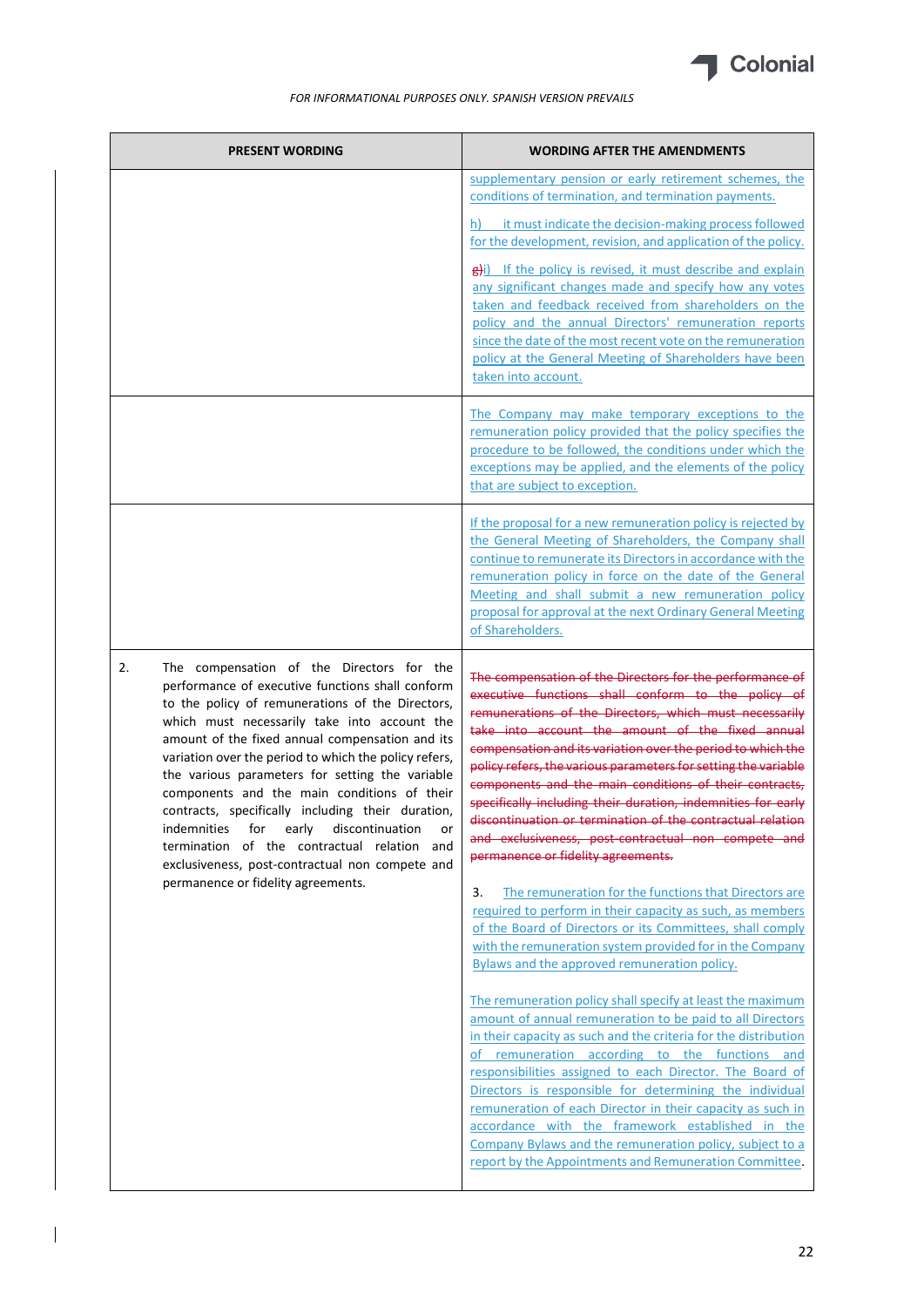*FOR INFORMATIONAL PURPOSES ONLY. SPANISH VERSION PREVAILS*

| PRESENT WORDING | WORDING AFTER THE AMENDMENTS |
|---|---|
| | supplementary pension or early retirement schemes, the conditions of termination, and termination payments.<br><br>h) it must indicate the decision-making process followed for the development, revision, and application of the policy.<br><br>~~g)~~i) If the policy is revised, it must describe and explain any significant changes made and specify how any votes taken and feedback received from shareholders on the policy and the annual Directors' remuneration reports since the date of the most recent vote on the remuneration policy at the General Meeting of Shareholders have been taken into account. |
| | The Company may make temporary exceptions to the remuneration policy provided that the policy specifies the procedure to be followed, the conditions under which the exceptions may be applied, and the elements of the policy that are subject to exception. |
| | If the proposal for a new remuneration policy is rejected by the General Meeting of Shareholders, the Company shall continue to remunerate its Directors in accordance with the remuneration policy in force on the date of the General Meeting and shall submit a new remuneration policy proposal for approval at the next Ordinary General Meeting of Shareholders. |
| 2. The compensation of the Directors for the performance of executive functions shall conform to the policy of remunerations of the Directors, which must necessarily take into account the amount of the fixed annual compensation and its variation over the period to which the policy refers, the various parameters for setting the variable components and the main conditions of their contracts, specifically including their duration, indemnities for early discontinuation or termination of the contractual relation and exclusiveness, post-contractual non compete and permanence or fidelity agreements. | ~~The compensation of the Directors for the performance of executive functions shall conform to the policy of remunerations of the Directors, which must necessarily take into account the amount of the fixed annual compensation and its variation over the period to which the policy refers, the various parameters for setting the variable components and the main conditions of their contracts, specifically including their duration, indemnities for early discontinuation or termination of the contractual relation and exclusiveness, post-contractual non compete and permanence or fidelity agreements.~~<br><br>3. The remuneration for the functions that Directors are required to perform in their capacity as such, as members of the Board of Directors or its Committees, shall comply with the remuneration system provided for in the Company Bylaws and the approved remuneration policy.<br><br>The remuneration policy shall specify at least the maximum amount of annual remuneration to be paid to all Directors in their capacity as such and the criteria for the distribution of remuneration according to the functions and responsibilities assigned to each Director. The Board of Directors is responsible for determining the individual remuneration of each Director in their capacity as such in accordance with the framework established in the Company Bylaws and the remuneration policy, subject to a report by the Appointments and Remuneration Committee. |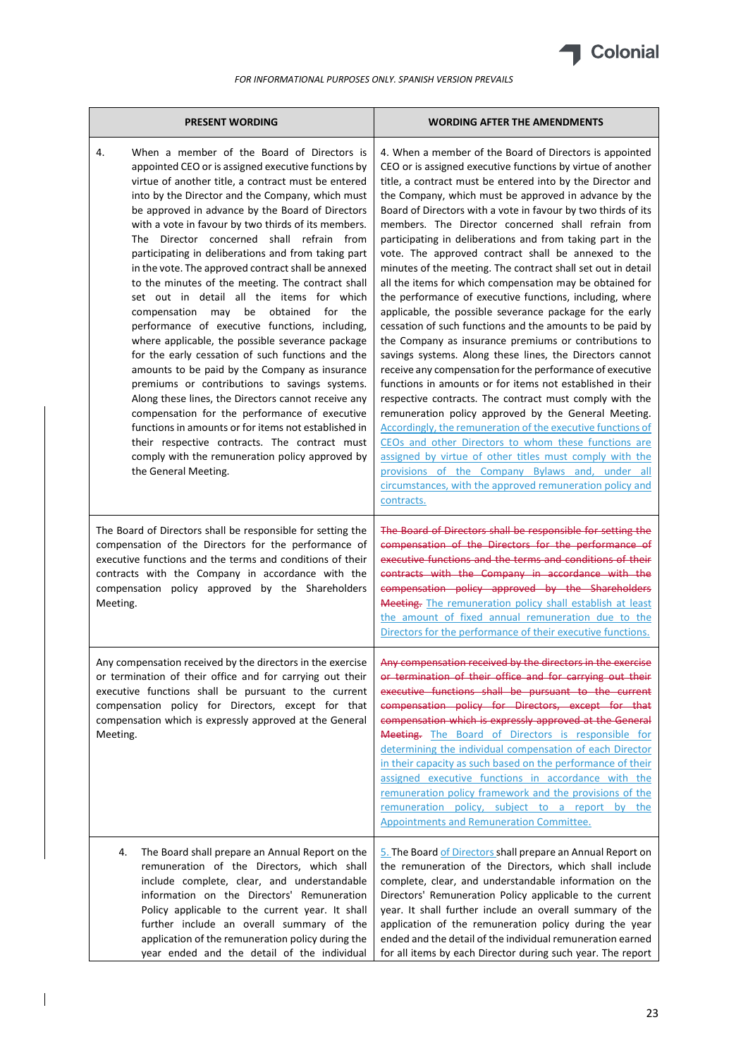*FOR INFORMATIONAL PURPOSES ONLY. SPANISH VERSION PREVAILS*

| PRESENT WORDING | WORDING AFTER THE AMENDMENTS |
|---|---|
| 4. When a member of the Board of Directors is appointed CEO or is assigned executive functions by virtue of another title, a contract must be entered into by the Director and the Company, which must be approved in advance by the Board of Directors with a vote in favour by two thirds of its members. The Director concerned shall refrain from participating in deliberations and from taking part in the vote. The approved contract shall be annexed to the minutes of the meeting. The contract shall set out in detail all the items for which compensation may be obtained for the performance of executive functions, including, where applicable, the possible severance package for the early cessation of such functions and the amounts to be paid by the Company as insurance premiums or contributions to savings systems. Along these lines, the Directors cannot receive any compensation for the performance of executive functions in amounts or for items not established in their respective contracts. The contract must comply with the remuneration policy approved by the General Meeting. | 4. When a member of the Board of Directors is appointed CEO or is assigned executive functions by virtue of another title, a contract must be entered into by the Director and the Company, which must be approved in advance by the Board of Directors with a vote in favour by two thirds of its members. The Director concerned shall refrain from participating in deliberations and from taking part in the vote. The approved contract shall be annexed to the minutes of the meeting. The contract shall set out in detail all the items for which compensation may be obtained for the performance of executive functions, including, where applicable, the possible severance package for the early cessation of such functions and the amounts to be paid by the Company as insurance premiums or contributions to savings systems. Along these lines, the Directors cannot receive any compensation for the performance of executive functions in amounts or for items not established in their respective contracts. The contract must comply with the remuneration policy approved by the General Meeting. Accordingly, the remuneration of the executive functions of CEOs and other Directors to whom these functions are assigned by virtue of other titles must comply with the provisions of the Company Bylaws and, under all circumstances, with the approved remuneration policy and contracts. |
| The Board of Directors shall be responsible for setting the compensation of the Directors for the performance of executive functions and the terms and conditions of their contracts with the Company in accordance with the compensation policy approved by the Shareholders Meeting. | ~~The Board of Directors shall be responsible for setting the compensation of the Directors for the performance of executive functions and the terms and conditions of their contracts with the Company in accordance with the compensation policy approved by the Shareholders Meeting.~~ The remuneration policy shall establish at least the amount of fixed annual remuneration due to the Directors for the performance of their executive functions. |
| Any compensation received by the directors in the exercise or termination of their office and for carrying out their executive functions shall be pursuant to the current compensation policy for Directors, except for that compensation which is expressly approved at the General Meeting. | ~~Any compensation received by the directors in the exercise or termination of their office and for carrying out their executive functions shall be pursuant to the current compensation policy for Directors, except for that compensation which is expressly approved at the General Meeting.~~ The Board of Directors is responsible for determining the individual compensation of each Director in their capacity as such based on the performance of their assigned executive functions in accordance with the remuneration policy framework and the provisions of the remuneration policy, subject to a report by the Appointments and Remuneration Committee. |
| 4. The Board shall prepare an Annual Report on the remuneration of the Directors, which shall include complete, clear, and understandable information on the Directors' Remuneration Policy applicable to the current year. It shall further include an overall summary of the application of the remuneration policy during the year ended and the detail of the individual | 5. The Board of Directors shall prepare an Annual Report on the remuneration of the Directors, which shall include complete, clear, and understandable information on the Directors' Remuneration Policy applicable to the current year. It shall further include an overall summary of the application of the remuneration policy during the year ended and the detail of the individual remuneration earned for all items by each Director during such year. The report |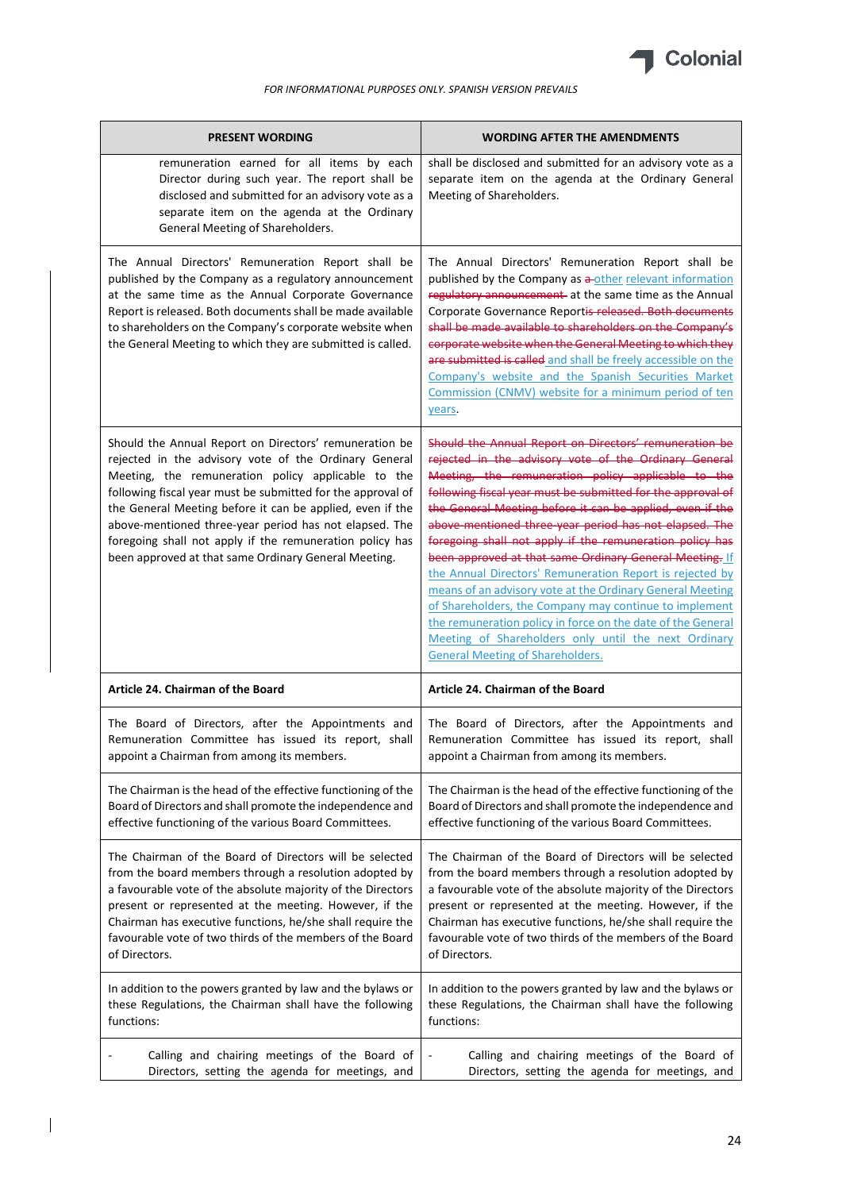*FOR INFORMATIONAL PURPOSES ONLY. SPANISH VERSION PREVAILS*

| PRESENT WORDING | WORDING AFTER THE AMENDMENTS |
|---|---|
| remuneration earned for all items by each Director during such year. The report shall be disclosed and submitted for an advisory vote as a separate item on the agenda at the Ordinary General Meeting of Shareholders. | shall be disclosed and submitted for an advisory vote as a separate item on the agenda at the Ordinary General Meeting of Shareholders. |
| The Annual Directors' Remuneration Report shall be published by the Company as a regulatory announcement at the same time as the Annual Corporate Governance Report is released. Both documents shall be made available to shareholders on the Company's corporate website when the General Meeting to which they are submitted is called. | The Annual Directors' Remuneration Report shall be published by the Company as ~~a~~ other relevant information ~~regulatory announcement~~ at the same time as the Annual Corporate Governance Report~~is released. Both documents shall be made available to shareholders on the Company's corporate website when the General Meeting to which they are submitted is called~~ and shall be freely accessible on the Company's website and the Spanish Securities Market Commission (CNMV) website for a minimum period of ten years. |
| Should the Annual Report on Directors' remuneration be rejected in the advisory vote of the Ordinary General Meeting, the remuneration policy applicable to the following fiscal year must be submitted for the approval of the General Meeting before it can be applied, even if the above-mentioned three-year period has not elapsed. The foregoing shall not apply if the remuneration policy has been approved at that same Ordinary General Meeting. | ~~Should the Annual Report on Directors' remuneration be rejected in the advisory vote of the Ordinary General Meeting, the remuneration policy applicable to the following fiscal year must be submitted for the approval of the General Meeting before it can be applied, even if the above-mentioned three-year period has not elapsed. The foregoing shall not apply if the remuneration policy has been approved at that same Ordinary General Meeting.~~ If the Annual Directors' Remuneration Report is rejected by means of an advisory vote at the Ordinary General Meeting of Shareholders, the Company may continue to implement the remuneration policy in force on the date of the General Meeting of Shareholders only until the next Ordinary General Meeting of Shareholders. |
| **Article 24. Chairman of the Board** | **Article 24. Chairman of the Board** |
| The Board of Directors, after the Appointments and Remuneration Committee has issued its report, shall appoint a Chairman from among its members. | The Board of Directors, after the Appointments and Remuneration Committee has issued its report, shall appoint a Chairman from among its members. |
| The Chairman is the head of the effective functioning of the Board of Directors and shall promote the independence and effective functioning of the various Board Committees. | The Chairman is the head of the effective functioning of the Board of Directors and shall promote the independence and effective functioning of the various Board Committees. |
| The Chairman of the Board of Directors will be selected from the board members through a resolution adopted by a favourable vote of the absolute majority of the Directors present or represented at the meeting. However, if the Chairman has executive functions, he/she shall require the favourable vote of two thirds of the members of the Board of Directors. | The Chairman of the Board of Directors will be selected from the board members through a resolution adopted by a favourable vote of the absolute majority of the Directors present or represented at the meeting. However, if the Chairman has executive functions, he/she shall require the favourable vote of two thirds of the members of the Board of Directors. |
| In addition to the powers granted by law and the bylaws or these Regulations, the Chairman shall have the following functions: | In addition to the powers granted by law and the bylaws or these Regulations, the Chairman shall have the following functions: |
| - Calling and chairing meetings of the Board of Directors, setting the agenda for meetings, and | - Calling and chairing meetings of the Board of Directors, setting the agenda for meetings, and |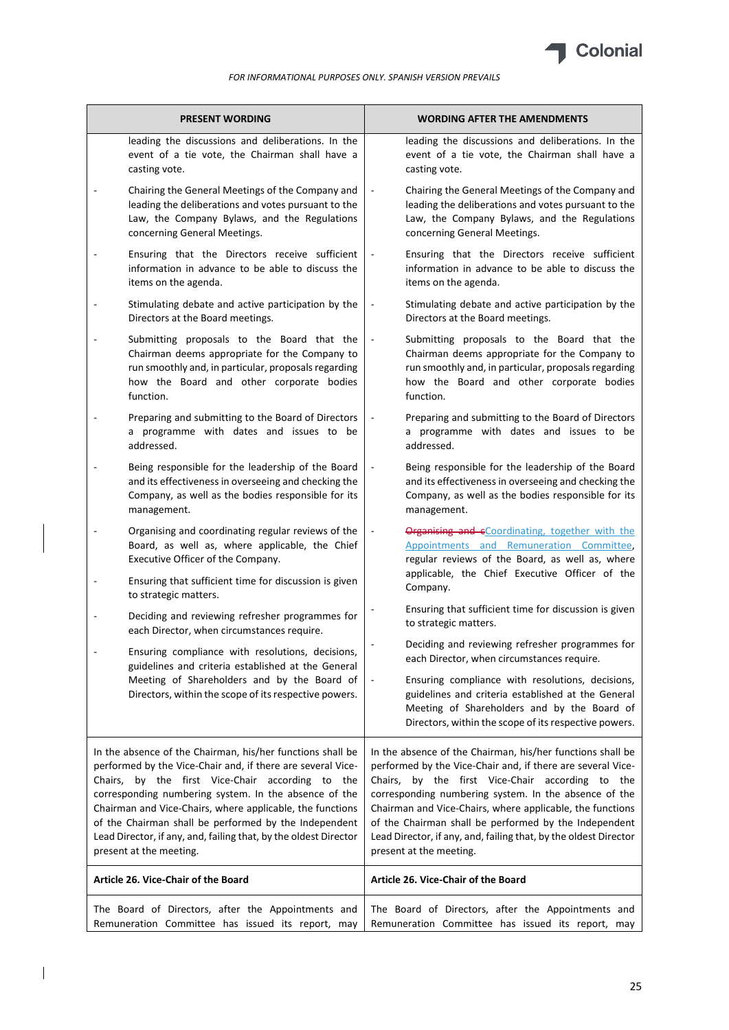*FOR INFORMATIONAL PURPOSES ONLY. SPANISH VERSION PREVAILS*

| PRESENT WORDING | WORDING AFTER THE AMENDMENTS |
|---|---|
| leading the discussions and deliberations. In the event of a tie vote, the Chairman shall have a casting vote.<br>- Chairing the General Meetings of the Company and leading the deliberations and votes pursuant to the Law, the Company Bylaws, and the Regulations concerning General Meetings.<br>- Ensuring that the Directors receive sufficient information in advance to be able to discuss the items on the agenda.<br>- Stimulating debate and active participation by the Directors at the Board meetings.<br>- Submitting proposals to the Board that the Chairman deems appropriate for the Company to run smoothly and, in particular, proposals regarding how the Board and other corporate bodies function.<br>- Preparing and submitting to the Board of Directors a programme with dates and issues to be addressed.<br>- Being responsible for the leadership of the Board and its effectiveness in overseeing and checking the Company, as well as the bodies responsible for its management.<br>- Organising and coordinating regular reviews of the Board, as well as, where applicable, the Chief Executive Officer of the Company.<br>- Ensuring that sufficient time for discussion is given to strategic matters.<br>- Deciding and reviewing refresher programmes for each Director, when circumstances require.<br>- Ensuring compliance with resolutions, decisions, guidelines and criteria established at the General Meeting of Shareholders and by the Board of Directors, within the scope of its respective powers. | leading the discussions and deliberations. In the event of a tie vote, the Chairman shall have a casting vote.<br>- Chairing the General Meetings of the Company and leading the deliberations and votes pursuant to the Law, the Company Bylaws, and the Regulations concerning General Meetings.<br>- Ensuring that the Directors receive sufficient information in advance to be able to discuss the items on the agenda.<br>- Stimulating debate and active participation by the Directors at the Board meetings.<br>- Submitting proposals to the Board that the Chairman deems appropriate for the Company to run smoothly and, in particular, proposals regarding how the Board and other corporate bodies function.<br>- Preparing and submitting to the Board of Directors a programme with dates and issues to be addressed.<br>- Being responsible for the leadership of the Board and its effectiveness in overseeing and checking the Company, as well as the bodies responsible for its management.<br>- ~~Organising and c~~Coordinating, together with the Appointments and Remuneration Committee, regular reviews of the Board, as well as, where applicable, the Chief Executive Officer of the Company.<br>- Ensuring that sufficient time for discussion is given to strategic matters.<br>- Deciding and reviewing refresher programmes for each Director, when circumstances require.<br>- Ensuring compliance with resolutions, decisions, guidelines and criteria established at the General Meeting of Shareholders and by the Board of Directors, within the scope of its respective powers. |
| In the absence of the Chairman, his/her functions shall be performed by the Vice-Chair and, if there are several Vice-Chairs, by the first Vice-Chair according to the corresponding numbering system. In the absence of the Chairman and Vice-Chairs, where applicable, the functions of the Chairman shall be performed by the Independent Lead Director, if any, and, failing that, by the oldest Director present at the meeting. | In the absence of the Chairman, his/her functions shall be performed by the Vice-Chair and, if there are several Vice-Chairs, by the first Vice-Chair according to the corresponding numbering system. In the absence of the Chairman and Vice-Chairs, where applicable, the functions of the Chairman shall be performed by the Independent Lead Director, if any, and, failing that, by the oldest Director present at the meeting. |
| **Article 26. Vice-Chair of the Board** | **Article 26. Vice-Chair of the Board** |
| The Board of Directors, after the Appointments and Remuneration Committee has issued its report, may | The Board of Directors, after the Appointments and Remuneration Committee has issued its report, may |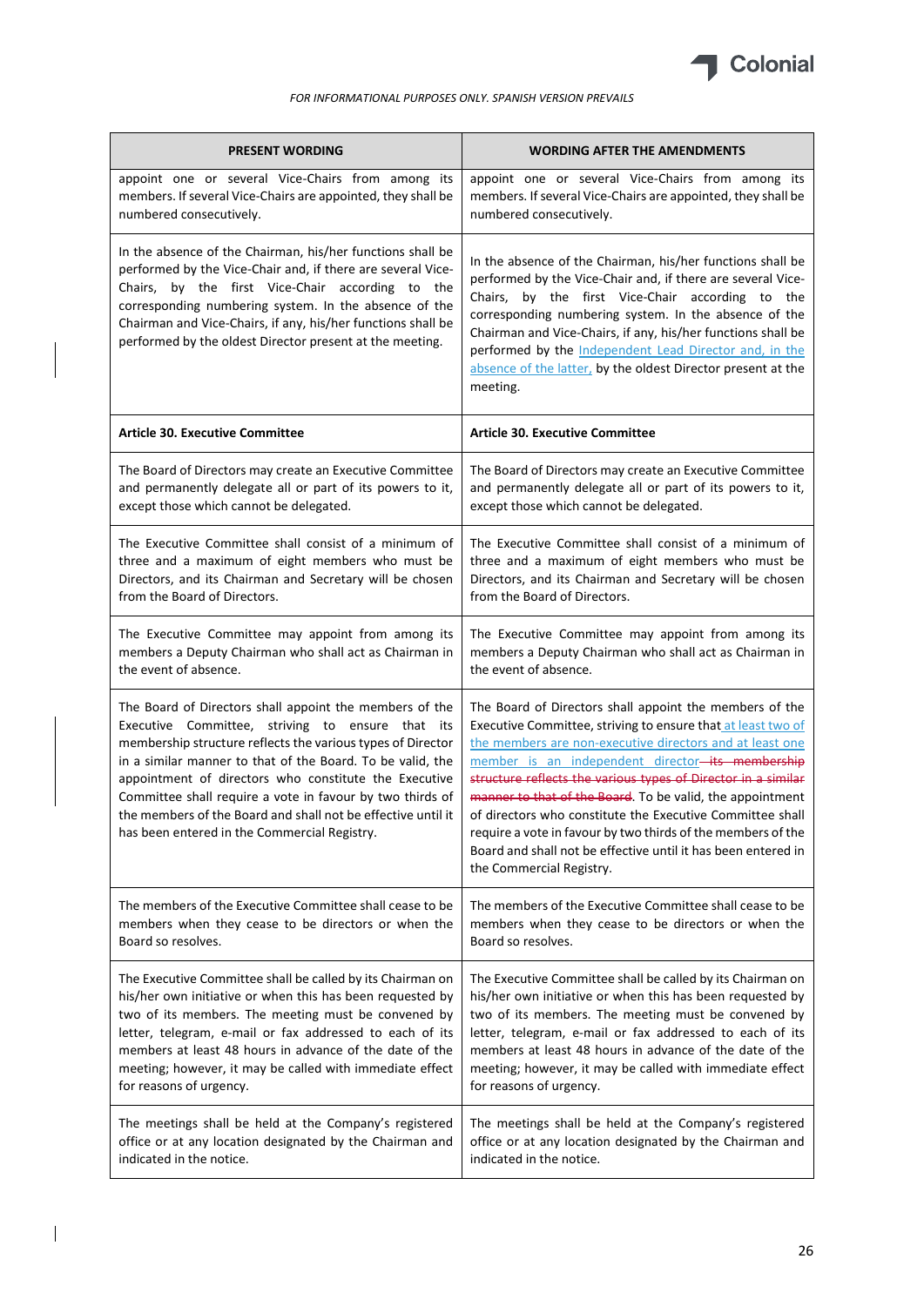FOR INFORMATIONAL PURPOSES ONLY. SPANISH VERSION PREVAILS

| PRESENT WORDING | WORDING AFTER THE AMENDMENTS |
|---|---|
| appoint one or several Vice-Chairs from among its members. If several Vice-Chairs are appointed, they shall be numbered consecutively. | appoint one or several Vice-Chairs from among its members. If several Vice-Chairs are appointed, they shall be numbered consecutively. |
| In the absence of the Chairman, his/her functions shall be performed by the Vice-Chair and, if there are several Vice-Chairs, by the first Vice-Chair according to the corresponding numbering system. In the absence of the Chairman and Vice-Chairs, if any, his/her functions shall be performed by the oldest Director present at the meeting. | In the absence of the Chairman, his/her functions shall be performed by the Vice-Chair and, if there are several Vice-Chairs, by the first Vice-Chair according to the corresponding numbering system. In the absence of the Chairman and Vice-Chairs, if any, his/her functions shall be performed by the Independent Lead Director and, in the absence of the latter, by the oldest Director present at the meeting. |
| **Article 30. Executive Committee** | **Article 30. Executive Committee** |
| The Board of Directors may create an Executive Committee and permanently delegate all or part of its powers to it, except those which cannot be delegated. | The Board of Directors may create an Executive Committee and permanently delegate all or part of its powers to it, except those which cannot be delegated. |
| The Executive Committee shall consist of a minimum of three and a maximum of eight members who must be Directors, and its Chairman and Secretary will be chosen from the Board of Directors. | The Executive Committee shall consist of a minimum of three and a maximum of eight members who must be Directors, and its Chairman and Secretary will be chosen from the Board of Directors. |
| The Executive Committee may appoint from among its members a Deputy Chairman who shall act as Chairman in the event of absence. | The Executive Committee may appoint from among its members a Deputy Chairman who shall act as Chairman in the event of absence. |
| The Board of Directors shall appoint the members of the Executive Committee, striving to ensure that its membership structure reflects the various types of Director in a similar manner to that of the Board. To be valid, the appointment of directors who constitute the Executive Committee shall require a vote in favour by two thirds of the members of the Board and shall not be effective until it has been entered in the Commercial Registry. | The Board of Directors shall appoint the members of the Executive Committee, striving to ensure that at least two of the members are non-executive directors and at least one member is an independent director ~~its membership structure reflects the various types of Director in a similar manner to that of the Board~~. To be valid, the appointment of directors who constitute the Executive Committee shall require a vote in favour by two thirds of the members of the Board and shall not be effective until it has been entered in the Commercial Registry. |
| The members of the Executive Committee shall cease to be members when they cease to be directors or when the Board so resolves. | The members of the Executive Committee shall cease to be members when they cease to be directors or when the Board so resolves. |
| The Executive Committee shall be called by its Chairman on his/her own initiative or when this has been requested by two of its members. The meeting must be convened by letter, telegram, e-mail or fax addressed to each of its members at least 48 hours in advance of the date of the meeting; however, it may be called with immediate effect for reasons of urgency. | The Executive Committee shall be called by its Chairman on his/her own initiative or when this has been requested by two of its members. The meeting must be convened by letter, telegram, e-mail or fax addressed to each of its members at least 48 hours in advance of the date of the meeting; however, it may be called with immediate effect for reasons of urgency. |
| The meetings shall be held at the Company's registered office or at any location designated by the Chairman and indicated in the notice. | The meetings shall be held at the Company's registered office or at any location designated by the Chairman and indicated in the notice. |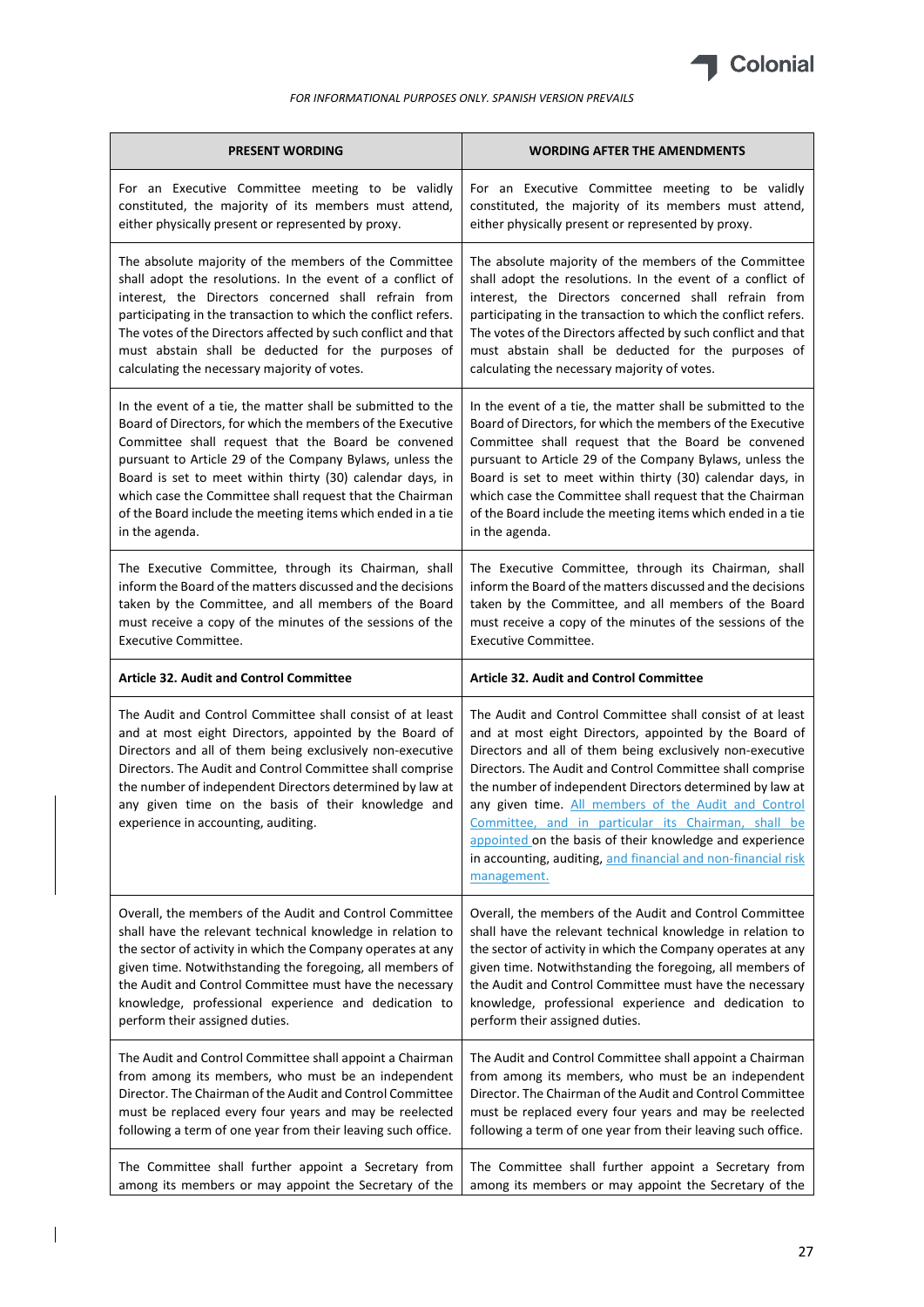*FOR INFORMATIONAL PURPOSES ONLY. SPANISH VERSION PREVAILS*

| PRESENT WORDING | WORDING AFTER THE AMENDMENTS |
|---|---|
| For an Executive Committee meeting to be validly constituted, the majority of its members must attend, either physically present or represented by proxy. | For an Executive Committee meeting to be validly constituted, the majority of its members must attend, either physically present or represented by proxy. |
| The absolute majority of the members of the Committee shall adopt the resolutions. In the event of a conflict of interest, the Directors concerned shall refrain from participating in the transaction to which the conflict refers. The votes of the Directors affected by such conflict and that must abstain shall be deducted for the purposes of calculating the necessary majority of votes. | The absolute majority of the members of the Committee shall adopt the resolutions. In the event of a conflict of interest, the Directors concerned shall refrain from participating in the transaction to which the conflict refers. The votes of the Directors affected by such conflict and that must abstain shall be deducted for the purposes of calculating the necessary majority of votes. |
| In the event of a tie, the matter shall be submitted to the Board of Directors, for which the members of the Executive Committee shall request that the Board be convened pursuant to Article 29 of the Company Bylaws, unless the Board is set to meet within thirty (30) calendar days, in which case the Committee shall request that the Chairman of the Board include the meeting items which ended in a tie in the agenda. | In the event of a tie, the matter shall be submitted to the Board of Directors, for which the members of the Executive Committee shall request that the Board be convened pursuant to Article 29 of the Company Bylaws, unless the Board is set to meet within thirty (30) calendar days, in which case the Committee shall request that the Chairman of the Board include the meeting items which ended in a tie in the agenda. |
| The Executive Committee, through its Chairman, shall inform the Board of the matters discussed and the decisions taken by the Committee, and all members of the Board must receive a copy of the minutes of the sessions of the Executive Committee. | The Executive Committee, through its Chairman, shall inform the Board of the matters discussed and the decisions taken by the Committee, and all members of the Board must receive a copy of the minutes of the sessions of the Executive Committee. |
| **Article 32. Audit and Control Committee** | **Article 32. Audit and Control Committee** |
| The Audit and Control Committee shall consist of at least and at most eight Directors, appointed by the Board of Directors and all of them being exclusively non-executive Directors. The Audit and Control Committee shall comprise the number of independent Directors determined by law at any given time on the basis of their knowledge and experience in accounting, auditing. | The Audit and Control Committee shall consist of at least and at most eight Directors, appointed by the Board of Directors and all of them being exclusively non-executive Directors. The Audit and Control Committee shall comprise the number of independent Directors determined by law at any given time. All members of the Audit and Control Committee, and in particular its Chairman, shall be appointed on the basis of their knowledge and experience in accounting, auditing, and financial and non-financial risk management. |
| Overall, the members of the Audit and Control Committee shall have the relevant technical knowledge in relation to the sector of activity in which the Company operates at any given time. Notwithstanding the foregoing, all members of the Audit and Control Committee must have the necessary knowledge, professional experience and dedication to perform their assigned duties. | Overall, the members of the Audit and Control Committee shall have the relevant technical knowledge in relation to the sector of activity in which the Company operates at any given time. Notwithstanding the foregoing, all members of the Audit and Control Committee must have the necessary knowledge, professional experience and dedication to perform their assigned duties. |
| The Audit and Control Committee shall appoint a Chairman from among its members, who must be an independent Director. The Chairman of the Audit and Control Committee must be replaced every four years and may be reelected following a term of one year from their leaving such office. | The Audit and Control Committee shall appoint a Chairman from among its members, who must be an independent Director. The Chairman of the Audit and Control Committee must be replaced every four years and may be reelected following a term of one year from their leaving such office. |
| The Committee shall further appoint a Secretary from among its members or may appoint the Secretary of the | The Committee shall further appoint a Secretary from among its members or may appoint the Secretary of the |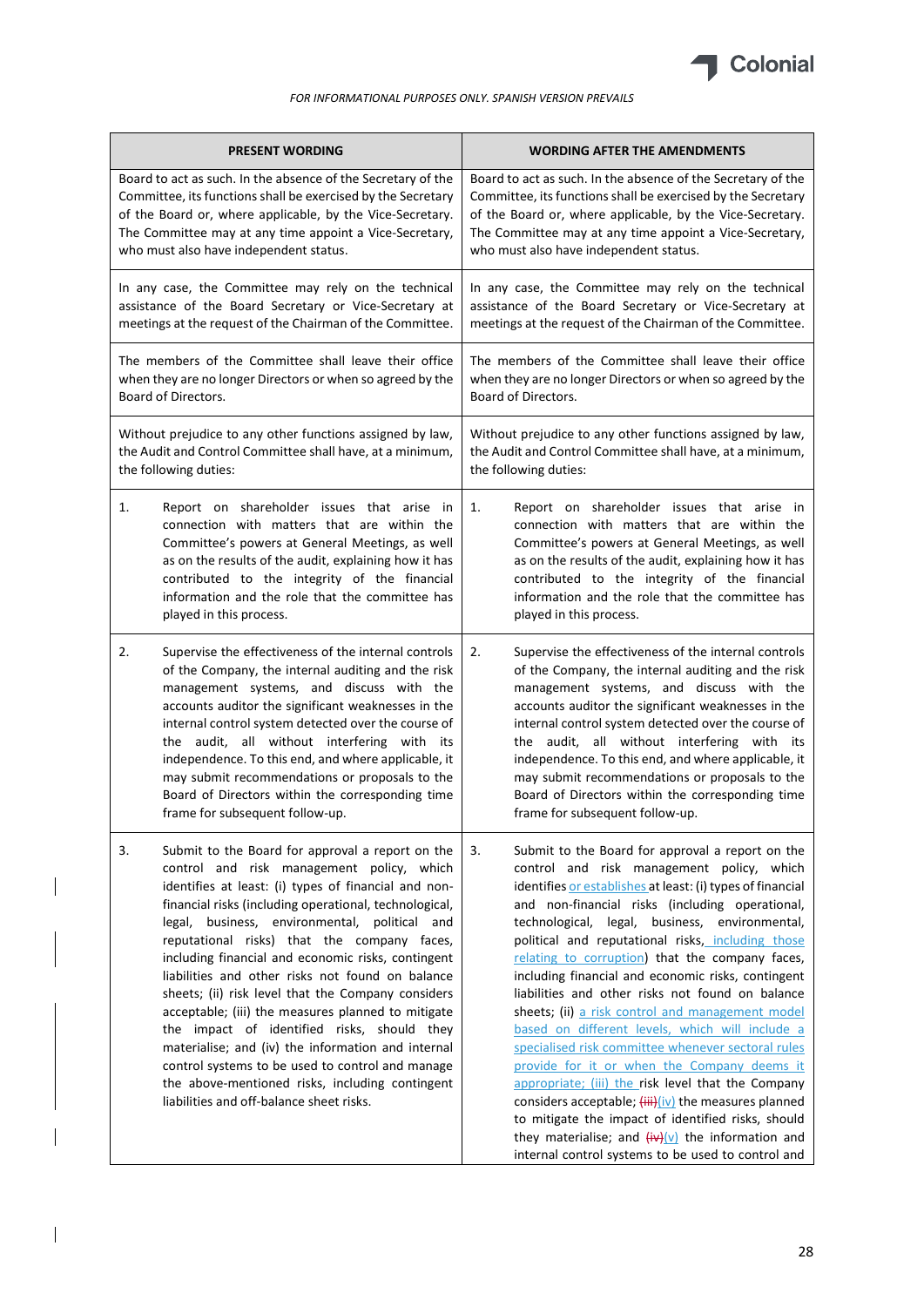*FOR INFORMATIONAL PURPOSES ONLY. SPANISH VERSION PREVAILS*

| PRESENT WORDING | WORDING AFTER THE AMENDMENTS |
|---|---|
| Board to act as such. In the absence of the Secretary of the Committee, its functions shall be exercised by the Secretary of the Board or, where applicable, by the Vice-Secretary. The Committee may at any time appoint a Vice-Secretary, who must also have independent status. | Board to act as such. In the absence of the Secretary of the Committee, its functions shall be exercised by the Secretary of the Board or, where applicable, by the Vice-Secretary. The Committee may at any time appoint a Vice-Secretary, who must also have independent status. |
| In any case, the Committee may rely on the technical assistance of the Board Secretary or Vice-Secretary at meetings at the request of the Chairman of the Committee. | In any case, the Committee may rely on the technical assistance of the Board Secretary or Vice-Secretary at meetings at the request of the Chairman of the Committee. |
| The members of the Committee shall leave their office when they are no longer Directors or when so agreed by the Board of Directors. | The members of the Committee shall leave their office when they are no longer Directors or when so agreed by the Board of Directors. |
| Without prejudice to any other functions assigned by law, the Audit and Control Committee shall have, at a minimum, the following duties: | Without prejudice to any other functions assigned by law, the Audit and Control Committee shall have, at a minimum, the following duties: |
| 1. Report on shareholder issues that arise in connection with matters that are within the Committee's powers at General Meetings, as well as on the results of the audit, explaining how it has contributed to the integrity of the financial information and the role that the committee has played in this process. | 1. Report on shareholder issues that arise in connection with matters that are within the Committee's powers at General Meetings, as well as on the results of the audit, explaining how it has contributed to the integrity of the financial information and the role that the committee has played in this process. |
| 2. Supervise the effectiveness of the internal controls of the Company, the internal auditing and the risk management systems, and discuss with the accounts auditor the significant weaknesses in the internal control system detected over the course of the audit, all without interfering with its independence. To this end, and where applicable, it may submit recommendations or proposals to the Board of Directors within the corresponding time frame for subsequent follow-up. | 2. Supervise the effectiveness of the internal controls of the Company, the internal auditing and the risk management systems, and discuss with the accounts auditor the significant weaknesses in the internal control system detected over the course of the audit, all without interfering with its independence. To this end, and where applicable, it may submit recommendations or proposals to the Board of Directors within the corresponding time frame for subsequent follow-up. |
| 3. Submit to the Board for approval a report on the control and risk management policy, which identifies at least: (i) types of financial and non-financial risks (including operational, technological, legal, business, environmental, political and reputational risks) that the company faces, including financial and economic risks, contingent liabilities and other risks not found on balance sheets; (ii) risk level that the Company considers acceptable; (iii) the measures planned to mitigate the impact of identified risks, should they materialise; and (iv) the information and internal control systems to be used to control and manage the above-mentioned risks, including contingent liabilities and off-balance sheet risks. | 3. Submit to the Board for approval a report on the control and risk management policy, which identifies or establishes at least: (i) types of financial and non-financial risks (including operational, technological, legal, business, environmental, political and reputational risks, including those relating to corruption) that the company faces, including financial and economic risks, contingent liabilities and other risks not found on balance sheets; (ii) a risk control and management model based on different levels, which will include a specialised risk committee whenever sectoral rules provide for it or when the Company deems it appropriate; (iii) the risk level that the Company considers acceptable; ~~(iii)~~(iv) the measures planned to mitigate the impact of identified risks, should they materialise; and ~~(iv)~~(v) the information and internal control systems to be used to control and |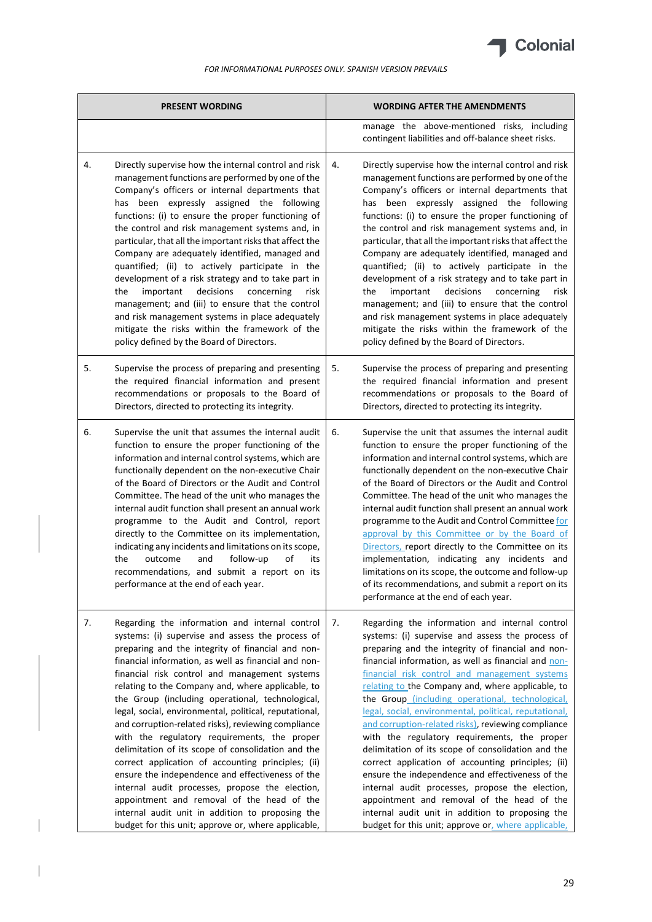*FOR INFORMATIONAL PURPOSES ONLY. SPANISH VERSION PREVAILS*

| PRESENT WORDING | WORDING AFTER THE AMENDMENTS |
|---|---|
| | manage the above-mentioned risks, including contingent liabilities and off-balance sheet risks. |
| 4. Directly supervise how the internal control and risk management functions are performed by one of the Company's officers or internal departments that has been expressly assigned the following functions: (i) to ensure the proper functioning of the control and risk management systems and, in particular, that all the important risks that affect the Company are adequately identified, managed and quantified; (ii) to actively participate in the development of a risk strategy and to take part in the important decisions concerning risk management; and (iii) to ensure that the control and risk management systems in place adequately mitigate the risks within the framework of the policy defined by the Board of Directors. | 4. Directly supervise how the internal control and risk management functions are performed by one of the Company's officers or internal departments that has been expressly assigned the following functions: (i) to ensure the proper functioning of the control and risk management systems and, in particular, that all the important risks that affect the Company are adequately identified, managed and quantified; (ii) to actively participate in the development of a risk strategy and to take part in the important decisions concerning risk management; and (iii) to ensure that the control and risk management systems in place adequately mitigate the risks within the framework of the policy defined by the Board of Directors. |
| 5. Supervise the process of preparing and presenting the required financial information and present recommendations or proposals to the Board of Directors, directed to protecting its integrity. | 5. Supervise the process of preparing and presenting the required financial information and present recommendations or proposals to the Board of Directors, directed to protecting its integrity. |
| 6. Supervise the unit that assumes the internal audit function to ensure the proper functioning of the information and internal control systems, which are functionally dependent on the non-executive Chair of the Board of Directors or the Audit and Control Committee. The head of the unit who manages the internal audit function shall present an annual work programme to the Audit and Control, report directly to the Committee on its implementation, indicating any incidents and limitations on its scope, the outcome and follow-up of its recommendations, and submit a report on its performance at the end of each year. | 6. Supervise the unit that assumes the internal audit function to ensure the proper functioning of the information and internal control systems, which are functionally dependent on the non-executive Chair of the Board of Directors or the Audit and Control Committee. The head of the unit who manages the internal audit function shall present an annual work programme to the Audit and Control Committee for approval by this Committee or by the Board of Directors, report directly to the Committee on its implementation, indicating any incidents and limitations on its scope, the outcome and follow-up of its recommendations, and submit a report on its performance at the end of each year. |
| 7. Regarding the information and internal control systems: (i) supervise and assess the process of preparing and the integrity of financial and non-financial information, as well as financial and non-financial risk control and management systems relating to the Company and, where applicable, to the Group (including operational, technological, legal, social, environmental, political, reputational, and corruption-related risks), reviewing compliance with the regulatory requirements, the proper delimitation of its scope of consolidation and the correct application of accounting principles; (ii) ensure the independence and effectiveness of the internal audit processes, propose the election, appointment and removal of the head of the internal audit unit in addition to proposing the budget for this unit; approve or, where applicable, | 7. Regarding the information and internal control systems: (i) supervise and assess the process of preparing and the integrity of financial and non-financial information, as well as financial and non-financial risk control and management systems relating to the Company and, where applicable, to the Group (including operational, technological, legal, social, environmental, political, reputational, and corruption-related risks), reviewing compliance with the regulatory requirements, the proper delimitation of its scope of consolidation and the correct application of accounting principles; (ii) ensure the independence and effectiveness of the internal audit processes, propose the election, appointment and removal of the head of the internal audit unit in addition to proposing the budget for this unit; approve or, where applicable, |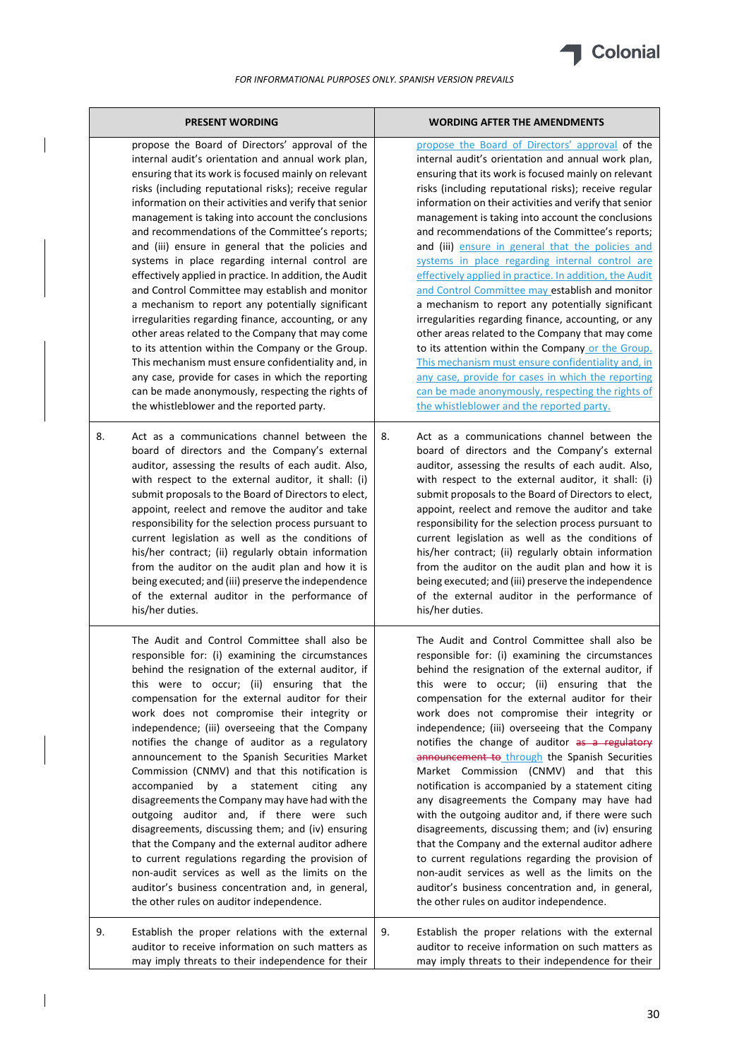*FOR INFORMATIONAL PURPOSES ONLY. SPANISH VERSION PREVAILS*

| PRESENT WORDING | | WORDING AFTER THE AMENDMENTS | |
|---|---|---|---|
| | propose the Board of Directors' approval of the internal audit's orientation and annual work plan, ensuring that its work is focused mainly on relevant risks (including reputational risks); receive regular information on their activities and verify that senior management is taking into account the conclusions and recommendations of the Committee's reports; and (iii) ensure in general that the policies and systems in place regarding internal control are effectively applied in practice. In addition, the Audit and Control Committee may establish and monitor a mechanism to report any potentially significant irregularities regarding finance, accounting, or any other areas related to the Company that may come to its attention within the Company or the Group. This mechanism must ensure confidentiality and, in any case, provide for cases in which the reporting can be made anonymously, respecting the rights of the whistleblower and the reported party. | | propose the Board of Directors' approval of the internal audit's orientation and annual work plan, ensuring that its work is focused mainly on relevant risks (including reputational risks); receive regular information on their activities and verify that senior management is taking into account the conclusions and recommendations of the Committee's reports; and (iii) ensure in general that the policies and systems in place regarding internal control are effectively applied in practice. In addition, the Audit and Control Committee may establish and monitor a mechanism to report any potentially significant irregularities regarding finance, accounting, or any other areas related to the Company that may come to its attention within the Company or the Group. This mechanism must ensure confidentiality and, in any case, provide for cases in which the reporting can be made anonymously, respecting the rights of the whistleblower and the reported party. |
| 8. | Act as a communications channel between the board of directors and the Company's external auditor, assessing the results of each audit. Also, with respect to the external auditor, it shall: (i) submit proposals to the Board of Directors to elect, appoint, reelect and remove the auditor and take responsibility for the selection process pursuant to current legislation as well as the conditions of his/her contract; (ii) regularly obtain information from the auditor on the audit plan and how it is being executed; and (iii) preserve the independence of the external auditor in the performance of his/her duties. | 8. | Act as a communications channel between the board of directors and the Company's external auditor, assessing the results of each audit. Also, with respect to the external auditor, it shall: (i) submit proposals to the Board of Directors to elect, appoint, reelect and remove the auditor and take responsibility for the selection process pursuant to current legislation as well as the conditions of his/her contract; (ii) regularly obtain information from the auditor on the audit plan and how it is being executed; and (iii) preserve the independence of the external auditor in the performance of his/her duties. |
| | The Audit and Control Committee shall also be responsible for: (i) examining the circumstances behind the resignation of the external auditor, if this were to occur; (ii) ensuring that the compensation for the external auditor for their work does not compromise their integrity or independence; (iii) overseeing that the Company notifies the change of auditor as a regulatory announcement to the Spanish Securities Market Commission (CNMV) and that this notification is accompanied by a statement citing any disagreements the Company may have had with the outgoing auditor and, if there were such disagreements, discussing them; and (iv) ensuring that the Company and the external auditor adhere to current regulations regarding the provision of non-audit services as well as the limits on the auditor's business concentration and, in general, the other rules on auditor independence. | | The Audit and Control Committee shall also be responsible for: (i) examining the circumstances behind the resignation of the external auditor, if this were to occur; (ii) ensuring that the compensation for the external auditor for their work does not compromise their integrity or independence; (iii) overseeing that the Company notifies the change of auditor ~~as a regulatory announcement to~~ through the Spanish Securities Market Commission (CNMV) and that this notification is accompanied by a statement citing any disagreements the Company may have had with the outgoing auditor and, if there were such disagreements, discussing them; and (iv) ensuring that the Company and the external auditor adhere to current regulations regarding the provision of non-audit services as well as the limits on the auditor's business concentration and, in general, the other rules on auditor independence. |
| 9. | Establish the proper relations with the external auditor to receive information on such matters as may imply threats to their independence for their | 9. | Establish the proper relations with the external auditor to receive information on such matters as may imply threats to their independence for their |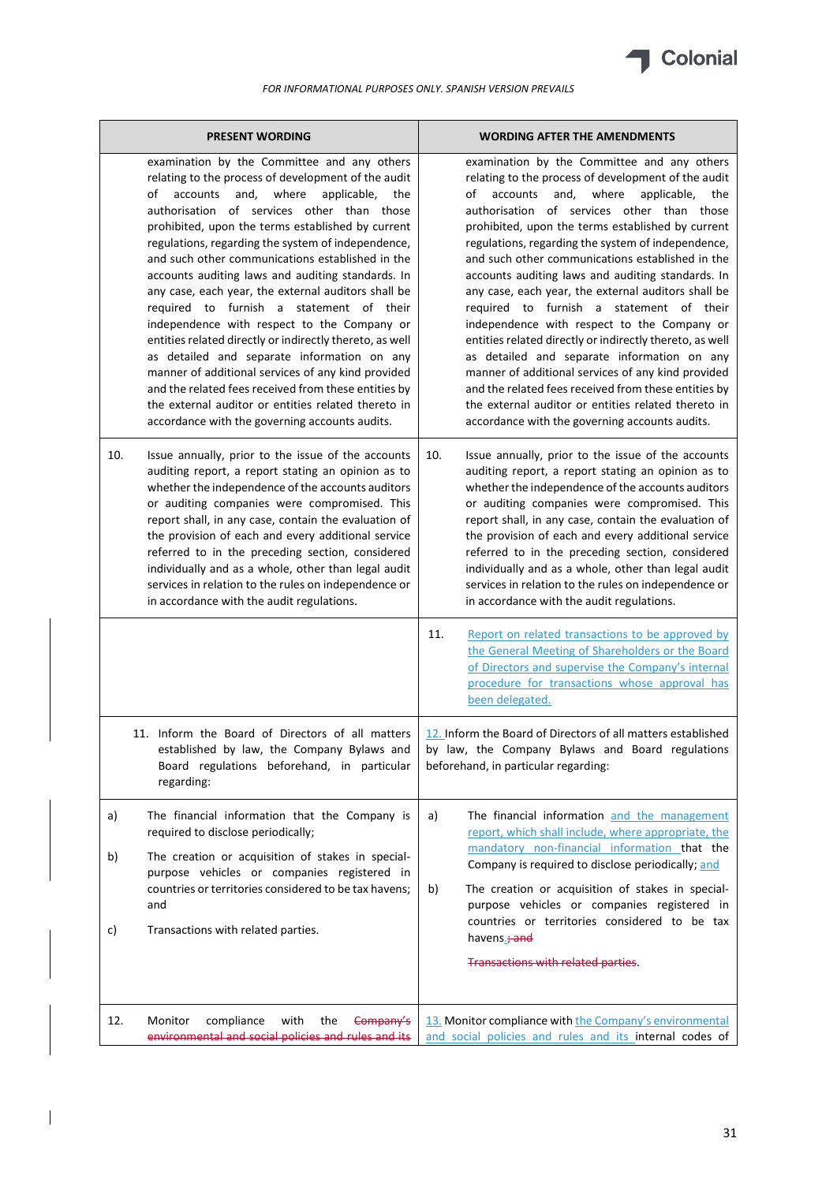*FOR INFORMATIONAL PURPOSES ONLY. SPANISH VERSION PREVAILS*

| PRESENT WORDING | WORDING AFTER THE AMENDMENTS |
|---|---|
| examination by the Committee and any others relating to the process of development of the audit of accounts and, where applicable, the authorisation of services other than those prohibited, upon the terms established by current regulations, regarding the system of independence, and such other communications established in the accounts auditing laws and auditing standards. In any case, each year, the external auditors shall be required to furnish a statement of their independence with respect to the Company or entities related directly or indirectly thereto, as well as detailed and separate information on any manner of additional services of any kind provided and the related fees received from these entities by the external auditor or entities related thereto in accordance with the governing accounts audits. | examination by the Committee and any others relating to the process of development of the audit of accounts and, where applicable, the authorisation of services other than those prohibited, upon the terms established by current regulations, regarding the system of independence, and such other communications established in the accounts auditing laws and auditing standards. In any case, each year, the external auditors shall be required to furnish a statement of their independence with respect to the Company or entities related directly or indirectly thereto, as well as detailed and separate information on any manner of additional services of any kind provided and the related fees received from these entities by the external auditor or entities related thereto in accordance with the governing accounts audits. |
| 10. Issue annually, prior to the issue of the accounts auditing report, a report stating an opinion as to whether the independence of the accounts auditors or auditing companies were compromised. This report shall, in any case, contain the evaluation of the provision of each and every additional service referred to in the preceding section, considered individually and as a whole, other than legal audit services in relation to the rules on independence or in accordance with the audit regulations. | 10. Issue annually, prior to the issue of the accounts auditing report, a report stating an opinion as to whether the independence of the accounts auditors or auditing companies were compromised. This report shall, in any case, contain the evaluation of the provision of each and every additional service referred to in the preceding section, considered individually and as a whole, other than legal audit services in relation to the rules on independence or in accordance with the audit regulations. |
| | 11. Report on related transactions to be approved by the General Meeting of Shareholders or the Board of Directors and supervise the Company's internal procedure for transactions whose approval has been delegated. |
| 11. Inform the Board of Directors of all matters established by law, the Company Bylaws and Board regulations beforehand, in particular regarding: | 12. Inform the Board of Directors of all matters established by law, the Company Bylaws and Board regulations beforehand, in particular regarding: |
| a) The financial information that the Company is required to disclose periodically;<br><br>b) The creation or acquisition of stakes in special-purpose vehicles or companies registered in countries or territories considered to be tax havens; and<br><br>c) Transactions with related parties. | a) The financial information and the management report, which shall include, where appropriate, the mandatory non-financial information that the Company is required to disclose periodically; and<br><br>b) The creation or acquisition of stakes in special-purpose vehicles or companies registered in countries or territories considered to be tax havens.~~; and~~<br><br>~~Transactions with related parties~~. |
| 12. Monitor compliance with the ~~Company's environmental and social policies and rules and its~~ | 13. Monitor compliance with the Company's environmental and social policies and rules and its internal codes of |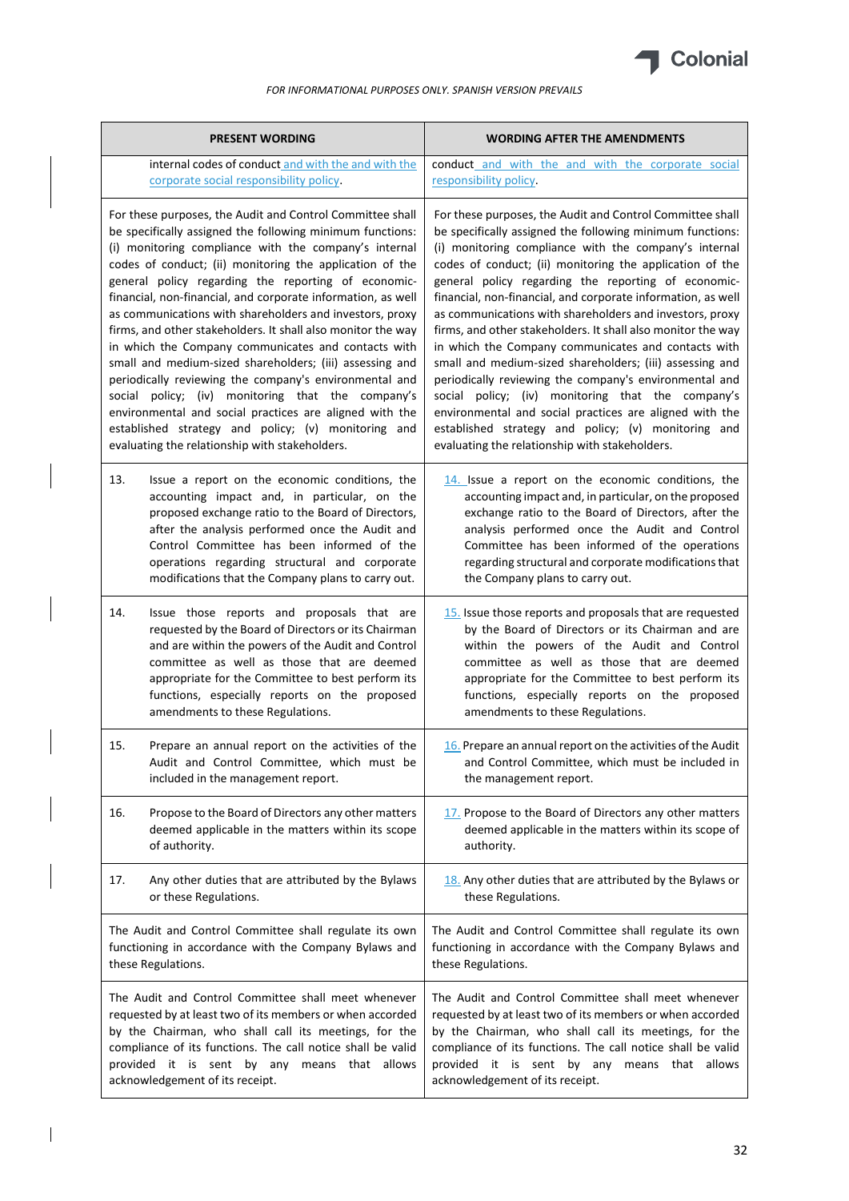*FOR INFORMATIONAL PURPOSES ONLY. SPANISH VERSION PREVAILS*

| PRESENT WORDING | WORDING AFTER THE AMENDMENTS |
|---|---|
| internal codes of conduct and with the and with the corporate social responsibility policy. | conduct and with the and with the corporate social responsibility policy. |
| For these purposes, the Audit and Control Committee shall be specifically assigned the following minimum functions: (i) monitoring compliance with the company's internal codes of conduct; (ii) monitoring the application of the general policy regarding the reporting of economic-financial, non-financial, and corporate information, as well as communications with shareholders and investors, proxy firms, and other stakeholders. It shall also monitor the way in which the Company communicates and contacts with small and medium-sized shareholders; (iii) assessing and periodically reviewing the company's environmental and social policy; (iv) monitoring that the company's environmental and social practices are aligned with the established strategy and policy; (v) monitoring and evaluating the relationship with stakeholders. | For these purposes, the Audit and Control Committee shall be specifically assigned the following minimum functions: (i) monitoring compliance with the company's internal codes of conduct; (ii) monitoring the application of the general policy regarding the reporting of economic-financial, non-financial, and corporate information, as well as communications with shareholders and investors, proxy firms, and other stakeholders. It shall also monitor the way in which the Company communicates and contacts with small and medium-sized shareholders; (iii) assessing and periodically reviewing the company's environmental and social policy; (iv) monitoring that the company's environmental and social practices are aligned with the established strategy and policy; (v) monitoring and evaluating the relationship with stakeholders. |
| 13. Issue a report on the economic conditions, the accounting impact and, in particular, on the proposed exchange ratio to the Board of Directors, after the analysis performed once the Audit and Control Committee has been informed of the operations regarding structural and corporate modifications that the Company plans to carry out. | 14. Issue a report on the economic conditions, the accounting impact and, in particular, on the proposed exchange ratio to the Board of Directors, after the analysis performed once the Audit and Control Committee has been informed of the operations regarding structural and corporate modifications that the Company plans to carry out. |
| 14. Issue those reports and proposals that are requested by the Board of Directors or its Chairman and are within the powers of the Audit and Control committee as well as those that are deemed appropriate for the Committee to best perform its functions, especially reports on the proposed amendments to these Regulations. | 15. Issue those reports and proposals that are requested by the Board of Directors or its Chairman and are within the powers of the Audit and Control committee as well as those that are deemed appropriate for the Committee to best perform its functions, especially reports on the proposed amendments to these Regulations. |
| 15. Prepare an annual report on the activities of the Audit and Control Committee, which must be included in the management report. | 16. Prepare an annual report on the activities of the Audit and Control Committee, which must be included in the management report. |
| 16. Propose to the Board of Directors any other matters deemed applicable in the matters within its scope of authority. | 17. Propose to the Board of Directors any other matters deemed applicable in the matters within its scope of authority. |
| 17. Any other duties that are attributed by the Bylaws or these Regulations. | 18. Any other duties that are attributed by the Bylaws or these Regulations. |
| The Audit and Control Committee shall regulate its own functioning in accordance with the Company Bylaws and these Regulations. | The Audit and Control Committee shall regulate its own functioning in accordance with the Company Bylaws and these Regulations. |
| The Audit and Control Committee shall meet whenever requested by at least two of its members or when accorded by the Chairman, who shall call its meetings, for the compliance of its functions. The call notice shall be valid provided it is sent by any means that allows acknowledgement of its receipt. | The Audit and Control Committee shall meet whenever requested by at least two of its members or when accorded by the Chairman, who shall call its meetings, for the compliance of its functions. The call notice shall be valid provided it is sent by any means that allows acknowledgement of its receipt. |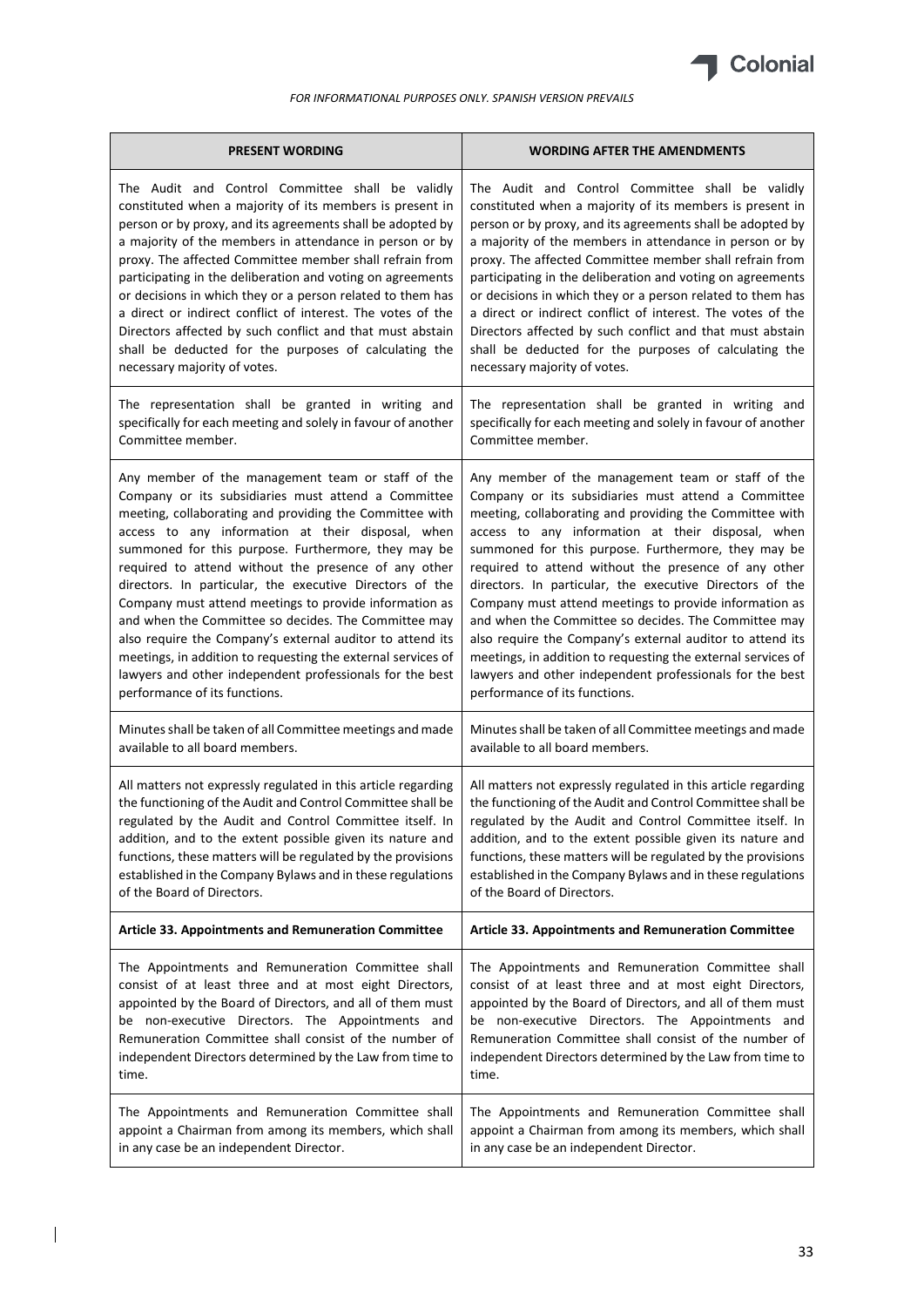*FOR INFORMATIONAL PURPOSES ONLY. SPANISH VERSION PREVAILS*

| PRESENT WORDING | WORDING AFTER THE AMENDMENTS |
| --- | --- |
| The Audit and Control Committee shall be validly constituted when a majority of its members is present in person or by proxy, and its agreements shall be adopted by a majority of the members in attendance in person or by proxy. The affected Committee member shall refrain from participating in the deliberation and voting on agreements or decisions in which they or a person related to them has a direct or indirect conflict of interest. The votes of the Directors affected by such conflict and that must abstain shall be deducted for the purposes of calculating the necessary majority of votes. | The Audit and Control Committee shall be validly constituted when a majority of its members is present in person or by proxy, and its agreements shall be adopted by a majority of the members in attendance in person or by proxy. The affected Committee member shall refrain from participating in the deliberation and voting on agreements or decisions in which they or a person related to them has a direct or indirect conflict of interest. The votes of the Directors affected by such conflict and that must abstain shall be deducted for the purposes of calculating the necessary majority of votes. |
| The representation shall be granted in writing and specifically for each meeting and solely in favour of another Committee member. | The representation shall be granted in writing and specifically for each meeting and solely in favour of another Committee member. |
| Any member of the management team or staff of the Company or its subsidiaries must attend a Committee meeting, collaborating and providing the Committee with access to any information at their disposal, when summoned for this purpose. Furthermore, they may be required to attend without the presence of any other directors. In particular, the executive Directors of the Company must attend meetings to provide information as and when the Committee so decides. The Committee may also require the Company's external auditor to attend its meetings, in addition to requesting the external services of lawyers and other independent professionals for the best performance of its functions. | Any member of the management team or staff of the Company or its subsidiaries must attend a Committee meeting, collaborating and providing the Committee with access to any information at their disposal, when summoned for this purpose. Furthermore, they may be required to attend without the presence of any other directors. In particular, the executive Directors of the Company must attend meetings to provide information as and when the Committee so decides. The Committee may also require the Company's external auditor to attend its meetings, in addition to requesting the external services of lawyers and other independent professionals for the best performance of its functions. |
| Minutes shall be taken of all Committee meetings and made available to all board members. | Minutes shall be taken of all Committee meetings and made available to all board members. |
| All matters not expressly regulated in this article regarding the functioning of the Audit and Control Committee shall be regulated by the Audit and Control Committee itself. In addition, and to the extent possible given its nature and functions, these matters will be regulated by the provisions established in the Company Bylaws and in these regulations of the Board of Directors. | All matters not expressly regulated in this article regarding the functioning of the Audit and Control Committee shall be regulated by the Audit and Control Committee itself. In addition, and to the extent possible given its nature and functions, these matters will be regulated by the provisions established in the Company Bylaws and in these regulations of the Board of Directors. |
| **Article 33. Appointments and Remuneration Committee** | **Article 33. Appointments and Remuneration Committee** |
| The Appointments and Remuneration Committee shall consist of at least three and at most eight Directors, appointed by the Board of Directors, and all of them must be non-executive Directors. The Appointments and Remuneration Committee shall consist of the number of independent Directors determined by the Law from time to time. | The Appointments and Remuneration Committee shall consist of at least three and at most eight Directors, appointed by the Board of Directors, and all of them must be non-executive Directors. The Appointments and Remuneration Committee shall consist of the number of independent Directors determined by the Law from time to time. |
| The Appointments and Remuneration Committee shall appoint a Chairman from among its members, which shall in any case be an independent Director. | The Appointments and Remuneration Committee shall appoint a Chairman from among its members, which shall in any case be an independent Director. |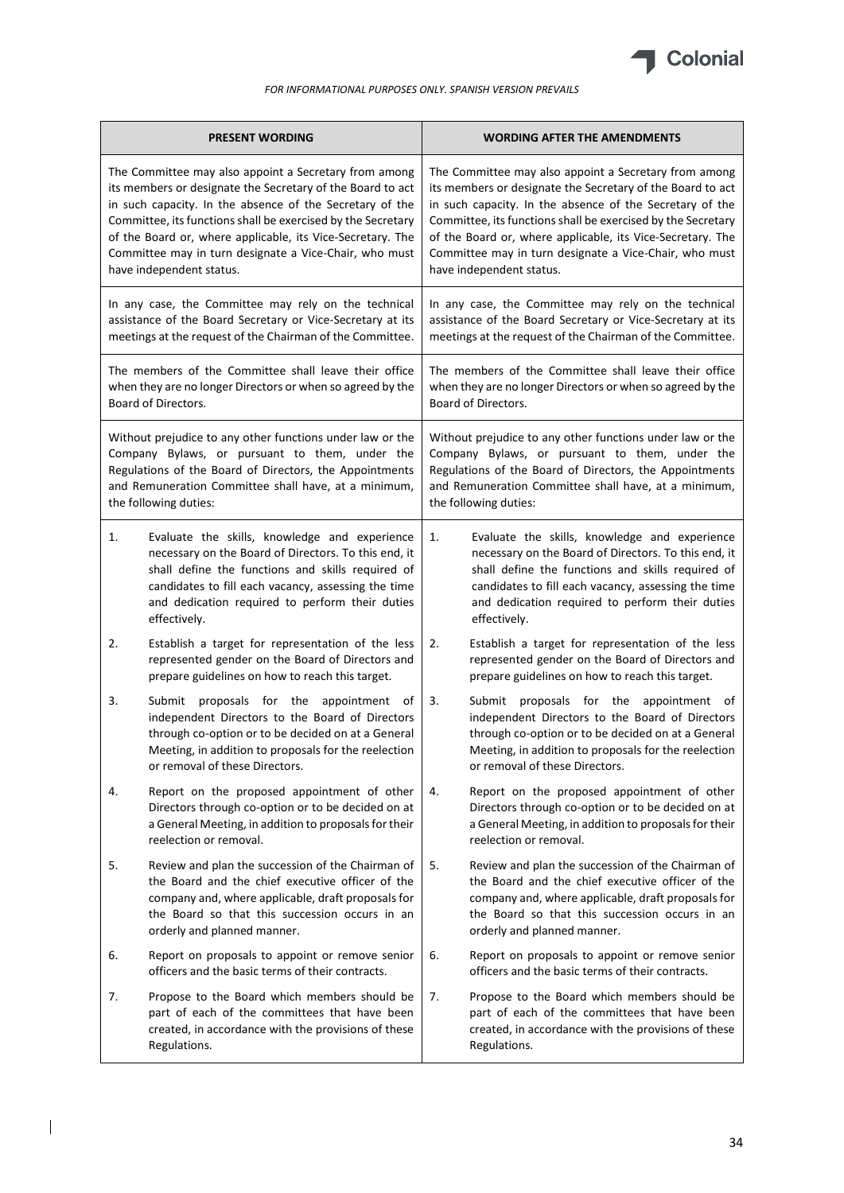*FOR INFORMATIONAL PURPOSES ONLY. SPANISH VERSION PREVAILS*

| PRESENT WORDING | WORDING AFTER THE AMENDMENTS |
|---|---|
| The Committee may also appoint a Secretary from among its members or designate the Secretary of the Board to act in such capacity. In the absence of the Secretary of the Committee, its functions shall be exercised by the Secretary of the Board or, where applicable, its Vice-Secretary. The Committee may in turn designate a Vice-Chair, who must have independent status. | The Committee may also appoint a Secretary from among its members or designate the Secretary of the Board to act in such capacity. In the absence of the Secretary of the Committee, its functions shall be exercised by the Secretary of the Board or, where applicable, its Vice-Secretary. The Committee may in turn designate a Vice-Chair, who must have independent status. |
| In any case, the Committee may rely on the technical assistance of the Board Secretary or Vice-Secretary at its meetings at the request of the Chairman of the Committee. | In any case, the Committee may rely on the technical assistance of the Board Secretary or Vice-Secretary at its meetings at the request of the Chairman of the Committee. |
| The members of the Committee shall leave their office when they are no longer Directors or when so agreed by the Board of Directors. | The members of the Committee shall leave their office when they are no longer Directors or when so agreed by the Board of Directors. |
| Without prejudice to any other functions under law or the Company Bylaws, or pursuant to them, under the Regulations of the Board of Directors, the Appointments and Remuneration Committee shall have, at a minimum, the following duties: | Without prejudice to any other functions under law or the Company Bylaws, or pursuant to them, under the Regulations of the Board of Directors, the Appointments and Remuneration Committee shall have, at a minimum, the following duties: |
| 1. Evaluate the skills, knowledge and experience necessary on the Board of Directors. To this end, it shall define the functions and skills required of candidates to fill each vacancy, assessing the time and dedication required to perform their duties effectively.<br>2. Establish a target for representation of the less represented gender on the Board of Directors and prepare guidelines on how to reach this target.<br>3. Submit proposals for the appointment of independent Directors to the Board of Directors through co-option or to be decided on at a General Meeting, in addition to proposals for the reelection or removal of these Directors.<br>4. Report on the proposed appointment of other Directors through co-option or to be decided on at a General Meeting, in addition to proposals for their reelection or removal.<br>5. Review and plan the succession of the Chairman of the Board and the chief executive officer of the company and, where applicable, draft proposals for the Board so that this succession occurs in an orderly and planned manner.<br>6. Report on proposals to appoint or remove senior officers and the basic terms of their contracts.<br>7. Propose to the Board which members should be part of each of the committees that have been created, in accordance with the provisions of these Regulations. | 1. Evaluate the skills, knowledge and experience necessary on the Board of Directors. To this end, it shall define the functions and skills required of candidates to fill each vacancy, assessing the time and dedication required to perform their duties effectively.<br>2. Establish a target for representation of the less represented gender on the Board of Directors and prepare guidelines on how to reach this target.<br>3. Submit proposals for the appointment of independent Directors to the Board of Directors through co-option or to be decided on at a General Meeting, in addition to proposals for the reelection or removal of these Directors.<br>4. Report on the proposed appointment of other Directors through co-option or to be decided on at a General Meeting, in addition to proposals for their reelection or removal.<br>5. Review and plan the succession of the Chairman of the Board and the chief executive officer of the company and, where applicable, draft proposals for the Board so that this succession occurs in an orderly and planned manner.<br>6. Report on proposals to appoint or remove senior officers and the basic terms of their contracts.<br>7. Propose to the Board which members should be part of each of the committees that have been created, in accordance with the provisions of these Regulations. |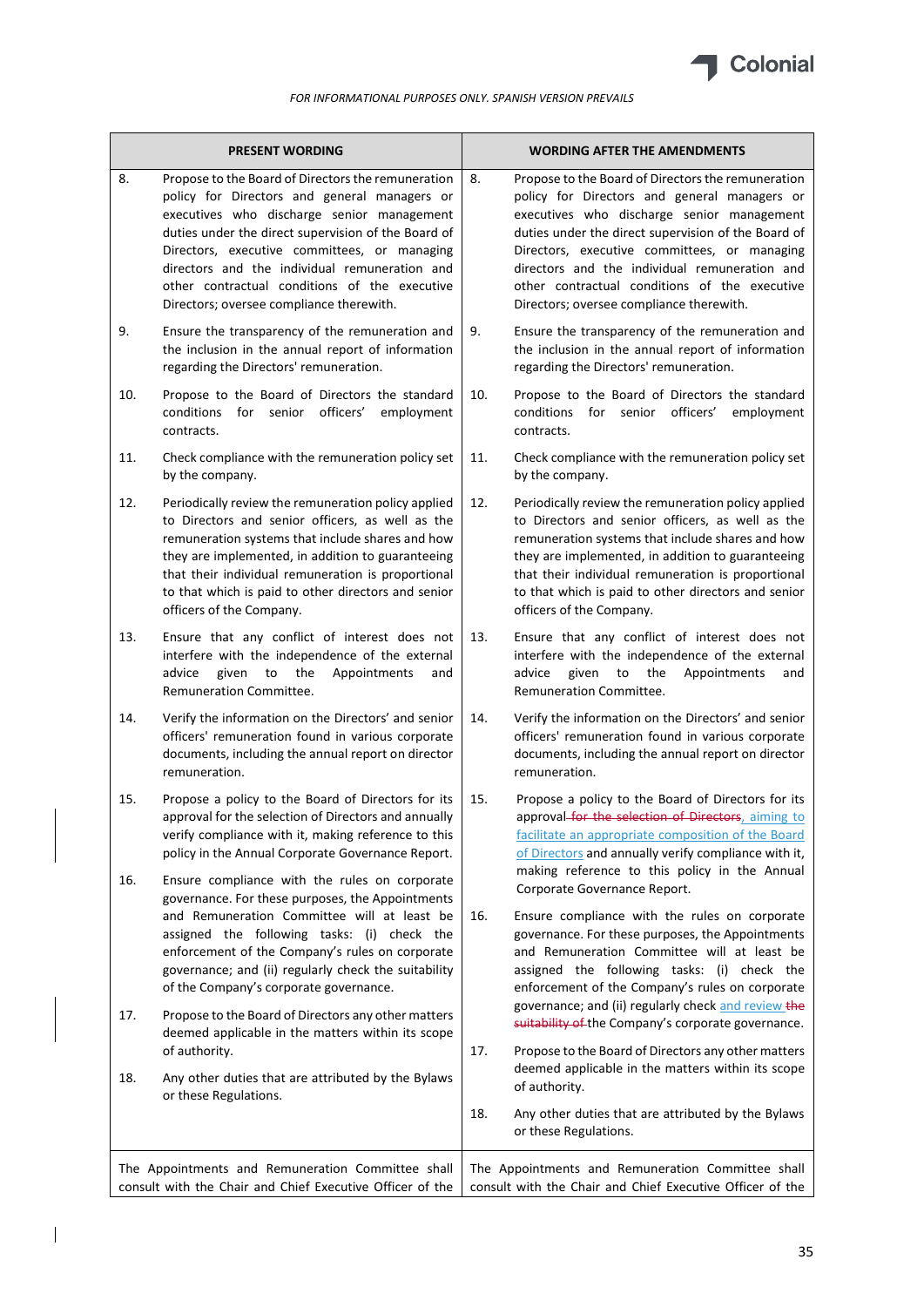*FOR INFORMATIONAL PURPOSES ONLY. SPANISH VERSION PREVAILS*

| PRESENT WORDING | WORDING AFTER THE AMENDMENTS |
|---|---|
| 8. Propose to the Board of Directors the remuneration policy for Directors and general managers or executives who discharge senior management duties under the direct supervision of the Board of Directors, executive committees, or managing directors and the individual remuneration and other contractual conditions of the executive Directors; oversee compliance therewith. | 8. Propose to the Board of Directors the remuneration policy for Directors and general managers or executives who discharge senior management duties under the direct supervision of the Board of Directors, executive committees, or managing directors and the individual remuneration and other contractual conditions of the executive Directors; oversee compliance therewith. |
| 9. Ensure the transparency of the remuneration and the inclusion in the annual report of information regarding the Directors' remuneration. | 9. Ensure the transparency of the remuneration and the inclusion in the annual report of information regarding the Directors' remuneration. |
| 10. Propose to the Board of Directors the standard conditions for senior officers' employment contracts. | 10. Propose to the Board of Directors the standard conditions for senior officers' employment contracts. |
| 11. Check compliance with the remuneration policy set by the company. | 11. Check compliance with the remuneration policy set by the company. |
| 12. Periodically review the remuneration policy applied to Directors and senior officers, as well as the remuneration systems that include shares and how they are implemented, in addition to guaranteeing that their individual remuneration is proportional to that which is paid to other directors and senior officers of the Company. | 12. Periodically review the remuneration policy applied to Directors and senior officers, as well as the remuneration systems that include shares and how they are implemented, in addition to guaranteeing that their individual remuneration is proportional to that which is paid to other directors and senior officers of the Company. |
| 13. Ensure that any conflict of interest does not interfere with the independence of the external advice given to the Appointments and Remuneration Committee. | 13. Ensure that any conflict of interest does not interfere with the independence of the external advice given to the Appointments and Remuneration Committee. |
| 14. Verify the information on the Directors' and senior officers' remuneration found in various corporate documents, including the annual report on director remuneration. | 14. Verify the information on the Directors' and senior officers' remuneration found in various corporate documents, including the annual report on director remuneration. |
| 15. Propose a policy to the Board of Directors for its approval for the selection of Directors and annually verify compliance with it, making reference to this policy in the Annual Corporate Governance Report. | 15. Propose a policy to the Board of Directors for its approval ~~for the selection of Directors~~, aiming to facilitate an appropriate composition of the Board of Directors and annually verify compliance with it, making reference to this policy in the Annual Corporate Governance Report. |
| 16. Ensure compliance with the rules on corporate governance. For these purposes, the Appointments and Remuneration Committee will at least be assigned the following tasks: (i) check the enforcement of the Company's rules on corporate governance; and (ii) regularly check the suitability of the Company's corporate governance. | 16. Ensure compliance with the rules on corporate governance. For these purposes, the Appointments and Remuneration Committee will at least be assigned the following tasks: (i) check the enforcement of the Company's rules on corporate governance; and (ii) regularly check and review ~~the suitability of~~ the Company's corporate governance. |
| 17. Propose to the Board of Directors any other matters deemed applicable in the matters within its scope of authority. | 17. Propose to the Board of Directors any other matters deemed applicable in the matters within its scope of authority. |
| 18. Any other duties that are attributed by the Bylaws or these Regulations. | 18. Any other duties that are attributed by the Bylaws or these Regulations. |
| The Appointments and Remuneration Committee shall consult with the Chair and Chief Executive Officer of the | The Appointments and Remuneration Committee shall consult with the Chair and Chief Executive Officer of the |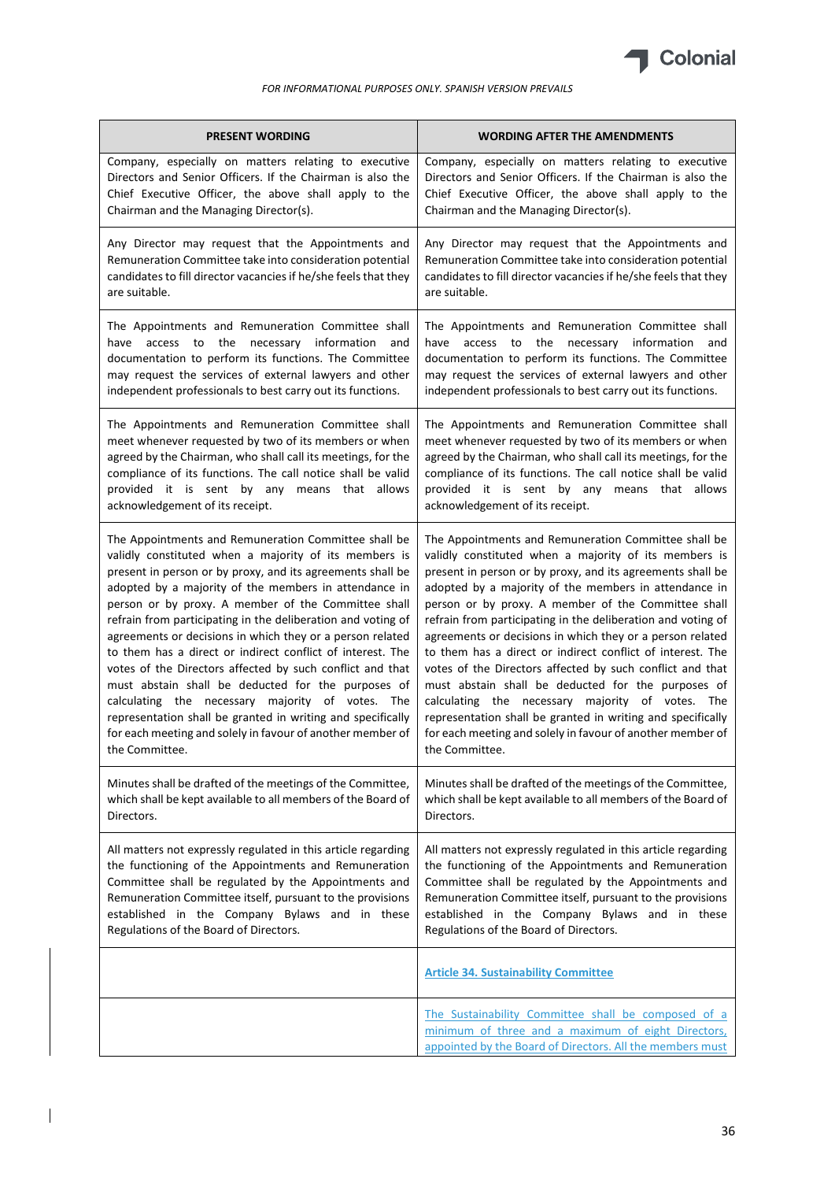*FOR INFORMATIONAL PURPOSES ONLY. SPANISH VERSION PREVAILS*

| PRESENT WORDING | WORDING AFTER THE AMENDMENTS |
|---|---|
| Company, especially on matters relating to executive Directors and Senior Officers. If the Chairman is also the Chief Executive Officer, the above shall apply to the Chairman and the Managing Director(s). | Company, especially on matters relating to executive Directors and Senior Officers. If the Chairman is also the Chief Executive Officer, the above shall apply to the Chairman and the Managing Director(s). |
| Any Director may request that the Appointments and Remuneration Committee take into consideration potential candidates to fill director vacancies if he/she feels that they are suitable. | Any Director may request that the Appointments and Remuneration Committee take into consideration potential candidates to fill director vacancies if he/she feels that they are suitable. |
| The Appointments and Remuneration Committee shall have access to the necessary information and documentation to perform its functions. The Committee may request the services of external lawyers and other independent professionals to best carry out its functions. | The Appointments and Remuneration Committee shall have access to the necessary information and documentation to perform its functions. The Committee may request the services of external lawyers and other independent professionals to best carry out its functions. |
| The Appointments and Remuneration Committee shall meet whenever requested by two of its members or when agreed by the Chairman, who shall call its meetings, for the compliance of its functions. The call notice shall be valid provided it is sent by any means that allows acknowledgement of its receipt. | The Appointments and Remuneration Committee shall meet whenever requested by two of its members or when agreed by the Chairman, who shall call its meetings, for the compliance of its functions. The call notice shall be valid provided it is sent by any means that allows acknowledgement of its receipt. |
| The Appointments and Remuneration Committee shall be validly constituted when a majority of its members is present in person or by proxy, and its agreements shall be adopted by a majority of the members in attendance in person or by proxy. A member of the Committee shall refrain from participating in the deliberation and voting of agreements or decisions in which they or a person related to them has a direct or indirect conflict of interest. The votes of the Directors affected by such conflict and that must abstain shall be deducted for the purposes of calculating the necessary majority of votes. The representation shall be granted in writing and specifically for each meeting and solely in favour of another member of the Committee. | The Appointments and Remuneration Committee shall be validly constituted when a majority of its members is present in person or by proxy, and its agreements shall be adopted by a majority of the members in attendance in person or by proxy. A member of the Committee shall refrain from participating in the deliberation and voting of agreements or decisions in which they or a person related to them has a direct or indirect conflict of interest. The votes of the Directors affected by such conflict and that must abstain shall be deducted for the purposes of calculating the necessary majority of votes. The representation shall be granted in writing and specifically for each meeting and solely in favour of another member of the Committee. |
| Minutes shall be drafted of the meetings of the Committee, which shall be kept available to all members of the Board of Directors. | Minutes shall be drafted of the meetings of the Committee, which shall be kept available to all members of the Board of Directors. |
| All matters not expressly regulated in this article regarding the functioning of the Appointments and Remuneration Committee shall be regulated by the Appointments and Remuneration Committee itself, pursuant to the provisions established in the Company Bylaws and in these Regulations of the Board of Directors. | All matters not expressly regulated in this article regarding the functioning of the Appointments and Remuneration Committee shall be regulated by the Appointments and Remuneration Committee itself, pursuant to the provisions established in the Company Bylaws and in these Regulations of the Board of Directors. |
| | **Article 34. Sustainability Committee** |
| | The Sustainability Committee shall be composed of a minimum of three and a maximum of eight Directors, appointed by the Board of Directors. All the members must |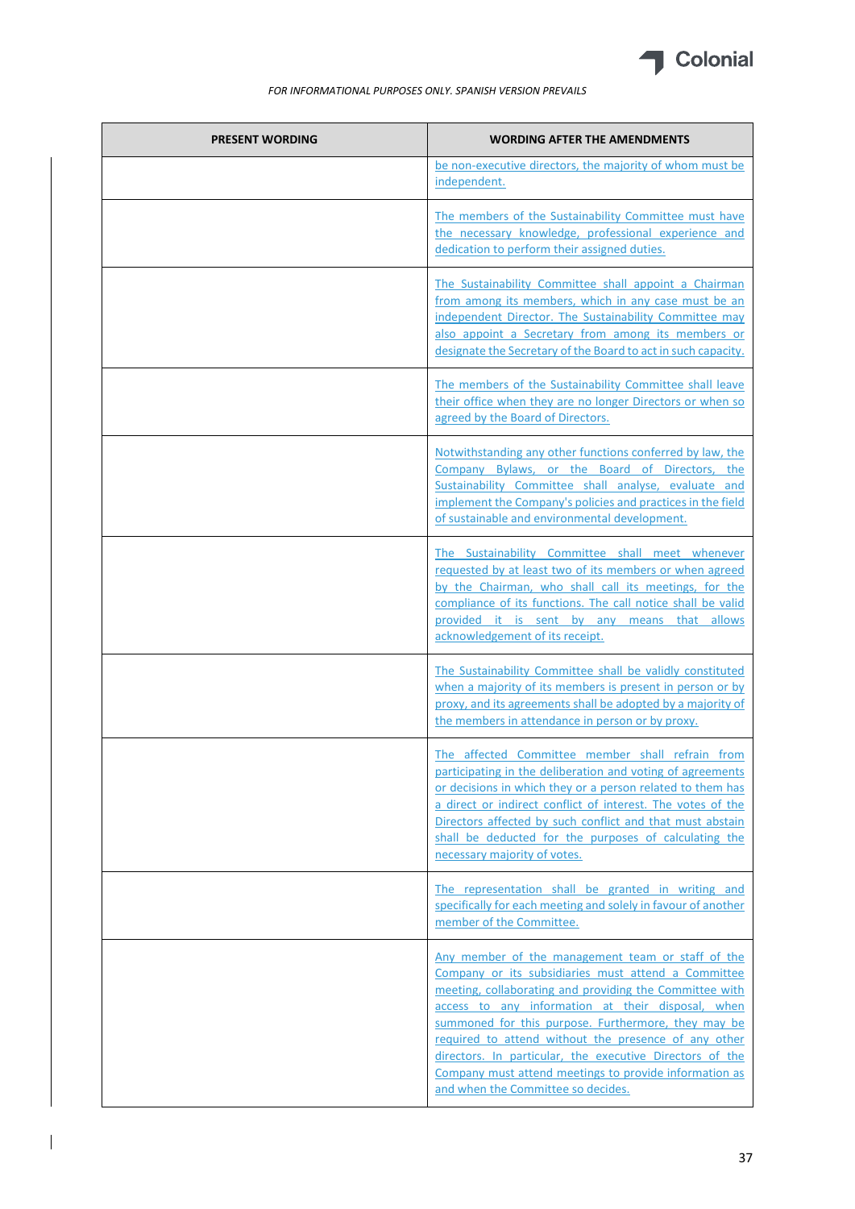*FOR INFORMATIONAL PURPOSES ONLY. SPANISH VERSION PREVAILS*

| PRESENT WORDING | WORDING AFTER THE AMENDMENTS |
| --- | --- |
| | be non-executive directors, the majority of whom must be independent. |
| | The members of the Sustainability Committee must have the necessary knowledge, professional experience and dedication to perform their assigned duties. |
| | The Sustainability Committee shall appoint a Chairman from among its members, which in any case must be an independent Director. The Sustainability Committee may also appoint a Secretary from among its members or designate the Secretary of the Board to act in such capacity. |
| | The members of the Sustainability Committee shall leave their office when they are no longer Directors or when so agreed by the Board of Directors. |
| | Notwithstanding any other functions conferred by law, the Company Bylaws, or the Board of Directors, the Sustainability Committee shall analyse, evaluate and implement the Company's policies and practices in the field of sustainable and environmental development. |
| | The Sustainability Committee shall meet whenever requested by at least two of its members or when agreed by the Chairman, who shall call its meetings, for the compliance of its functions. The call notice shall be valid provided it is sent by any means that allows acknowledgement of its receipt. |
| | The Sustainability Committee shall be validly constituted when a majority of its members is present in person or by proxy, and its agreements shall be adopted by a majority of the members in attendance in person or by proxy. |
| | The affected Committee member shall refrain from participating in the deliberation and voting of agreements or decisions in which they or a person related to them has a direct or indirect conflict of interest. The votes of the Directors affected by such conflict and that must abstain shall be deducted for the purposes of calculating the necessary majority of votes. |
| | The representation shall be granted in writing and specifically for each meeting and solely in favour of another member of the Committee. |
| | Any member of the management team or staff of the Company or its subsidiaries must attend a Committee meeting, collaborating and providing the Committee with access to any information at their disposal, when summoned for this purpose. Furthermore, they may be required to attend without the presence of any other directors. In particular, the executive Directors of the Company must attend meetings to provide information as and when the Committee so decides. |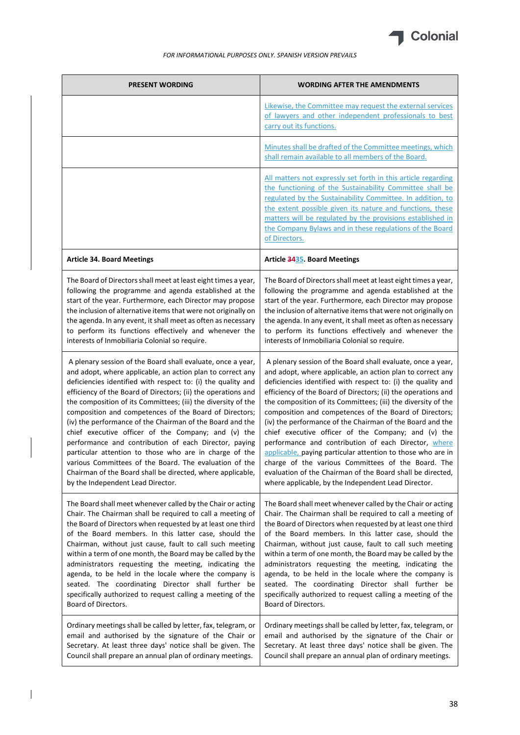*FOR INFORMATIONAL PURPOSES ONLY. SPANISH VERSION PREVAILS*

| PRESENT WORDING | WORDING AFTER THE AMENDMENTS |
|---|---|
| | Likewise, the Committee may request the external services of lawyers and other independent professionals to best carry out its functions. |
| | Minutes shall be drafted of the Committee meetings, which shall remain available to all members of the Board. |
| | All matters not expressly set forth in this article regarding the functioning of the Sustainability Committee shall be regulated by the Sustainability Committee. In addition, to the extent possible given its nature and functions, these matters will be regulated by the provisions established in the Company Bylaws and in these regulations of the Board of Directors. |
| **Article 34. Board Meetings** | **Article ~~34~~35. Board Meetings** |
| The Board of Directors shall meet at least eight times a year, following the programme and agenda established at the start of the year. Furthermore, each Director may propose the inclusion of alternative items that were not originally on the agenda. In any event, it shall meet as often as necessary to perform its functions effectively and whenever the interests of Inmobiliaria Colonial so require. | The Board of Directors shall meet at least eight times a year, following the programme and agenda established at the start of the year. Furthermore, each Director may propose the inclusion of alternative items that were not originally on the agenda. In any event, it shall meet as often as necessary to perform its functions effectively and whenever the interests of Inmobiliaria Colonial so require. |
| A plenary session of the Board shall evaluate, once a year, and adopt, where applicable, an action plan to correct any deficiencies identified with respect to: (i) the quality and efficiency of the Board of Directors; (ii) the operations and the composition of its Committees; (iii) the diversity of the composition and competences of the Board of Directors; (iv) the performance of the Chairman of the Board and the chief executive officer of the Company; and (v) the performance and contribution of each Director, paying particular attention to those who are in charge of the various Committees of the Board. The evaluation of the Chairman of the Board shall be directed, where applicable, by the Independent Lead Director. | A plenary session of the Board shall evaluate, once a year, and adopt, where applicable, an action plan to correct any deficiencies identified with respect to: (i) the quality and efficiency of the Board of Directors; (ii) the operations and the composition of its Committees; (iii) the diversity of the composition and competences of the Board of Directors; (iv) the performance of the Chairman of the Board and the chief executive officer of the Company; and (v) the performance and contribution of each Director, where applicable, paying particular attention to those who are in charge of the various Committees of the Board. The evaluation of the Chairman of the Board shall be directed, where applicable, by the Independent Lead Director. |
| The Board shall meet whenever called by the Chair or acting Chair. The Chairman shall be required to call a meeting of the Board of Directors when requested by at least one third of the Board members. In this latter case, should the Chairman, without just cause, fault to call such meeting within a term of one month, the Board may be called by the administrators requesting the meeting, indicating the agenda, to be held in the locale where the company is seated. The coordinating Director shall further be specifically authorized to request calling a meeting of the Board of Directors. | The Board shall meet whenever called by the Chair or acting Chair. The Chairman shall be required to call a meeting of the Board of Directors when requested by at least one third of the Board members. In this latter case, should the Chairman, without just cause, fault to call such meeting within a term of one month, the Board may be called by the administrators requesting the meeting, indicating the agenda, to be held in the locale where the company is seated. The coordinating Director shall further be specifically authorized to request calling a meeting of the Board of Directors. |
| Ordinary meetings shall be called by letter, fax, telegram, or email and authorised by the signature of the Chair or Secretary. At least three days' notice shall be given. The Council shall prepare an annual plan of ordinary meetings. | Ordinary meetings shall be called by letter, fax, telegram, or email and authorised by the signature of the Chair or Secretary. At least three days' notice shall be given. The Council shall prepare an annual plan of ordinary meetings. |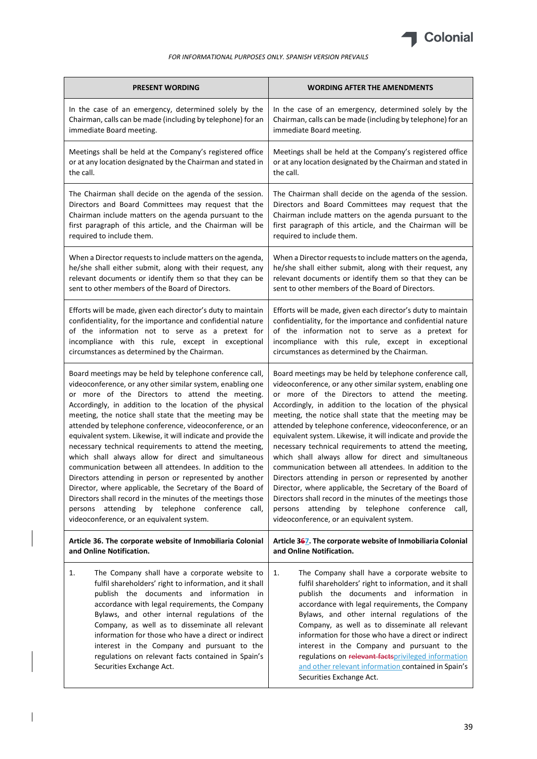*FOR INFORMATIONAL PURPOSES ONLY. SPANISH VERSION PREVAILS*

| PRESENT WORDING | WORDING AFTER THE AMENDMENTS |
|---|---|
| In the case of an emergency, determined solely by the Chairman, calls can be made (including by telephone) for an immediate Board meeting. | In the case of an emergency, determined solely by the Chairman, calls can be made (including by telephone) for an immediate Board meeting. |
| Meetings shall be held at the Company's registered office or at any location designated by the Chairman and stated in the call. | Meetings shall be held at the Company's registered office or at any location designated by the Chairman and stated in the call. |
| The Chairman shall decide on the agenda of the session. Directors and Board Committees may request that the Chairman include matters on the agenda pursuant to the first paragraph of this article, and the Chairman will be required to include them. | The Chairman shall decide on the agenda of the session. Directors and Board Committees may request that the Chairman include matters on the agenda pursuant to the first paragraph of this article, and the Chairman will be required to include them. |
| When a Director requests to include matters on the agenda, he/she shall either submit, along with their request, any relevant documents or identify them so that they can be sent to other members of the Board of Directors. | When a Director requests to include matters on the agenda, he/she shall either submit, along with their request, any relevant documents or identify them so that they can be sent to other members of the Board of Directors. |
| Efforts will be made, given each director's duty to maintain confidentiality, for the importance and confidential nature of the information not to serve as a pretext for incompliance with this rule, except in exceptional circumstances as determined by the Chairman. | Efforts will be made, given each director's duty to maintain confidentiality, for the importance and confidential nature of the information not to serve as a pretext for incompliance with this rule, except in exceptional circumstances as determined by the Chairman. |
| Board meetings may be held by telephone conference call, videoconference, or any other similar system, enabling one or more of the Directors to attend the meeting. Accordingly, in addition to the location of the physical meeting, the notice shall state that the meeting may be attended by telephone conference, videoconference, or an equivalent system. Likewise, it will indicate and provide the necessary technical requirements to attend the meeting, which shall always allow for direct and simultaneous communication between all attendees. In addition to the Directors attending in person or represented by another Director, where applicable, the Secretary of the Board of Directors shall record in the minutes of the meetings those persons attending by telephone conference call, videoconference, or an equivalent system. | Board meetings may be held by telephone conference call, videoconference, or any other similar system, enabling one or more of the Directors to attend the meeting. Accordingly, in addition to the location of the physical meeting, the notice shall state that the meeting may be attended by telephone conference, videoconference, or an equivalent system. Likewise, it will indicate and provide the necessary technical requirements to attend the meeting, which shall always allow for direct and simultaneous communication between all attendees. In addition to the Directors attending in person or represented by another Director, where applicable, the Secretary of the Board of Directors shall record in the minutes of the meetings those persons attending by telephone conference call, videoconference, or an equivalent system. |
| **Article 36. The corporate website of Inmobiliaria Colonial and Online Notification.** | **Article ~~36~~37. The corporate website of Inmobiliaria Colonial and Online Notification.** |
| 1. The Company shall have a corporate website to fulfil shareholders' right to information, and it shall publish the documents and information in accordance with legal requirements, the Company Bylaws, and other internal regulations of the Company, as well as to disseminate all relevant information for those who have a direct or indirect interest in the Company and pursuant to the regulations on relevant facts contained in Spain's Securities Exchange Act. | 1. The Company shall have a corporate website to fulfil shareholders' right to information, and it shall publish the documents and information in accordance with legal requirements, the Company Bylaws, and other internal regulations of the Company, as well as to disseminate all relevant information for those who have a direct or indirect interest in the Company and pursuant to the regulations on ~~relevant facts~~privileged information and other relevant information contained in Spain's Securities Exchange Act. |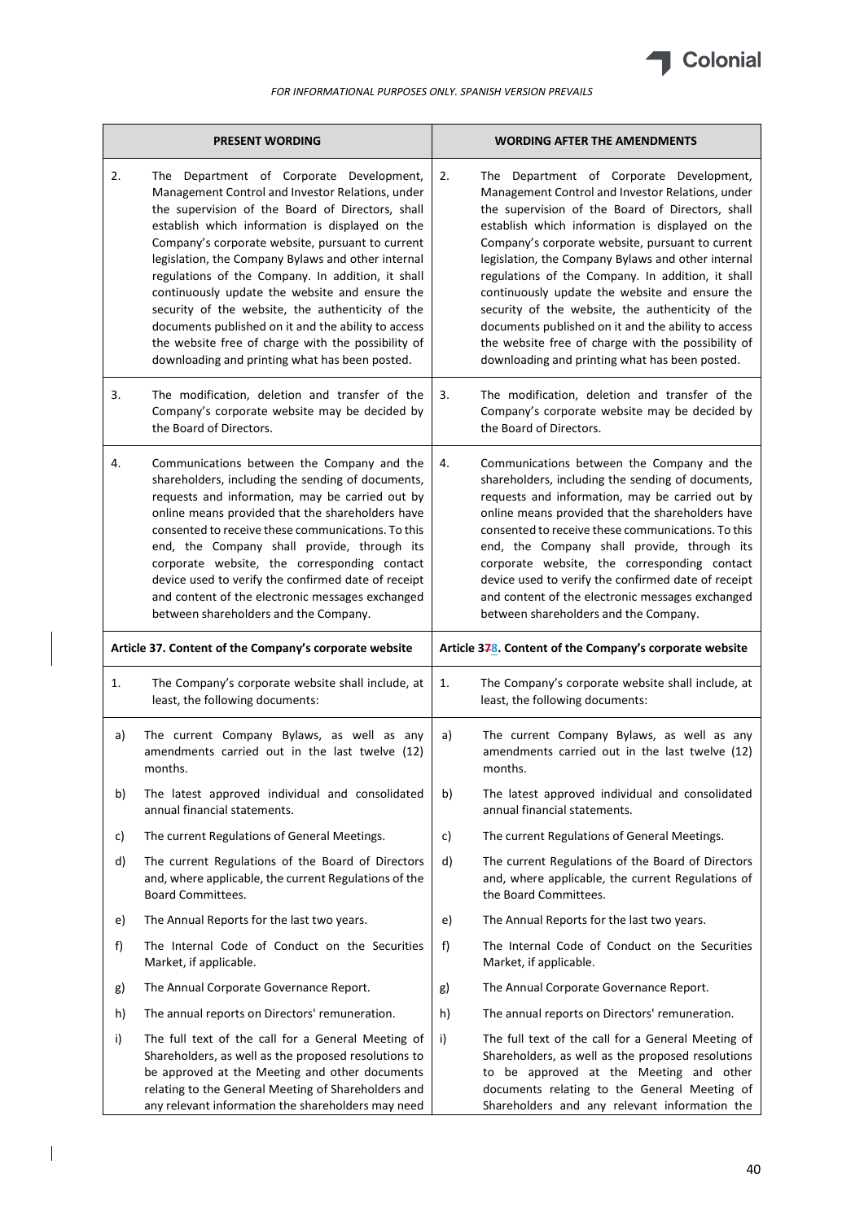*FOR INFORMATIONAL PURPOSES ONLY. SPANISH VERSION PREVAILS*

| PRESENT WORDING | WORDING AFTER THE AMENDMENTS |
|---|---|
| 2. The Department of Corporate Development, Management Control and Investor Relations, under the supervision of the Board of Directors, shall establish which information is displayed on the Company's corporate website, pursuant to current legislation, the Company Bylaws and other internal regulations of the Company. In addition, it shall continuously update the website and ensure the security of the website, the authenticity of the documents published on it and the ability to access the website free of charge with the possibility of downloading and printing what has been posted. | 2. The Department of Corporate Development, Management Control and Investor Relations, under the supervision of the Board of Directors, shall establish which information is displayed on the Company's corporate website, pursuant to current legislation, the Company Bylaws and other internal regulations of the Company. In addition, it shall continuously update the website and ensure the security of the website, the authenticity of the documents published on it and the ability to access the website free of charge with the possibility of downloading and printing what has been posted. |
| 3. The modification, deletion and transfer of the Company's corporate website may be decided by the Board of Directors. | 3. The modification, deletion and transfer of the Company's corporate website may be decided by the Board of Directors. |
| 4. Communications between the Company and the shareholders, including the sending of documents, requests and information, may be carried out by online means provided that the shareholders have consented to receive these communications. To this end, the Company shall provide, through its corporate website, the corresponding contact device used to verify the confirmed date of receipt and content of the electronic messages exchanged between shareholders and the Company. | 4. Communications between the Company and the shareholders, including the sending of documents, requests and information, may be carried out by online means provided that the shareholders have consented to receive these communications. To this end, the Company shall provide, through its corporate website, the corresponding contact device used to verify the confirmed date of receipt and content of the electronic messages exchanged between shareholders and the Company. |
| **Article 37. Content of the Company's corporate website** | **Article ~~37~~38. Content of the Company's corporate website** |
| 1. The Company's corporate website shall include, at least, the following documents: | 1. The Company's corporate website shall include, at least, the following documents: |
| a) The current Company Bylaws, as well as any amendments carried out in the last twelve (12) months. | a) The current Company Bylaws, as well as any amendments carried out in the last twelve (12) months. |
| b) The latest approved individual and consolidated annual financial statements. | b) The latest approved individual and consolidated annual financial statements. |
| c) The current Regulations of General Meetings. | c) The current Regulations of General Meetings. |
| d) The current Regulations of the Board of Directors and, where applicable, the current Regulations of the Board Committees. | d) The current Regulations of the Board of Directors and, where applicable, the current Regulations of the Board Committees. |
| e) The Annual Reports for the last two years. | e) The Annual Reports for the last two years. |
| f) The Internal Code of Conduct on the Securities Market, if applicable. | f) The Internal Code of Conduct on the Securities Market, if applicable. |
| g) The Annual Corporate Governance Report. | g) The Annual Corporate Governance Report. |
| h) The annual reports on Directors' remuneration. | h) The annual reports on Directors' remuneration. |
| i) The full text of the call for a General Meeting of Shareholders, as well as the proposed resolutions to be approved at the Meeting and other documents relating to the General Meeting of Shareholders and any relevant information the shareholders may need | i) The full text of the call for a General Meeting of Shareholders, as well as the proposed resolutions to be approved at the Meeting and other documents relating to the General Meeting of Shareholders and any relevant information the |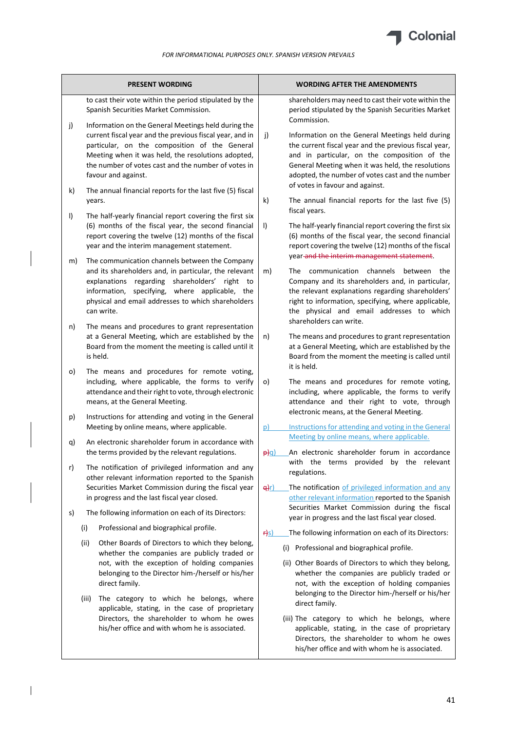*FOR INFORMATIONAL PURPOSES ONLY. SPANISH VERSION PREVAILS*

| PRESENT WORDING | WORDING AFTER THE AMENDMENTS |
|---|---|
| to cast their vote within the period stipulated by the Spanish Securities Market Commission. | shareholders may need to cast their vote within the period stipulated by the Spanish Securities Market Commission. |
| j) Information on the General Meetings held during the current fiscal year and the previous fiscal year, and in particular, on the composition of the General Meeting when it was held, the resolutions adopted, the number of votes cast and the number of votes in favour and against. | j) Information on the General Meetings held during the current fiscal year and the previous fiscal year, and in particular, on the composition of the General Meeting when it was held, the resolutions adopted, the number of votes cast and the number of votes in favour and against. |
| k) The annual financial reports for the last five (5) fiscal years. | k) The annual financial reports for the last five (5) fiscal years. |
| l) The half-yearly financial report covering the first six (6) months of the fiscal year, the second financial report covering the twelve (12) months of the fiscal year and the interim management statement. | l) The half-yearly financial report covering the first six (6) months of the fiscal year, the second financial report covering the twelve (12) months of the fiscal year ~~and the interim management statement~~. |
| m) The communication channels between the Company and its shareholders and, in particular, the relevant explanations regarding shareholders' right to information, specifying, where applicable, the physical and email addresses to which shareholders can write. | m) The communication channels between the Company and its shareholders and, in particular, the relevant explanations regarding shareholders' right to information, specifying, where applicable, the physical and email addresses to which shareholders can write. |
| n) The means and procedures to grant representation at a General Meeting, which are established by the Board from the moment the meeting is called until it is held. | n) The means and procedures to grant representation at a General Meeting, which are established by the Board from the moment the meeting is called until it is held. |
| o) The means and procedures for remote voting, including, where applicable, the forms to verify attendance and their right to vote, through electronic means, at the General Meeting. | o) The means and procedures for remote voting, including, where applicable, the forms to verify attendance and their right to vote, through electronic means, at the General Meeting. |
| p) Instructions for attending and voting in the General Meeting by online means, where applicable. | p) Instructions for attending and voting in the General Meeting by online means, where applicable. |
| q) An electronic shareholder forum in accordance with the terms provided by the relevant regulations. | ~~p)~~q) An electronic shareholder forum in accordance with the terms provided by the relevant regulations. |
| r) The notification of privileged information and any other relevant information reported to the Spanish Securities Market Commission during the fiscal year in progress and the last fiscal year closed. | ~~q)~~r) The notification of privileged information and any other relevant information reported to the Spanish Securities Market Commission during the fiscal year in progress and the last fiscal year closed. |
| s) The following information on each of its Directors:<br>(i) Professional and biographical profile.<br>(ii) Other Boards of Directors to which they belong, whether the companies are publicly traded or not, with the exception of holding companies belonging to the Director him-/herself or his/her direct family.<br>(iii) The category to which he belongs, where applicable, stating, in the case of proprietary Directors, the shareholder to whom he owes his/her office and with whom he is associated. | ~~r)~~s) The following information on each of its Directors:<br>(i) Professional and biographical profile.<br>(ii) Other Boards of Directors to which they belong, whether the companies are publicly traded or not, with the exception of holding companies belonging to the Director him-/herself or his/her direct family.<br>(iii) The category to which he belongs, where applicable, stating, in the case of proprietary Directors, the shareholder to whom he owes his/her office and with whom he is associated. |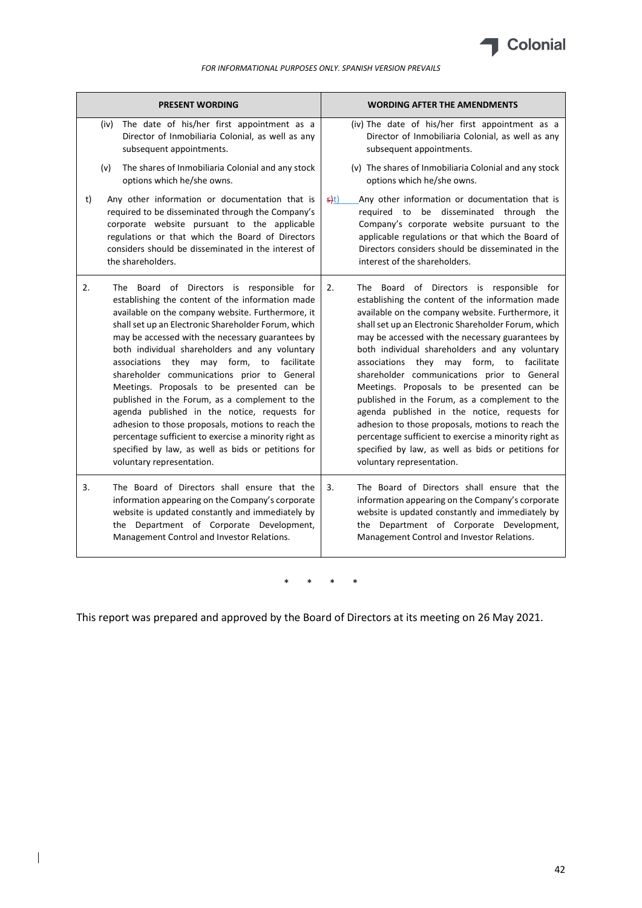*FOR INFORMATIONAL PURPOSES ONLY. SPANISH VERSION PREVAILS*

| PRESENT WORDING | WORDING AFTER THE AMENDMENTS |
|---|---|
| (iv) The date of his/her first appointment as a Director of Inmobiliaria Colonial, as well as any subsequent appointments. | (iv) The date of his/her first appointment as a Director of Inmobiliaria Colonial, as well as any subsequent appointments. |
| (v) The shares of Inmobiliaria Colonial and any stock options which he/she owns. | (v) The shares of Inmobiliaria Colonial and any stock options which he/she owns. |
| t) Any other information or documentation that is required to be disseminated through the Company's corporate website pursuant to the applicable regulations or that which the Board of Directors considers should be disseminated in the interest of the shareholders. | ~~s)~~t) Any other information or documentation that is required to be disseminated through the Company's corporate website pursuant to the applicable regulations or that which the Board of Directors considers should be disseminated in the interest of the shareholders. |
| 2. The Board of Directors is responsible for establishing the content of the information made available on the company website. Furthermore, it shall set up an Electronic Shareholder Forum, which may be accessed with the necessary guarantees by both individual shareholders and any voluntary associations they may form, to facilitate shareholder communications prior to General Meetings. Proposals to be presented can be published in the Forum, as a complement to the agenda published in the notice, requests for adhesion to those proposals, motions to reach the percentage sufficient to exercise a minority right as specified by law, as well as bids or petitions for voluntary representation. | 2. The Board of Directors is responsible for establishing the content of the information made available on the company website. Furthermore, it shall set up an Electronic Shareholder Forum, which may be accessed with the necessary guarantees by both individual shareholders and any voluntary associations they may form, to facilitate shareholder communications prior to General Meetings. Proposals to be presented can be published in the Forum, as a complement to the agenda published in the notice, requests for adhesion to those proposals, motions to reach the percentage sufficient to exercise a minority right as specified by law, as well as bids or petitions for voluntary representation. |
| 3. The Board of Directors shall ensure that the information appearing on the Company's corporate website is updated constantly and immediately by the Department of Corporate Development, Management Control and Investor Relations. | 3. The Board of Directors shall ensure that the information appearing on the Company's corporate website is updated constantly and immediately by the Department of Corporate Development, Management Control and Investor Relations. |

\* \* \* \*

This report was prepared and approved by the Board of Directors at its meeting on 26 May 2021.